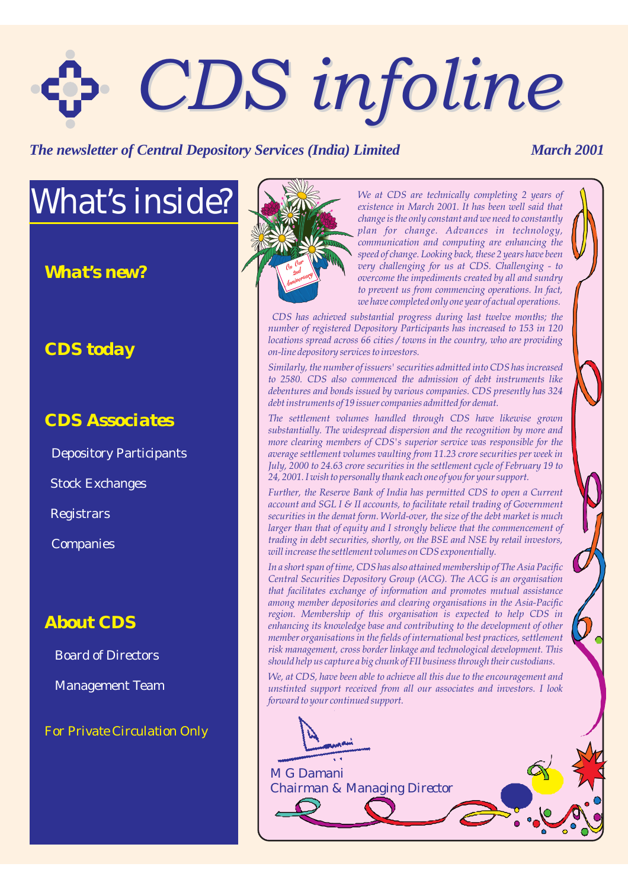# CDS infoline

*The newsletter of Central Depository Services (India) Limited*

*March 2001*

## What's inside?

**What's new?**

**CDS today**

**CDS Associates**

- Depository Participants
- Stock Exchanges
- Registrars
- Companies

**About CDS**

- Board of Directors
- Management Team

For Private Circulation Only

---

*We at CDS are technically completing 2 years of existence in March 2001. It has been well said that change is the only constant and we need to constantly plan for change. Advances in technology, communication and computing are enhancing the speed of change. Looking back, these 2 years have been very challenging for us at CDS. Challenging - to overcome the impediments created by all and sundry to prevent us from commencing operations. In fact, we have completed only one year of actual operations.*

*CDS has achieved substantial progress during last twelve months; the number of registered Depository Participants has increased to 153 in 120 locations spread across 66 cities / towns in the country, who are providing on-line depository services to investors.*

*Similarly, the number of issuers' securities admitted into CDS has increased to 2580. CDS also commenced the admission of debt instruments like debentures and bonds issued by various companies. CDS presently has 324 debt instruments of 19 issuer companies admitted for demat.*

*The settlement volumes handled through CDS have likewise grown substantially. The widespread dispersion and the recognition by more and more clearing members of CDS's superior service was responsible for the average settlement volumes vaulting from 11.23 crore securities per week in July, 2000 to 24.63 crore securities in the settlement cycle of February 19 to 24, 2001. I wish to personally thank each one of you for your support.*

*Further, the Reserve Bank of India has permitted CDS to open a Current account and SGL I & II accounts, to facilitate retail trading of Government securities in the demat form. World-over, the size of the debt market is much larger than that of equity and I strongly believe that the commencement of trading in debt securities, shortly, on the BSE and NSE by retail investors, will increase the settlement volumes on CDS exponentially.*

*In a short span of time, CDS has also attained membership of The Asia Pacific Central Securities Depository Group (ACG). The ACG is an organisation that facilitates exchange of information and promotes mutual assistance among member depositories and clearing organisations in the Asia-Pacific region. Membership of this organisation is expected to help CDS in enhancing its knowledge base and contributing to the development of other member organisations in the fields of international best practices, settlement risk management, cross border linkage and technological development. This should help us capture a big chunk of FII business through their custodians.*

*We, at CDS, have been able to achieve all this due to the encouragement and unstinted support received from all our associates and investors. I look forward to your continued support.*

M G Damani
Chairman & Managing Director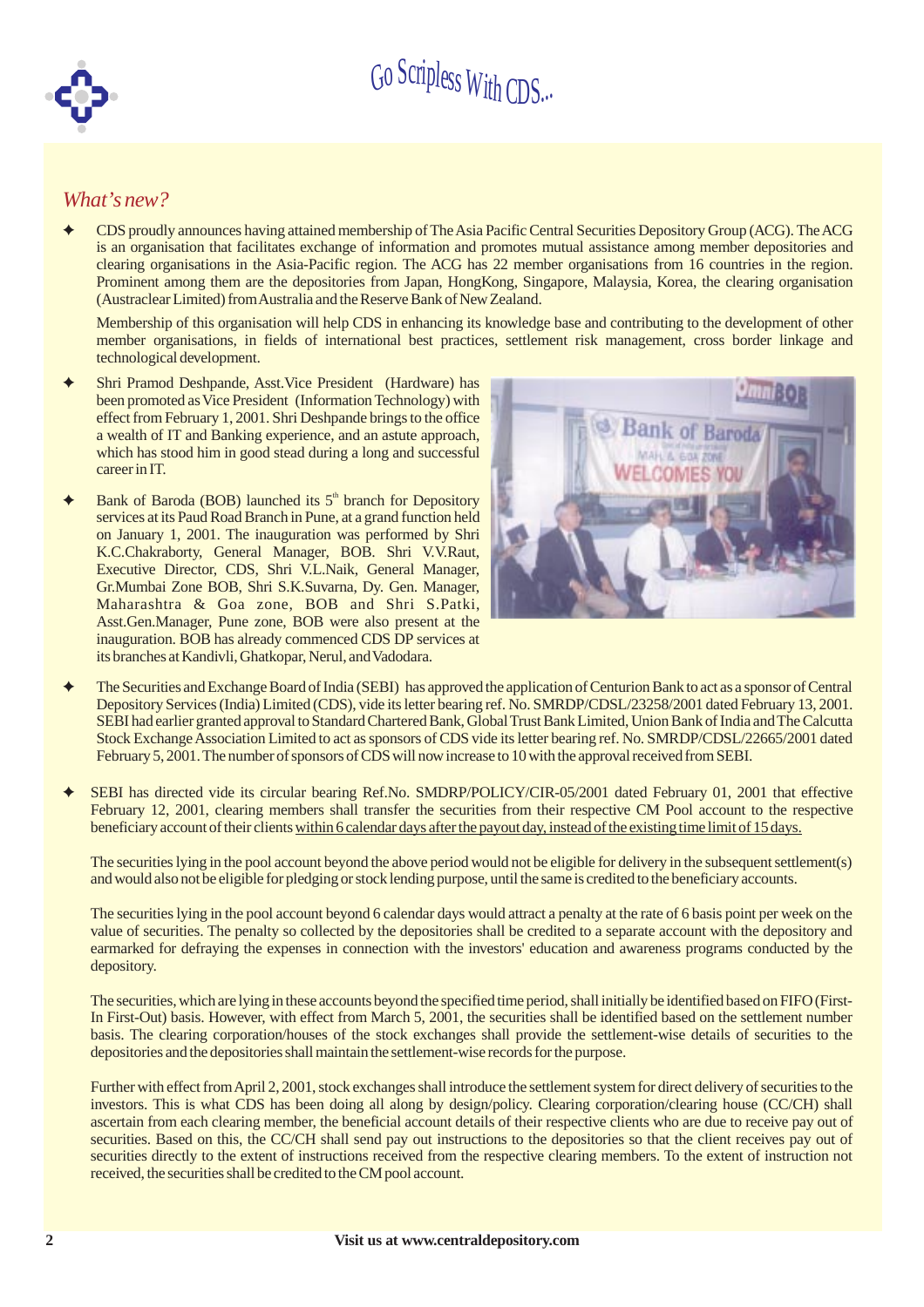*What's new?*

- CDS proudly announces having attained membership of The Asia Pacific Central Securities Depository Group (ACG). The ACG is an organisation that facilitates exchange of information and promotes mutual assistance among member depositories and clearing organisations in the Asia-Pacific region. The ACG has 22 member organisations from 16 countries in the region. Prominent among them are the depositories from Japan, HongKong, Singapore, Malaysia, Korea, the clearing organisation (Austraclear Limited) from Australia and the Reserve Bank of New Zealand.

  Membership of this organisation will help CDS in enhancing its knowledge base and contributing to the development of other member organisations, in fields of international best practices, settlement risk management, cross border linkage and technological development.

- Shri Pramod Deshpande, Asst.Vice President (Hardware) has been promoted as Vice President (Information Technology) with effect from February 1, 2001. Shri Deshpande brings to the office a wealth of IT and Banking experience, and an astute approach, which has stood him in good stead during a long and successful career in IT.

- Bank of Baroda (BOB) launched its 5th branch for Depository services at its Paud Road Branch in Pune, at a grand function held on January 1, 2001. The inauguration was performed by Shri K.C.Chakraborty, General Manager, BOB. Shri V.V.Raut, Executive Director, CDS, Shri V.L.Naik, General Manager, Gr.Mumbai Zone BOB, Shri S.K.Suvarna, Dy. Gen. Manager, Maharashtra & Goa zone, BOB and Shri S.Patki, Asst.Gen.Manager, Pune zone, BOB were also present at the inauguration. BOB has already commenced CDS DP services at its branches at Kandivli, Ghatkopar, Nerul, and Vadodara.

- The Securities and Exchange Board of India (SEBI) has approved the application of Centurion Bank to act as a sponsor of Central Depository Services (India) Limited (CDS), vide its letter bearing ref. No. SMRDP/CDSL/23258/2001 dated February 13, 2001. SEBI had earlier granted approval to Standard Chartered Bank, Global Trust Bank Limited, Union Bank of India and The Calcutta Stock Exchange Association Limited to act as sponsors of CDS vide its letter bearing ref. No. SMRDP/CDSL/22665/2001 dated February 5, 2001. The number of sponsors of CDS will now increase to 10 with the approval received from SEBI.

- SEBI has directed vide its circular bearing Ref.No. SMDRP/POLICY/CIR-05/2001 dated February 01, 2001 that effective February 12, 2001, clearing members shall transfer the securities from their respective CM Pool account to the respective beneficiary account of their clients <u>within 6 calendar days after the payout day, instead of the existing time limit of 15 days.</u>

  The securities lying in the pool account beyond the above period would not be eligible for delivery in the subsequent settlement(s) and would also not be eligible for pledging or stock lending purpose, until the same is credited to the beneficiary accounts.

  The securities lying in the pool account beyond 6 calendar days would attract a penalty at the rate of 6 basis point per week on the value of securities. The penalty so collected by the depositories shall be credited to a separate account with the depository and earmarked for defraying the expenses in connection with the investors' education and awareness programs conducted by the depository.

  The securities, which are lying in these accounts beyond the specified time period, shall initially be identified based on FIFO (First-In First-Out) basis. However, with effect from March 5, 2001, the securities shall be identified based on the settlement number basis. The clearing corporation/houses of the stock exchanges shall provide the settlement-wise details of securities to the depositories and the depositories shall maintain the settlement-wise records for the purpose.

  Further with effect from April 2, 2001, stock exchanges shall introduce the settlement system for direct delivery of securities to the investors. This is what CDS has been doing all along by design/policy. Clearing corporation/clearing house (CC/CH) shall ascertain from each clearing member, the beneficial account details of their respective clients who are due to receive pay out of securities. Based on this, the CC/CH shall send pay out instructions to the depositories so that the client receives pay out of securities directly to the extent of instructions received from the respective clearing members. To the extent of instruction not received, the securities shall be credited to the CM pool account.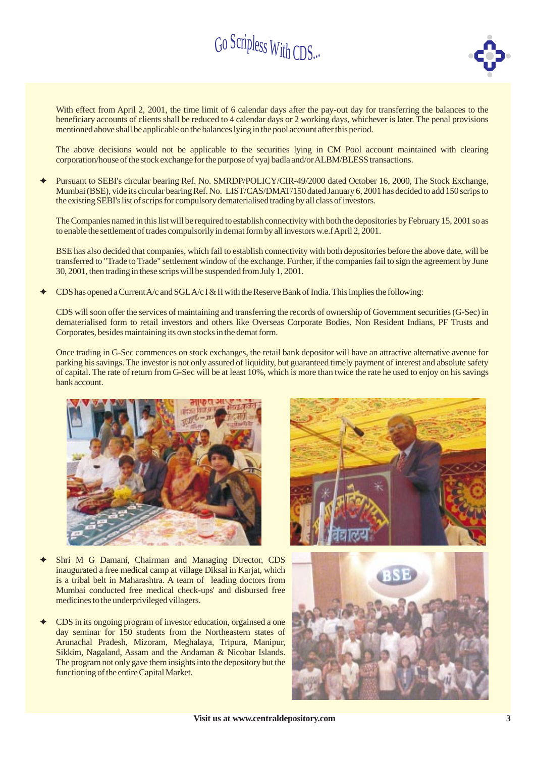With effect from April 2, 2001, the time limit of 6 calendar days after the pay-out day for transferring the balances to the beneficiary accounts of clients shall be reduced to 4 calendar days or 2 working days, whichever is later. The penal provisions mentioned above shall be applicable on the balances lying in the pool account after this period.

The above decisions would not be applicable to the securities lying in CM Pool account maintained with clearing corporation/house of the stock exchange for the purpose of vyaj badla and/or ALBM/BLESS transactions.

- Pursuant to SEBI's circular bearing Ref. No. SMRDP/POLICY/CIR-49/2000 dated October 16, 2000, The Stock Exchange, Mumbai (BSE), vide its circular bearing Ref. No. LIST/CAS/DMAT/150 dated January 6, 2001 has decided to add 150 scrips to the existing SEBI's list of scrips for compulsory dematerialised trading by all class of investors.

  The Companies named in this list will be required to establish connectivity with both the depositories by February 15, 2001 so as to enable the settlement of trades compulsorily in demat form by all investors w.e.f April 2, 2001.

  BSE has also decided that companies, which fail to establish connectivity with both depositories before the above date, will be transferred to "Trade to Trade" settlement window of the exchange. Further, if the companies fail to sign the agreement by June 30, 2001, then trading in these scrips will be suspended from July 1, 2001.

- CDS has opened a Current A/c and SGL A/c I & II with the Reserve Bank of India. This implies the following:

  CDS will soon offer the services of maintaining and transferring the records of ownership of Government securities (G-Sec) in dematerialised form to retail investors and others like Overseas Corporate Bodies, Non Resident Indians, PF Trusts and Corporates, besides maintaining its own stocks in the demat form.

  Once trading in G-Sec commences on stock exchanges, the retail bank depositor will have an attractive alternative avenue for parking his savings. The investor is not only assured of liquidity, but guaranteed timely payment of interest and absolute safety of capital. The rate of return from G-Sec will be at least 10%, which is more than twice the rate he used to enjoy on his savings bank account.

- Shri M G Damani, Chairman and Managing Director, CDS inaugurated a free medical camp at village Diksal in Karjat, which is a tribal belt in Maharashtra. A team of leading doctors from Mumbai conducted free medical check-ups' and disbursed free medicines to the underprivileged villagers.

- CDS in its ongoing program of investor education, orgainsed a one day seminar for 150 students from the Northeastern states of Arunachal Pradesh, Mizoram, Meghalaya, Tripura, Manipur, Sikkim, Nagaland, Assam and the Andaman & Nicobar Islands. The program not only gave them insights into the depository but the functioning of the entire Capital Market.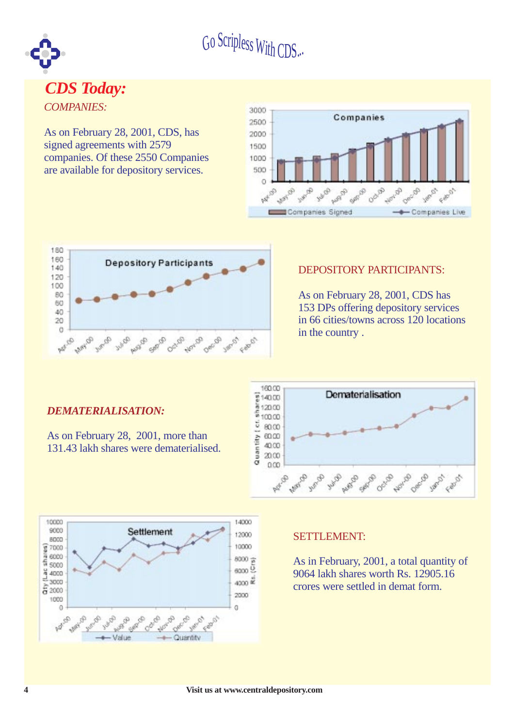Go Scripless With CDS...

# CDS Today:

## *COMPANIES:*

As on February 28, 2001, CDS, has signed agreements with 2579 companies. Of these 2550 Companies are available for depository services.

## DEPOSITORY PARTICIPANTS:

As on February 28, 2001, CDS has 153 DPs offering depository services in 66 cities/towns across 120 locations in the country .

## *DEMATERIALISATION:*

As on February 28, 2001, more than 131.43 lakh shares were dematerialised.

## SETTLEMENT:

As in February, 2001, a total quantity of 9064 lakh shares worth Rs. 12905.16 crores were settled in demat form.

Visit us at www.centraldepository.com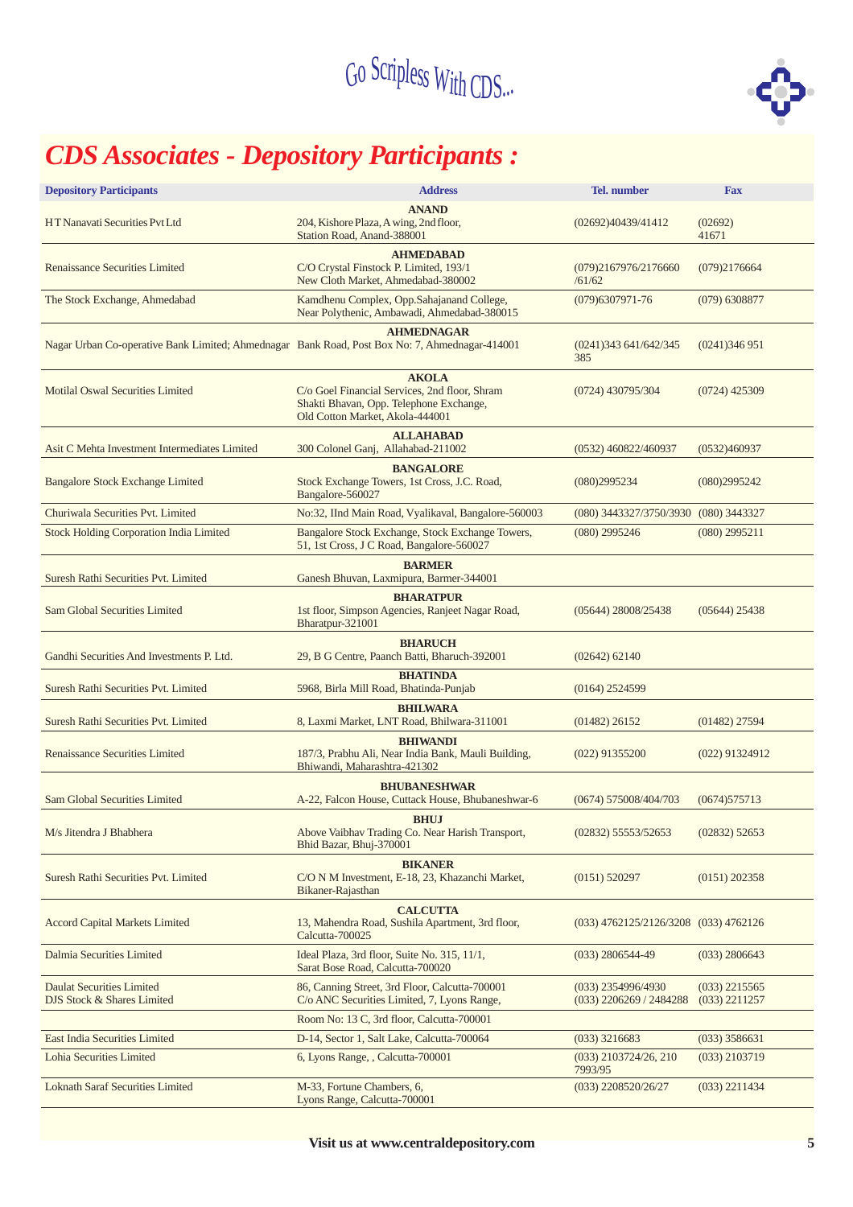Go Scripless With CDS...

# CDS Associates - Depository Participants :

| Depository Participants | Address | Tel. number | Fax |
|---|---|---|---|
| | **ANAND** | | |
| H T Nanavati Securities Pvt Ltd | 204, Kishore Plaza, A wing, 2nd floor, Station Road, Anand-388001 | (02692)40439/41412 | (02692) 41671 |
| | **AHMEDABAD** | | |
| Renaissance Securities Limited | C/O Crystal Finstock P. Limited, 193/1 New Cloth Market, Ahmedabad-380002 | (079)2167976/2176660 /61/62 | (079)2176664 |
| The Stock Exchange, Ahmedabad | Kamdhenu Complex, Opp.Sahajanand College, Near Polythenic, Ambawadi, Ahmedabad-380015 | (079)6307971-76 | (079) 6308877 |
| | **AHMEDNAGAR** | | |
| Nagar Urban Co-operative Bank Limited; Ahmednagar | Bank Road, Post Box No: 7, Ahmednagar-414001 | (0241)343 641/642/345 385 | (0241)346 951 |
| | **AKOLA** | | |
| Motilal Oswal Securities Limited | C/o Goel Financial Services, 2nd floor, Shram Shakti Bhavan, Opp. Telephone Exchange, Old Cotton Market, Akola-444001 | (0724) 430795/304 | (0724) 425309 |
| | **ALLAHABAD** | | |
| Asit C Mehta Investment Intermediates Limited | 300 Colonel Ganj, Allahabad-211002 | (0532) 460822/460937 | (0532)460937 |
| | **BANGALORE** | | |
| Bangalore Stock Exchange Limited | Stock Exchange Towers, 1st Cross, J.C. Road, Bangalore-560027 | (080)2995234 | (080)2995242 |
| Churiwala Securities Pvt. Limited | No:32, IInd Main Road, Vyalikaval, Bangalore-560003 | (080) 3443327/3750/3930 | (080) 3443327 |
| Stock Holding Corporation India Limited | Bangalore Stock Exchange, Stock Exchange Towers, 51, 1st Cross, J C Road, Bangalore-560027 | (080) 2995246 | (080) 2995211 |
| | **BARMER** | | |
| Suresh Rathi Securities Pvt. Limited | Ganesh Bhuvan, Laxmipura, Barmer-344001 | | |
| | **BHARATPUR** | | |
| Sam Global Securities Limited | 1st floor, Simpson Agencies, Ranjeet Nagar Road, Bharatpur-321001 | (05644) 28008/25438 | (05644) 25438 |
| | **BHARUCH** | | |
| Gandhi Securities And Investments P. Ltd. | 29, B G Centre, Paanch Batti, Bharuch-392001 | (02642) 62140 | |
| | **BHATINDA** | | |
| Suresh Rathi Securities Pvt. Limited | 5968, Birla Mill Road, Bhatinda-Punjab | (0164) 2524599 | |
| | **BHILWARA** | | |
| Suresh Rathi Securities Pvt. Limited | 8, Laxmi Market, LNT Road, Bhilwara-311001 | (01482) 26152 | (01482) 27594 |
| | **BHIWANDI** | | |
| Renaissance Securities Limited | 187/3, Prabhu Ali, Near India Bank, Mauli Building, Bhiwandi, Maharashtra-421302 | (022) 91355200 | (022) 91324912 |
| | **BHUBANESHWAR** | | |
| Sam Global Securities Limited | A-22, Falcon House, Cuttack House, Bhubaneshwar-6 | (0674) 575008/404/703 | (0674)575713 |
| | **BHUJ** | | |
| M/s Jitendra J Bhabhera | Above Vaibhav Trading Co. Near Harish Transport, Bhid Bazar, Bhuj-370001 | (02832) 55553/52653 | (02832) 52653 |
| | **BIKANER** | | |
| Suresh Rathi Securities Pvt. Limited | C/O N M Investment, E-18, 23, Khazanchi Market, Bikaner-Rajasthan | (0151) 520297 | (0151) 202358 |
| | **CALCUTTA** | | |
| Accord Capital Markets Limited | 13, Mahendra Road, Sushila Apartment, 3rd floor, Calcutta-700025 | (033) 4762125/2126/3208 | (033) 4762126 |
| Dalmia Securities Limited | Ideal Plaza, 3rd floor, Suite No. 315, 11/1, Sarat Bose Road, Calcutta-700020 | (033) 2806544-49 | (033) 2806643 |
| Daulat Securities Limited | 86, Canning Street, 3rd Floor, Calcutta-700001 | (033) 2354996/4930 | (033) 2215565 |
| DJS Stock & Shares Limited | C/o ANC Securities Limited, 7, Lyons Range, Room No: 13 C, 3rd floor, Calcutta-700001 | (033) 2206269 / 2484288 | (033) 2211257 |
| East India Securities Limited | D-14, Sector 1, Salt Lake, Calcutta-700064 | (033) 3216683 | (033) 3586631 |
| Lohia Securities Limited | 6, Lyons Range, , Calcutta-700001 | (033) 2103724/26, 210 7993/95 | (033) 2103719 |
| Loknath Saraf Securities Limited | M-33, Fortune Chambers, 6, Lyons Range, Calcutta-700001 | (033) 2208520/26/27 | (033) 2211434 |

Visit us at www.centraldepository.com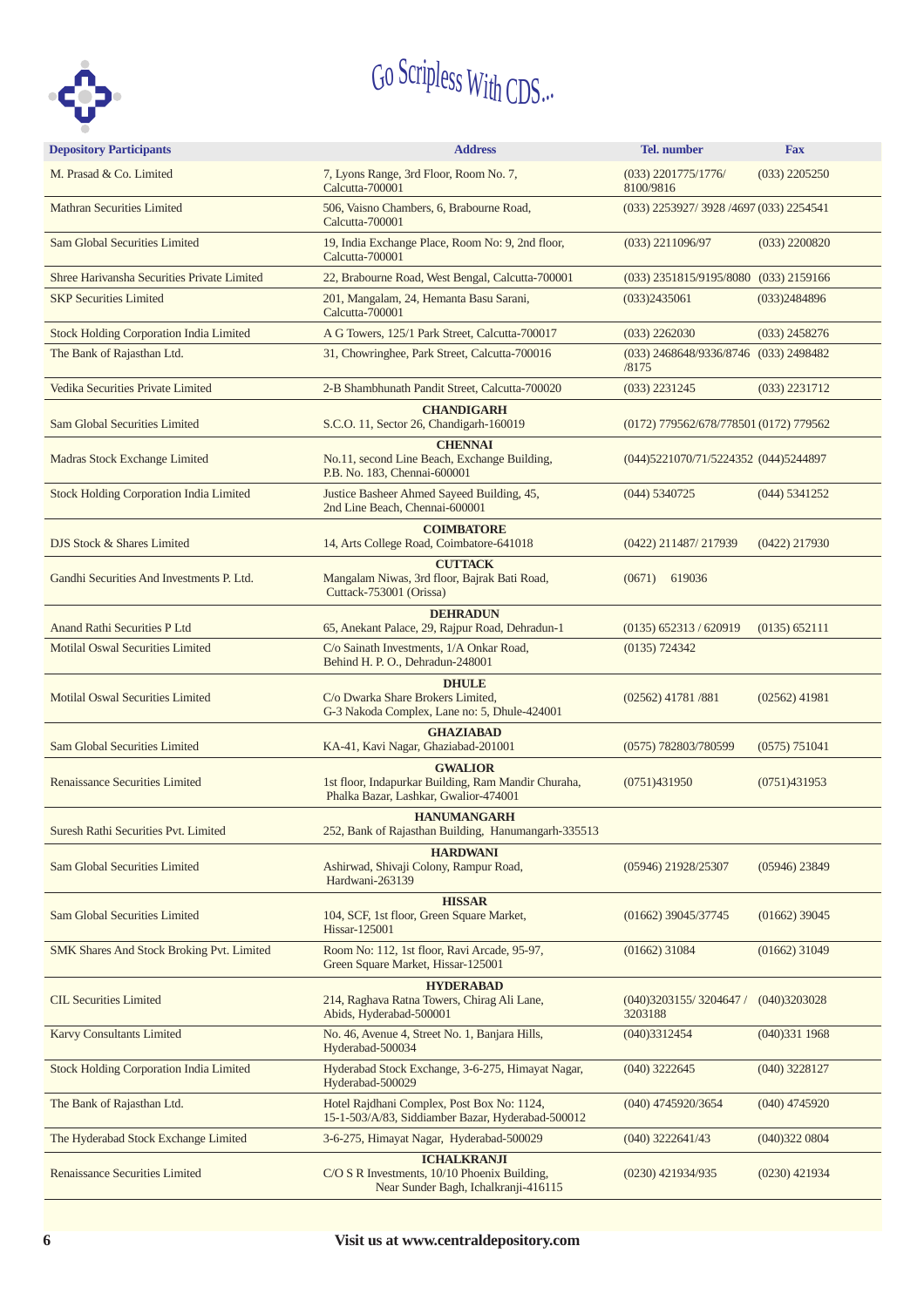Go Scripless With CDS...

| Depository Participants | Address | Tel. number | Fax |
|---|---|---|---|
| M. Prasad & Co. Limited | 7, Lyons Range, 3rd Floor, Room No. 7, Calcutta-700001 | (033) 2201775/1776/ 8100/9816 | (033) 2205250 |
| Mathran Securities Limited | 506, Vaisno Chambers, 6, Brabourne Road, Calcutta-700001 | (033) 2253927/ 3928 /4697 | (033) 2254541 |
| Sam Global Securities Limited | 19, India Exchange Place, Room No: 9, 2nd floor, Calcutta-700001 | (033) 2211096/97 | (033) 2200820 |
| Shree Harivansha Securities Private Limited | 22, Brabourne Road, West Bengal, Calcutta-700001 | (033) 2351815/9195/8080 | (033) 2159166 |
| SKP Securities Limited | 201, Mangalam, 24, Hemanta Basu Sarani, Calcutta-700001 | (033)2435061 | (033)2484896 |
| Stock Holding Corporation India Limited | A G Towers, 125/1 Park Street, Calcutta-700017 | (033) 2262030 | (033) 2458276 |
| The Bank of Rajasthan Ltd. | 31, Chowringhee, Park Street, Calcutta-700016 | (033) 2468648/9336/8746 /8175 | (033) 2498482 |
| Vedika Securities Private Limited | 2-B Shambhunath Pandit Street, Calcutta-700020 | (033) 2231245 | (033) 2231712 |
| | **CHANDIGARH** | | |
| Sam Global Securities Limited | S.C.O. 11, Sector 26, Chandigarh-160019 | (0172) 779562/678/778501 | (0172) 779562 |
| | **CHENNAI** | | |
| Madras Stock Exchange Limited | No.11, second Line Beach, Exchange Building, P.B. No. 183, Chennai-600001 | (044)5221070/71/5224352 | (044)5244897 |
| Stock Holding Corporation India Limited | Justice Basheer Ahmed Sayeed Building, 45, 2nd Line Beach, Chennai-600001 | (044) 5340725 | (044) 5341252 |
| | **COIMBATORE** | | |
| DJS Stock & Shares Limited | 14, Arts College Road, Coimbatore-641018 | (0422) 211487/ 217939 | (0422) 217930 |
| | **CUTTACK** | | |
| Gandhi Securities And Investments P. Ltd. | Mangalam Niwas, 3rd floor, Bajrak Bati Road, Cuttack-753001 (Orissa) | (0671) 619036 | |
| | **DEHRADUN** | | |
| Anand Rathi Securities P Ltd | 65, Anekant Palace, 29, Rajpur Road, Dehradun-1 | (0135) 652313 / 620919 | (0135) 652111 |
| Motilal Oswal Securities Limited | C/o Sainath Investments, 1/A Onkar Road, Behind H. P. O., Dehradun-248001 | (0135) 724342 | |
| | **DHULE** | | |
| Motilal Oswal Securities Limited | C/o Dwarka Share Brokers Limited, G-3 Nakoda Complex, Lane no: 5, Dhule-424001 | (02562) 41781 /881 | (02562) 41981 |
| | **GHAZIABAD** | | |
| Sam Global Securities Limited | KA-41, Kavi Nagar, Ghaziabad-201001 | (0575) 782803/780599 | (0575) 751041 |
| | **GWALIOR** | | |
| Renaissance Securities Limited | 1st floor, Indapurkar Building, Ram Mandir Churaha, Phalka Bazar, Lashkar, Gwalior-474001 | (0751)431950 | (0751)431953 |
| | **HANUMANGARH** | | |
| Suresh Rathi Securities Pvt. Limited | 252, Bank of Rajasthan Building, Hanumangarh-335513 | | |
| | **HARDWANI** | | |
| Sam Global Securities Limited | Ashirwad, Shivaji Colony, Rampur Road, Hardwani-263139 | (05946) 21928/25307 | (05946) 23849 |
| | **HISSAR** | | |
| Sam Global Securities Limited | 104, SCF, 1st floor, Green Square Market, Hissar-125001 | (01662) 39045/37745 | (01662) 39045 |
| SMK Shares And Stock Broking Pvt. Limited | Room No: 112, 1st floor, Ravi Arcade, 95-97, Green Square Market, Hissar-125001 | (01662) 31084 | (01662) 31049 |
| | **HYDERABAD** | | |
| CIL Securities Limited | 214, Raghava Ratna Towers, Chirag Ali Lane, Abids, Hyderabad-500001 | (040)3203155/ 3204647 / 3203188 | (040)3203028 |
| Karvy Consultants Limited | No. 46, Avenue 4, Street No. 1, Banjara Hills, Hyderabad-500034 | (040)3312454 | (040)331 1968 |
| Stock Holding Corporation India Limited | Hyderabad Stock Exchange, 3-6-275, Himayat Nagar, Hyderabad-500029 | (040) 3222645 | (040) 3228127 |
| The Bank of Rajasthan Ltd. | Hotel Rajdhani Complex, Post Box No: 1124, 15-1-503/A/83, Siddiamber Bazar, Hyderabad-500012 | (040) 4745920/3654 | (040) 4745920 |
| The Hyderabad Stock Exchange Limited | 3-6-275, Himayat Nagar, Hyderabad-500029 | (040) 3222641/43 | (040)322 0804 |
| | **ICHALKRANJI** | | |
| Renaissance Securities Limited | C/O S R Investments, 10/10 Phoenix Building, Near Sunder Bagh, Ichalkranji-416115 | (0230) 421934/935 | (0230) 421934 |

Visit us at www.centraldepository.com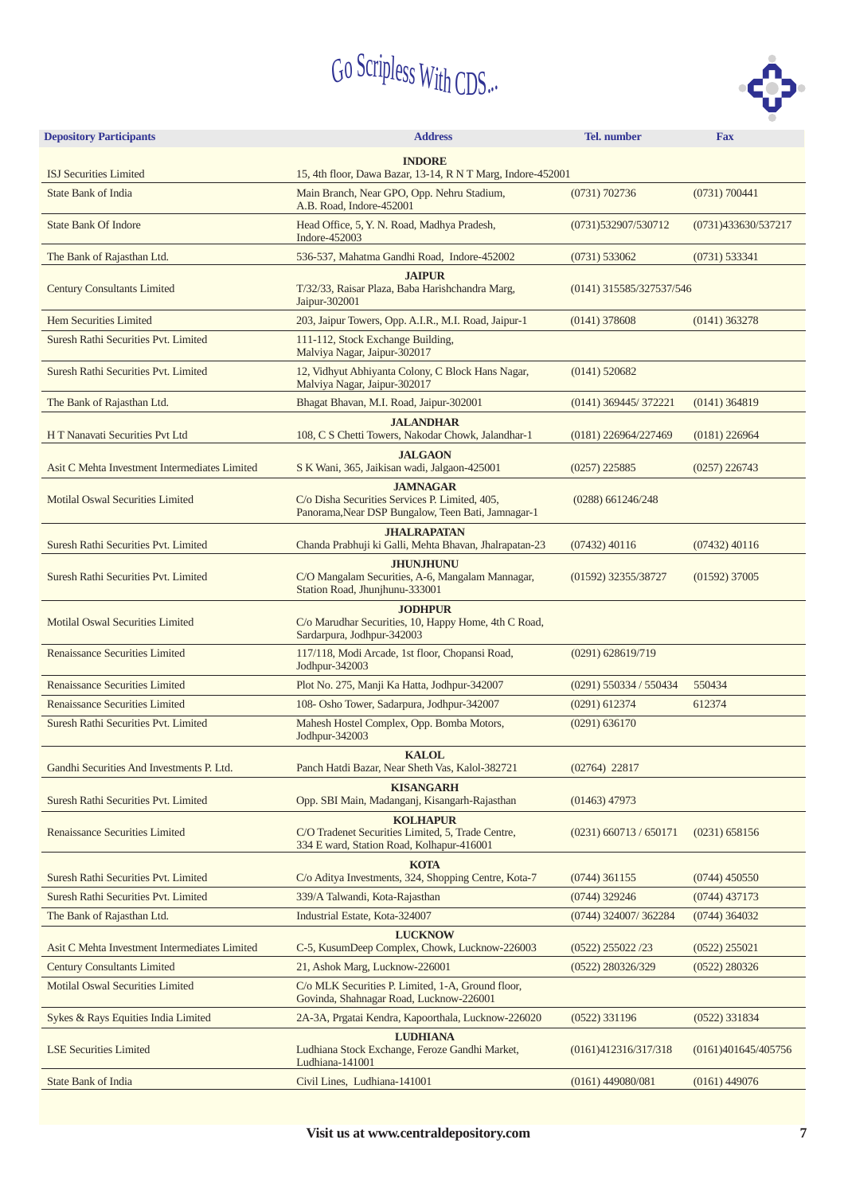# Go Scripless With CDS...

| Depository Participants | Address | Tel. number | Fax |
|---|---|---|---|
| | **INDORE** | | |
| ISJ Securities Limited | 15, 4th floor, Dawa Bazar, 13-14, R N T Marg, Indore-452001 | | |
| State Bank of India | Main Branch, Near GPO, Opp. Nehru Stadium, A.B. Road, Indore-452001 | (0731) 702736 | (0731) 700441 |
| State Bank Of Indore | Head Office, 5, Y. N. Road, Madhya Pradesh, Indore-452003 | (0731)532907/530712 | (0731)433630/537217 |
| The Bank of Rajasthan Ltd. | 536-537, Mahatma Gandhi Road, Indore-452002 | (0731) 533062 | (0731) 533341 |
| | **JAIPUR** | | |
| Century Consultants Limited | T/32/33, Raisar Plaza, Baba Harishchandra Marg, Jaipur-302001 | (0141) 315585/327537/546 | |
| Hem Securities Limited | 203, Jaipur Towers, Opp. A.I.R., M.I. Road, Jaipur-1 | (0141) 378608 | (0141) 363278 |
| Suresh Rathi Securities Pvt. Limited | 111-112, Stock Exchange Building, Malviya Nagar, Jaipur-302017 | | |
| Suresh Rathi Securities Pvt. Limited | 12, Vidhyut Abhiyanta Colony, C Block Hans Nagar, Malviya Nagar, Jaipur-302017 | (0141) 520682 | |
| The Bank of Rajasthan Ltd. | Bhagat Bhavan, M.I. Road, Jaipur-302001 | (0141) 369445/ 372221 | (0141) 364819 |
| | **JALANDHAR** | | |
| H T Nanavati Securities Pvt Ltd | 108, C S Chetti Towers, Nakodar Chowk, Jalandhar-1 | (0181) 226964/227469 | (0181) 226964 |
| | **JALGAON** | | |
| Asit C Mehta Investment Intermediates Limited | S K Wani, 365, Jaikisan wadi, Jalgaon-425001 | (0257) 225885 | (0257) 226743 |
| | **JAMNAGAR** | | |
| Motilal Oswal Securities Limited | C/o Disha Securities Services P. Limited, 405, Panorama,Near DSP Bungalow, Teen Bati, Jamnagar-1 | (0288) 661246/248 | |
| | **JHALRAPATAN** | | |
| Suresh Rathi Securities Pvt. Limited | Chanda Prabhuji ki Galli, Mehta Bhavan, Jhalrapatan-23 | (07432) 40116 | (07432) 40116 |
| | **JHUNJHUNU** | | |
| Suresh Rathi Securities Pvt. Limited | C/O Mangalam Securities, A-6, Mangalam Mannagar, Station Road, Jhunjhunu-333001 | (01592) 32355/38727 | (01592) 37005 |
| | **JODHPUR** | | |
| Motilal Oswal Securities Limited | C/o Marudhar Securities, 10, Happy Home, 4th C Road, Sardarpura, Jodhpur-342003 | | |
| Renaissance Securities Limited | 117/118, Modi Arcade, 1st floor, Chopansi Road, Jodhpur-342003 | (0291) 628619/719 | |
| Renaissance Securities Limited | Plot No. 275, Manji Ka Hatta, Jodhpur-342007 | (0291) 550334 / 550434 | 550434 |
| Renaissance Securities Limited | 108- Osho Tower, Sadarpura, Jodhpur-342007 | (0291) 612374 | 612374 |
| Suresh Rathi Securities Pvt. Limited | Mahesh Hostel Complex, Opp. Bomba Motors, Jodhpur-342003 | (0291) 636170 | |
| | **KALOL** | | |
| Gandhi Securities And Investments P. Ltd. | Panch Hatdi Bazar, Near Sheth Vas, Kalol-382721 | (02764) 22817 | |
| | **KISANGARH** | | |
| Suresh Rathi Securities Pvt. Limited | Opp. SBI Main, Madanganj, Kisangarh-Rajasthan | (01463) 47973 | |
| | **KOLHAPUR** | | |
| Renaissance Securities Limited | C/O Tradenet Securities Limited, 5, Trade Centre, 334 E ward, Station Road, Kolhapur-416001 | (0231) 660713 / 650171 | (0231) 658156 |
| | **KOTA** | | |
| Suresh Rathi Securities Pvt. Limited | C/o Aditya Investments, 324, Shopping Centre, Kota-7 | (0744) 361155 | (0744) 450550 |
| Suresh Rathi Securities Pvt. Limited | 339/A Talwandi, Kota-Rajasthan | (0744) 329246 | (0744) 437173 |
| The Bank of Rajasthan Ltd. | Industrial Estate, Kota-324007 | (0744) 324007/ 362284 | (0744) 364032 |
| | **LUCKNOW** | | |
| Asit C Mehta Investment Intermediates Limited | C-5, KusumDeep Complex, Chowk, Lucknow-226003 | (0522) 255022 /23 | (0522) 255021 |
| Century Consultants Limited | 21, Ashok Marg, Lucknow-226001 | (0522) 280326/329 | (0522) 280326 |
| Motilal Oswal Securities Limited | C/o MLK Securities P. Limited, 1-A, Ground floor, Govinda, Shahnagar Road, Lucknow-226001 | | |
| Sykes & Rays Equities India Limited | 2A-3A, Prgatai Kendra, Kapoorthala, Lucknow-226020 | (0522) 331196 | (0522) 331834 |
| | **LUDHIANA** | | |
| LSE Securities Limited | Ludhiana Stock Exchange, Feroze Gandhi Market, Ludhiana-141001 | (0161)412316/317/318 | (0161)401645/405756 |
| State Bank of India | Civil Lines, Ludhiana-141001 | (0161) 449080/081 | (0161) 449076 |

**Visit us at www.centraldepository.com**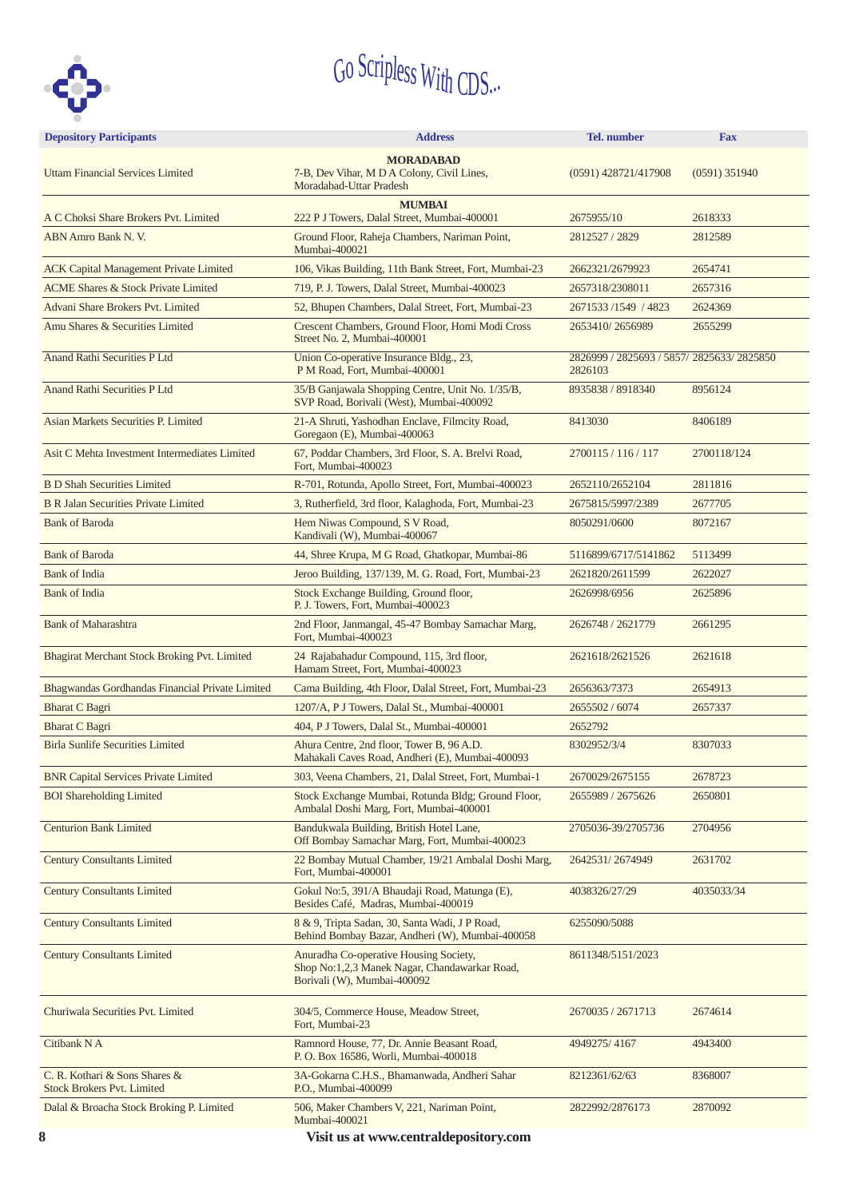Go Scripless With CDS...

| Depository Participants | Address | Tel. number | Fax |
|---|---|---|---|
| | **MORADABAD** | | |
| Uttam Financial Services Limited | 7-B, Dev Vihar, M D A Colony, Civil Lines, Moradabad-Uttar Pradesh | (0591) 428721/417908 | (0591) 351940 |
| | **MUMBAI** | | |
| A C Choksi Share Brokers Pvt. Limited | 222 P J Towers, Dalal Street, Mumbai-400001 | 2675955/10 | 2618333 |
| ABN Amro Bank N. V. | Ground Floor, Raheja Chambers, Nariman Point, Mumbai-400021 | 2812527 / 2829 | 2812589 |
| ACK Capital Management Private Limited | 106, Vikas Building, 11th Bank Street, Fort, Mumbai-23 | 2662321/2679923 | 2654741 |
| ACME Shares & Stock Private Limited | 719, P. J. Towers, Dalal Street, Mumbai-400023 | 2657318/2308011 | 2657316 |
| Advani Share Brokers Pvt. Limited | 52, Bhupen Chambers, Dalal Street, Fort, Mumbai-23 | 2671533 /1549 / 4823 | 2624369 |
| Amu Shares & Securities Limited | Crescent Chambers, Ground Floor, Homi Modi Cross Street No. 2, Mumbai-400001 | 2653410/ 2656989 | 2655299 |
| Anand Rathi Securities P Ltd | Union Co-operative Insurance Bldg., 23, P M Road, Fort, Mumbai-400001 | 2826999 / 2825693 / 5857/ 2826103 | 2825633/ 2825850 |
| Anand Rathi Securities P Ltd | 35/B Ganjawala Shopping Centre, Unit No. 1/35/B, SVP Road, Borivali (West), Mumbai-400092 | 8935838 / 8918340 | 8956124 |
| Asian Markets Securities P. Limited | 21-A Shruti, Yashodhan Enclave, Filmcity Road, Goregaon (E), Mumbai-400063 | 8413030 | 8406189 |
| Asit C Mehta Investment Intermediates Limited | 67, Poddar Chambers, 3rd Floor, S. A. Brelvi Road, Fort, Mumbai-400023 | 2700115 / 116 / 117 | 2700118/124 |
| B D Shah Securities Limited | R-701, Rotunda, Apollo Street, Fort, Mumbai-400023 | 2652110/2652104 | 2811816 |
| B R Jalan Securities Private Limited | 3, Rutherfield, 3rd floor, Kalaghoda, Fort, Mumbai-23 | 2675815/5997/2389 | 2677705 |
| Bank of Baroda | Hem Niwas Compound, S V Road, Kandivali (W), Mumbai-400067 | 8050291/0600 | 8072167 |
| Bank of Baroda | 44, Shree Krupa, M G Road, Ghatkopar, Mumbai-86 | 5116899/6717/5141862 | 5113499 |
| Bank of India | Jeroo Building, 137/139, M. G. Road, Fort, Mumbai-23 | 2621820/2611599 | 2622027 |
| Bank of India | Stock Exchange Building, Ground floor, P. J. Towers, Fort, Mumbai-400023 | 2626998/6956 | 2625896 |
| Bank of Maharashtra | 2nd Floor, Janmangal, 45-47 Bombay Samachar Marg, Fort, Mumbai-400023 | 2626748 / 2621779 | 2661295 |
| Bhagirat Merchant Stock Broking Pvt. Limited | 24 Rajabahadur Compound, 115, 3rd floor, Hamam Street, Fort, Mumbai-400023 | 2621618/2621526 | 2621618 |
| Bhagwandas Gordhandas Financial Private Limited | Cama Building, 4th Floor, Dalal Street, Fort, Mumbai-23 | 2656363/7373 | 2654913 |
| Bharat C Bagri | 1207/A, P J Towers, Dalal St., Mumbai-400001 | 2655502 / 6074 | 2657337 |
| Bharat C Bagri | 404, P J Towers, Dalal St., Mumbai-400001 | 2652792 | |
| Birla Sunlife Securities Limited | Ahura Centre, 2nd floor, Tower B, 96 A.D. Mahakali Caves Road, Andheri (E), Mumbai-400093 | 8302952/3/4 | 8307033 |
| BNR Capital Services Private Limited | 303, Veena Chambers, 21, Dalal Street, Fort, Mumbai-1 | 2670029/2675155 | 2678723 |
| BOI Shareholding Limited | Stock Exchange Mumbai, Rotunda Bldg; Ground Floor, Ambalal Doshi Marg, Fort, Mumbai-400001 | 2655989 / 2675626 | 2650801 |
| Centurion Bank Limited | Bandukwala Building, British Hotel Lane, Off Bombay Samachar Marg, Fort, Mumbai-400023 | 2705036-39/2705736 | 2704956 |
| Century Consultants Limited | 22 Bombay Mutual Chamber, 19/21 Ambalal Doshi Marg, Fort, Mumbai-400001 | 2642531/ 2674949 | 2631702 |
| Century Consultants Limited | Gokul No:5, 391/A Bhaudaji Road, Matunga (E), Besides Café, Madras, Mumbai-400019 | 4038326/27/29 | 4035033/34 |
| Century Consultants Limited | 8 & 9, Tripta Sadan, 30, Santa Wadi, J P Road, Behind Bombay Bazar, Andheri (W), Mumbai-400058 | 6255090/5088 | |
| Century Consultants Limited | Anuradha Co-operative Housing Society, Shop No:1,2,3 Manek Nagar, Chandawarkar Road, Borivali (W), Mumbai-400092 | 8611348/5151/2023 | |
| Churiwala Securities Pvt. Limited | 304/5, Commerce House, Meadow Street, Fort, Mumbai-23 | 2670035 / 2671713 | 2674614 |
| Citibank N A | Ramnord House, 77, Dr. Annie Beasant Road, P. O. Box 16586, Worli, Mumbai-400018 | 4949275/ 4167 | 4943400 |
| C. R. Kothari & Sons Shares & Stock Brokers Pvt. Limited | 3A-Gokarna C.H.S., Bhamanwada, Andheri Sahar P.O., Mumbai-400099 | 8212361/62/63 | 8368007 |
| Dalal & Broacha Stock Broking P. Limited | 506, Maker Chambers V, 221, Nariman Point, Mumbai-400021 | 2822992/2876173 | 2870092 |

Visit us at www.centraldepository.com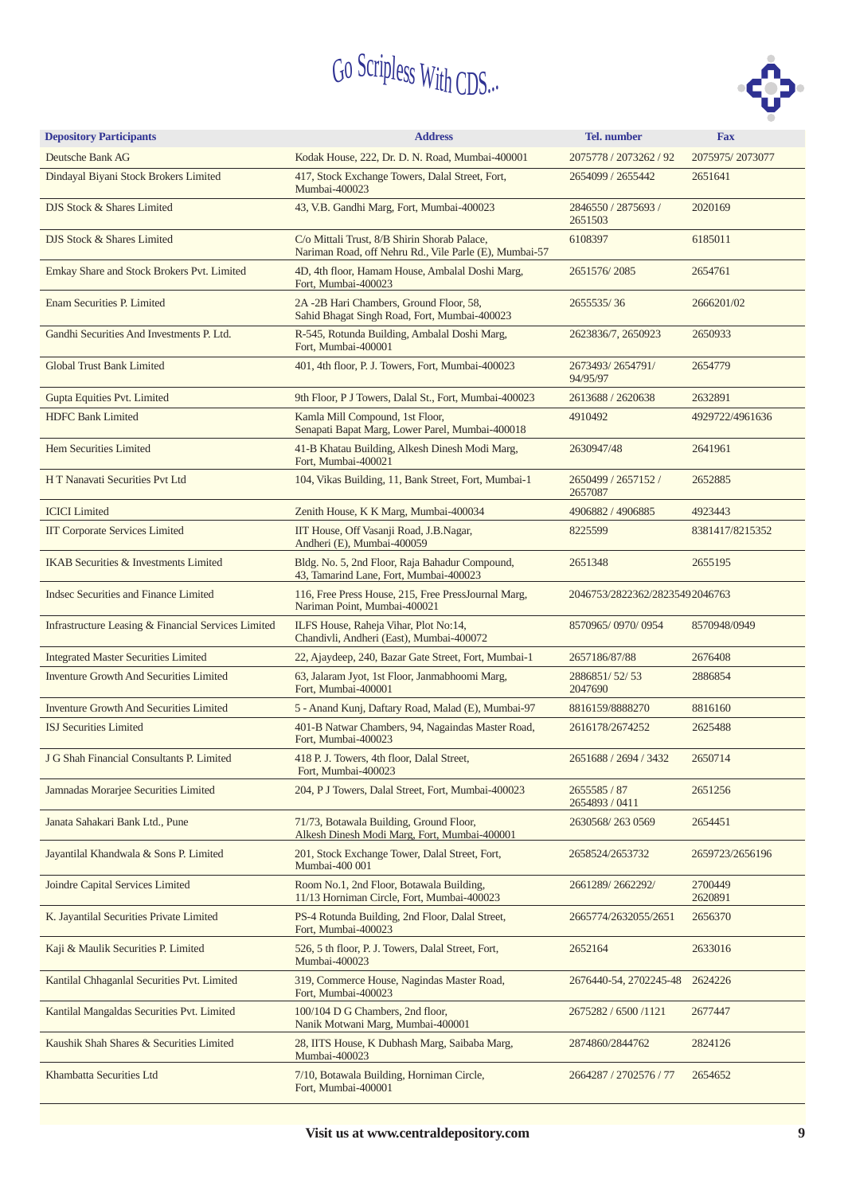Go Scripless With CDS...

| Depository Participants | Address | Tel. number | Fax |
|---|---|---|---|
| Deutsche Bank AG | Kodak House, 222, Dr. D. N. Road, Mumbai-400001 | 2075778 / 2073262 / 92 | 2075975/ 2073077 |
| Dindayal Biyani Stock Brokers Limited | 417, Stock Exchange Towers, Dalal Street, Fort, Mumbai-400023 | 2654099 / 2655442 | 2651641 |
| DJS Stock & Shares Limited | 43, V.B. Gandhi Marg, Fort, Mumbai-400023 | 2846550 / 2875693 / 2651503 | 2020169 |
| DJS Stock & Shares Limited | C/o Mittali Trust, 8/B Shirin Shorab Palace, Nariman Road, off Nehru Rd., Vile Parle (E), Mumbai-57 | 6108397 | 6185011 |
| Emkay Share and Stock Brokers Pvt. Limited | 4D, 4th floor, Hamam House, Ambalal Doshi Marg, Fort, Mumbai-400023 | 2651576/ 2085 | 2654761 |
| Enam Securities P. Limited | 2A -2B Hari Chambers, Ground Floor, 58, Sahid Bhagat Singh Road, Fort, Mumbai-400023 | 2655535/ 36 | 2666201/02 |
| Gandhi Securities And Investments P. Ltd. | R-545, Rotunda Building, Ambalal Doshi Marg, Fort, Mumbai-400001 | 2623836/7, 2650923 | 2650933 |
| Global Trust Bank Limited | 401, 4th floor, P. J. Towers, Fort, Mumbai-400023 | 2673493/ 2654791/ 94/95/97 | 2654779 |
| Gupta Equities Pvt. Limited | 9th Floor, P J Towers, Dalal St., Fort, Mumbai-400023 | 2613688 / 2620638 | 2632891 |
| HDFC Bank Limited | Kamla Mill Compound, 1st Floor, Senapati Bapat Marg, Lower Parel, Mumbai-400018 | 4910492 | 4929722/4961636 |
| Hem Securities Limited | 41-B Khatau Building, Alkesh Dinesh Modi Marg, Fort, Mumbai-400021 | 2630947/48 | 2641961 |
| H T Nanavati Securities Pvt Ltd | 104, Vikas Building, 11, Bank Street, Fort, Mumbai-1 | 2650499 / 2657152 / 2657087 | 2652885 |
| ICICI Limited | Zenith House, K K Marg, Mumbai-400034 | 4906882 / 4906885 | 4923443 |
| IIT Corporate Services Limited | IIT House, Off Vasanji Road, J.B.Nagar, Andheri (E), Mumbai-400059 | 8225599 | 8381417/8215352 |
| IKAB Securities & Investments Limited | Bldg. No. 5, 2nd Floor, Raja Bahadur Compound, 43, Tamarind Lane, Fort, Mumbai-400023 | 2651348 | 2655195 |
| Indsec Securities and Finance Limited | 116, Free Press House, 215, Free PressJournal Marg, Nariman Point, Mumbai-400021 | 2046753/2822362/2823549 | 2046763 |
| Infrastructure Leasing & Financial Services Limited | ILFS House, Raheja Vihar, Plot No:14, Chandivli, Andheri (East), Mumbai-400072 | 8570965/ 0970/ 0954 | 8570948/0949 |
| Integrated Master Securities Limited | 22, Ajaydeep, 240, Bazar Gate Street, Fort, Mumbai-1 | 2657186/87/88 | 2676408 |
| Inventure Growth And Securities Limited | 63, Jalaram Jyot, 1st Floor, Janmabhoomi Marg, Fort, Mumbai-400001 | 2886851/ 52/ 53 2047690 | 2886854 |
| Inventure Growth And Securities Limited | 5 - Anand Kunj, Daftary Road, Malad (E), Mumbai-97 | 8816159/8888270 | 8816160 |
| ISJ Securities Limited | 401-B Natwar Chambers, 94, Nagaindas Master Road, Fort, Mumbai-400023 | 2616178/2674252 | 2625488 |
| J G Shah Financial Consultants P. Limited | 418 P. J. Towers, 4th floor, Dalal Street, Fort, Mumbai-400023 | 2651688 / 2694 / 3432 | 2650714 |
| Jamnadas Morarjee Securities Limited | 204, P J Towers, Dalal Street, Fort, Mumbai-400023 | 2655585 / 87 2654893 / 0411 | 2651256 |
| Janata Sahakari Bank Ltd., Pune | 71/73, Botawala Building, Ground Floor, Alkesh Dinesh Modi Marg, Fort, Mumbai-400001 | 2630568/ 263 0569 | 2654451 |
| Jayantilal Khandwala & Sons P. Limited | 201, Stock Exchange Tower, Dalal Street, Fort, Mumbai-400 001 | 2658524/2653732 | 2659723/2656196 |
| Joindre Capital Services Limited | Room No.1, 2nd Floor, Botawala Building, 11/13 Horniman Circle, Fort, Mumbai-400023 | 2661289/ 2662292/ | 2700449 2620891 |
| K. Jayantilal Securities Private Limited | PS-4 Rotunda Building, 2nd Floor, Dalal Street, Fort, Mumbai-400023 | 2665774/2632055/2651 | 2656370 |
| Kaji & Maulik Securities P. Limited | 526, 5 th floor, P. J. Towers, Dalal Street, Fort, Mumbai-400023 | 2652164 | 2633016 |
| Kantilal Chhaganlal Securities Pvt. Limited | 319, Commerce House, Nagindas Master Road, Fort, Mumbai-400023 | 2676440-54, 2702245-48 | 2624226 |
| Kantilal Mangaldas Securities Pvt. Limited | 100/104 D G Chambers, 2nd floor, Nanik Motwani Marg, Mumbai-400001 | 2675282 / 6500 /1121 | 2677447 |
| Kaushik Shah Shares & Securities Limited | 28, IITS House, K Dubhash Marg, Saibaba Marg, Mumbai-400023 | 2874860/2844762 | 2824126 |
| Khambatta Securities Ltd | 7/10, Botawala Building, Horniman Circle, Fort, Mumbai-400001 | 2664287 / 2702576 / 77 | 2654652 |

**Visit us at www.centraldepository.com**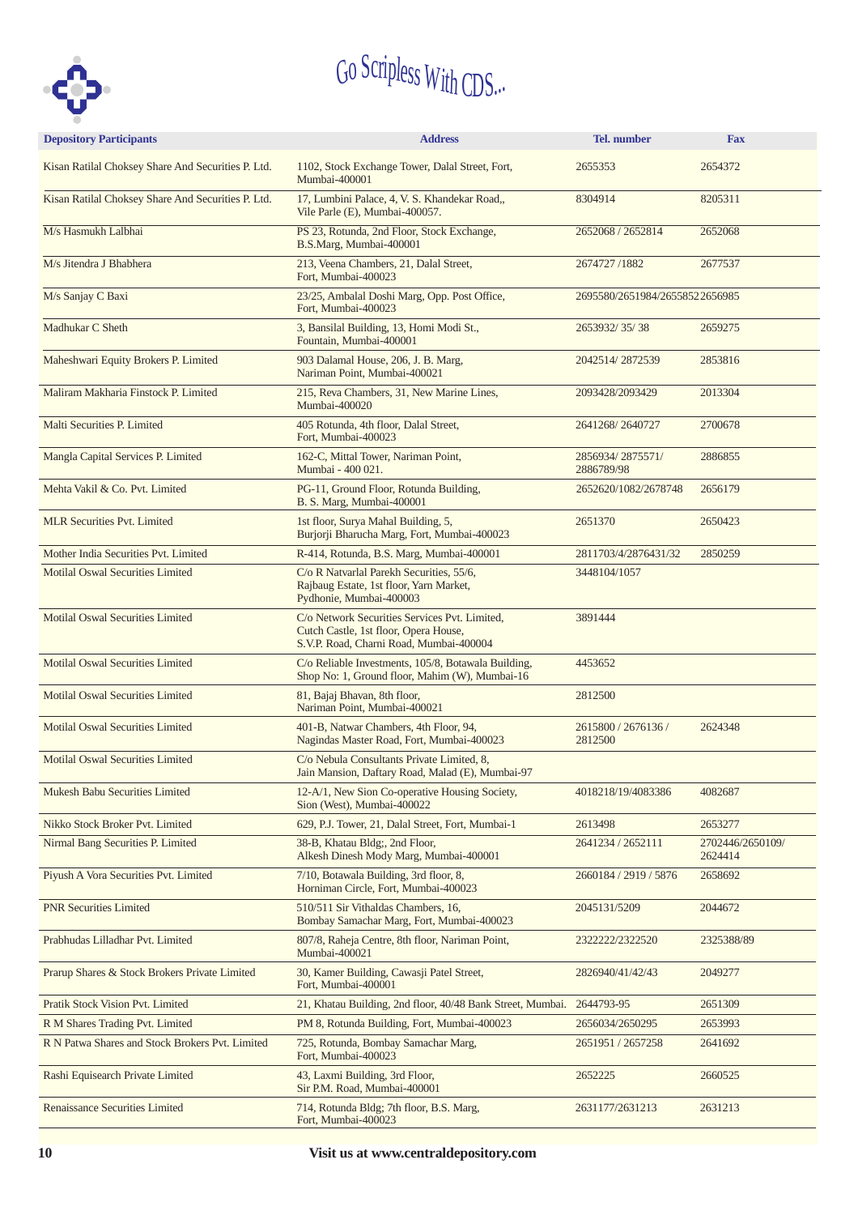Go Scripless With CDS...

| Depository Participants | Address | Tel. number | Fax |
|---|---|---|---|
| Kisan Ratilal Choksey Share And Securities P. Ltd. | 1102, Stock Exchange Tower, Dalal Street, Fort, Mumbai-400001 | 2655353 | 2654372 |
| Kisan Ratilal Choksey Share And Securities P. Ltd. | 17, Lumbini Palace, 4, V. S. Khandekar Road,, Vile Parle (E), Mumbai-400057. | 8304914 | 8205311 |
| M/s Hasmukh Lalbhai | PS 23, Rotunda, 2nd Floor, Stock Exchange, B.S.Marg, Mumbai-400001 | 2652068 / 2652814 | 2652068 |
| M/s Jitendra J Bhabhera | 213, Veena Chambers, 21, Dalal Street, Fort, Mumbai-400023 | 2674727 /1882 | 2677537 |
| M/s Sanjay C Baxi | 23/25, Ambalal Doshi Marg, Opp. Post Office, Fort, Mumbai-400023 | 2695580/2651984/2655852 | 2656985 |
| Madhukar C Sheth | 3, Bansilal Building, 13, Homi Modi St., Fountain, Mumbai-400001 | 2653932/ 35/ 38 | 2659275 |
| Maheshwari Equity Brokers P. Limited | 903 Dalamal House, 206, J. B. Marg, Nariman Point, Mumbai-400021 | 2042514/ 2872539 | 2853816 |
| Maliram Makharia Finstock P. Limited | 215, Reva Chambers, 31, New Marine Lines, Mumbai-400020 | 2093428/2093429 | 2013304 |
| Malti Securities P. Limited | 405 Rotunda, 4th floor, Dalal Street, Fort, Mumbai-400023 | 2641268/ 2640727 | 2700678 |
| Mangla Capital Services P. Limited | 162-C, Mittal Tower, Nariman Point, Mumbai - 400 021. | 2856934/ 2875571/ 2886789/98 | 2886855 |
| Mehta Vakil & Co. Pvt. Limited | PG-11, Ground Floor, Rotunda Building, B. S. Marg, Mumbai-400001 | 2652620/1082/2678748 | 2656179 |
| MLR Securities Pvt. Limited | 1st floor, Surya Mahal Building, 5, Burjorji Bharucha Marg, Fort, Mumbai-400023 | 2651370 | 2650423 |
| Mother India Securities Pvt. Limited | R-414, Rotunda, B.S. Marg, Mumbai-400001 | 2811703/4/2876431/32 | 2850259 |
| Motilal Oswal Securities Limited | C/o R Natvarlal Parekh Securities, 55/6, Rajbaug Estate, 1st floor, Yarn Market, Pydhonie, Mumbai-400003 | 3448104/1057 | |
| Motilal Oswal Securities Limited | C/o Network Securities Services Pvt. Limited, Cutch Castle, 1st floor, Opera House, S.V.P. Road, Charni Road, Mumbai-400004 | 3891444 | |
| Motilal Oswal Securities Limited | C/o Reliable Investments, 105/8, Botawala Building, Shop No: 1, Ground floor, Mahim (W), Mumbai-16 | 4453652 | |
| Motilal Oswal Securities Limited | 81, Bajaj Bhavan, 8th floor, Nariman Point, Mumbai-400021 | 2812500 | |
| Motilal Oswal Securities Limited | 401-B, Natwar Chambers, 4th Floor, 94, Nagindas Master Road, Fort, Mumbai-400023 | 2615800 / 2676136 / 2812500 | 2624348 |
| Motilal Oswal Securities Limited | C/o Nebula Consultants Private Limited, 8, Jain Mansion, Daftary Road, Malad (E), Mumbai-97 | | |
| Mukesh Babu Securities Limited | 12-A/1, New Sion Co-operative Housing Society, Sion (West), Mumbai-400022 | 4018218/19/4083386 | 4082687 |
| Nikko Stock Broker Pvt. Limited | 629, P.J. Tower, 21, Dalal Street, Fort, Mumbai-1 | 2613498 | 2653277 |
| Nirmal Bang Securities P. Limited | 38-B, Khatau Bldg;, 2nd Floor, Alkesh Dinesh Mody Marg, Mumbai-400001 | 2641234 / 2652111 | 2702446/2650109/ 2624414 |
| Piyush A Vora Securities Pvt. Limited | 7/10, Botawala Building, 3rd floor, 8, Horniman Circle, Fort, Mumbai-400023 | 2660184 / 2919 / 5876 | 2658692 |
| PNR Securities Limited | 510/511 Sir Vithaldas Chambers, 16, Bombay Samachar Marg, Fort, Mumbai-400023 | 2045131/5209 | 2044672 |
| Prabhudas Lilladhar Pvt. Limited | 807/8, Raheja Centre, 8th floor, Nariman Point, Mumbai-400021 | 2322222/2322520 | 2325388/89 |
| Prarup Shares & Stock Brokers Private Limited | 30, Kamer Building, Cawasji Patel Street, Fort, Mumbai-400001 | 2826940/41/42/43 | 2049277 |
| Pratik Stock Vision Pvt. Limited | 21, Khatau Building, 2nd floor, 40/48 Bank Street, Mumbai. | 2644793-95 | 2651309 |
| R M Shares Trading Pvt. Limited | PM 8, Rotunda Building, Fort, Mumbai-400023 | 2656034/2650295 | 2653993 |
| R N Patwa Shares and Stock Brokers Pvt. Limited | 725, Rotunda, Bombay Samachar Marg, Fort, Mumbai-400023 | 2651951 / 2657258 | 2641692 |
| Rashi Equisearch Private Limited | 43, Laxmi Building, 3rd Floor, Sir P.M. Road, Mumbai-400001 | 2652225 | 2660525 |
| Renaissance Securities Limited | 714, Rotunda Bldg; 7th floor, B.S. Marg, Fort, Mumbai-400023 | 2631177/2631213 | 2631213 |

**Visit us at www.centraldepository.com**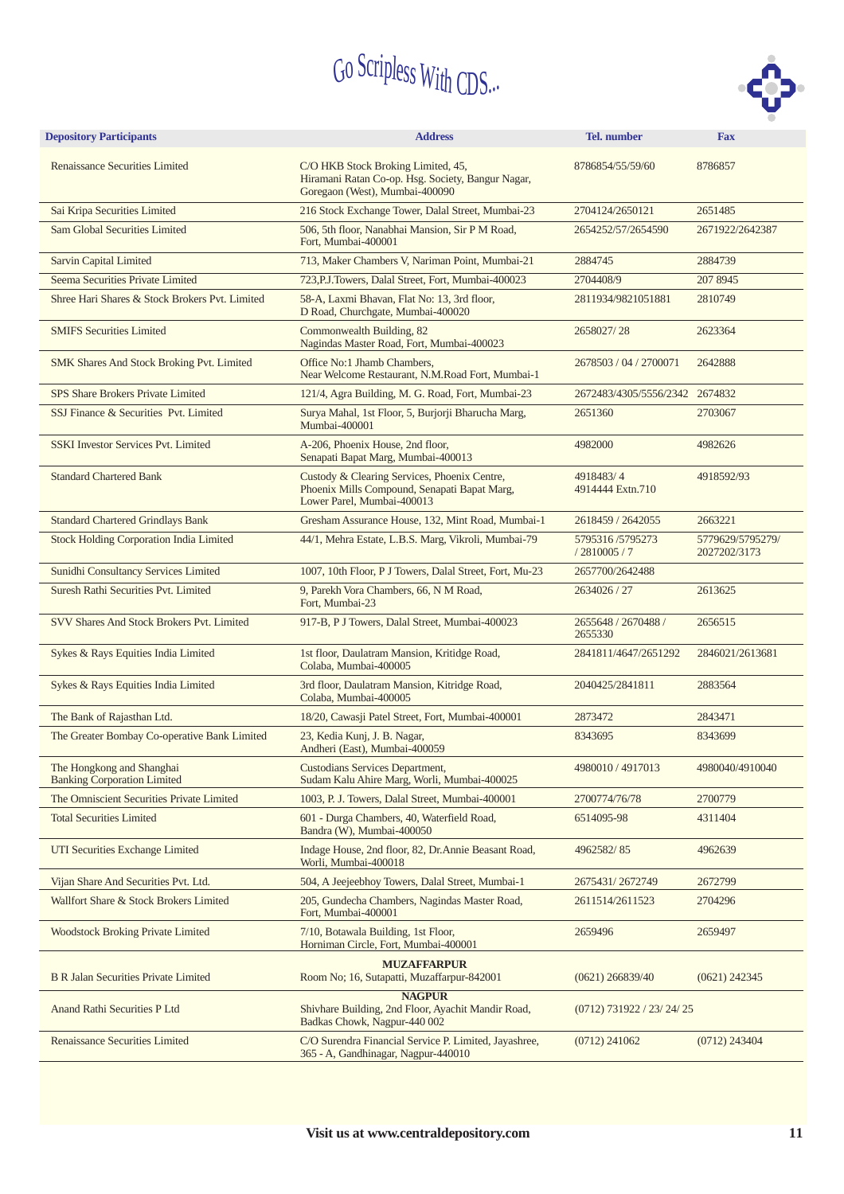# Go Scripless With CDS...

| Depository Participants | Address | Tel. number | Fax |
|---|---|---|---|
| Renaissance Securities Limited | C/O HKB Stock Broking Limited, 45, Hiramani Ratan Co-op. Hsg. Society, Bangur Nagar, Goregaon (West), Mumbai-400090 | 8786854/55/59/60 | 8786857 |
| Sai Kripa Securities Limited | 216 Stock Exchange Tower, Dalal Street, Mumbai-23 | 2704124/2650121 | 2651485 |
| Sam Global Securities Limited | 506, 5th floor, Nanabhai Mansion, Sir P M Road, Fort, Mumbai-400001 | 2654252/57/2654590 | 2671922/2642387 |
| Sarvin Capital Limited | 713, Maker Chambers V, Nariman Point, Mumbai-21 | 2884745 | 2884739 |
| Seema Securities Private Limited | 723,P.J.Towers, Dalal Street, Fort, Mumbai-400023 | 2704408/9 | 207 8945 |
| Shree Hari Shares & Stock Brokers Pvt. Limited | 58-A, Laxmi Bhavan, Flat No: 13, 3rd floor, D Road, Churchgate, Mumbai-400020 | 2811934/9821051881 | 2810749 |
| SMIFS Securities Limited | Commonwealth Building, 82 Nagindas Master Road, Fort, Mumbai-400023 | 2658027/ 28 | 2623364 |
| SMK Shares And Stock Broking Pvt. Limited | Office No:1 Jhamb Chambers, Near Welcome Restaurant, N.M.Road Fort, Mumbai-1 | 2678503 / 04 / 2700071 | 2642888 |
| SPS Share Brokers Private Limited | 121/4, Agra Building, M. G. Road, Fort, Mumbai-23 | 2672483/4305/5556/2342 | 2674832 |
| SSJ Finance & Securities Pvt. Limited | Surya Mahal, 1st Floor, 5, Burjorji Bharucha Marg, Mumbai-400001 | 2651360 | 2703067 |
| SSKI Investor Services Pvt. Limited | A-206, Phoenix House, 2nd floor, Senapati Bapat Marg, Mumbai-400013 | 4982000 | 4982626 |
| Standard Chartered Bank | Custody & Clearing Services, Phoenix Centre, Phoenix Mills Compound, Senapati Bapat Marg, Lower Parel, Mumbai-400013 | 4918483/ 4 4914444 Extn.710 | 4918592/93 |
| Standard Chartered Grindlays Bank | Gresham Assurance House, 132, Mint Road, Mumbai-1 | 2618459 / 2642055 | 2663221 |
| Stock Holding Corporation India Limited | 44/1, Mehra Estate, L.B.S. Marg, Vikroli, Mumbai-79 | 5795316 /5795273 / 2810005 / 7 | 5779629/5795279/ 2027202/3173 |
| Sunidhi Consultancy Services Limited | 1007, 10th Floor, P J Towers, Dalal Street, Fort, Mu-23 | 2657700/2642488 | |
| Suresh Rathi Securities Pvt. Limited | 9, Parekh Vora Chambers, 66, N M Road, Fort, Mumbai-23 | 2634026 / 27 | 2613625 |
| SVV Shares And Stock Brokers Pvt. Limited | 917-B, P J Towers, Dalal Street, Mumbai-400023 | 2655648 / 2670488 / 2655330 | 2656515 |
| Sykes & Rays Equities India Limited | 1st floor, Daulatram Mansion, Kritidge Road, Colaba, Mumbai-400005 | 2841811/4647/2651292 | 2846021/2613681 |
| Sykes & Rays Equities India Limited | 3rd floor, Daulatram Mansion, Kitridge Road, Colaba, Mumbai-400005 | 2040425/2841811 | 2883564 |
| The Bank of Rajasthan Ltd. | 18/20, Cawasji Patel Street, Fort, Mumbai-400001 | 2873472 | 2843471 |
| The Greater Bombay Co-operative Bank Limited | 23, Kedia Kunj, J. B. Nagar, Andheri (East), Mumbai-400059 | 8343695 | 8343699 |
| The Hongkong and Shanghai Banking Corporation Limited | Custodians Services Department, Sudam Kalu Ahire Marg, Worli, Mumbai-400025 | 4980010 / 4917013 | 4980040/4910040 |
| The Omniscient Securities Private Limited | 1003, P. J. Towers, Dalal Street, Mumbai-400001 | 2700774/76/78 | 2700779 |
| Total Securities Limited | 601 - Durga Chambers, 40, Waterfield Road, Bandra (W), Mumbai-400050 | 6514095-98 | 4311404 |
| UTI Securities Exchange Limited | Indage House, 2nd floor, 82, Dr.Annie Beasant Road, Worli, Mumbai-400018 | 4962582/ 85 | 4962639 |
| Vijan Share And Securities Pvt. Ltd. | 504, A Jeejeebhoy Towers, Dalal Street, Mumbai-1 | 2675431/ 2672749 | 2672799 |
| Wallfort Share & Stock Brokers Limited | 205, Gundecha Chambers, Nagindas Master Road, Fort, Mumbai-400001 | 2611514/2611523 | 2704296 |
| Woodstock Broking Private Limited | 7/10, Botawala Building, 1st Floor, Horniman Circle, Fort, Mumbai-400001 | 2659496 | 2659497 |
| | **MUZAFFARPUR** | | |
| B R Jalan Securities Private Limited | Room No; 16, Sutapatti, Muzaffarpur-842001 | (0621) 266839/40 | (0621) 242345 |
| | **NAGPUR** | | |
| Anand Rathi Securities P Ltd | Shivhare Building, 2nd Floor, Ayachit Mandir Road, Badkas Chowk, Nagpur-440 002 | (0712) 731922 / 23/ 24/ 25 | |
| Renaissance Securities Limited | C/O Surendra Financial Service P. Limited, Jayashree, 365 - A, Gandhinagar, Nagpur-440010 | (0712) 241062 | (0712) 243404 |

**Visit us at www.centraldepository.com**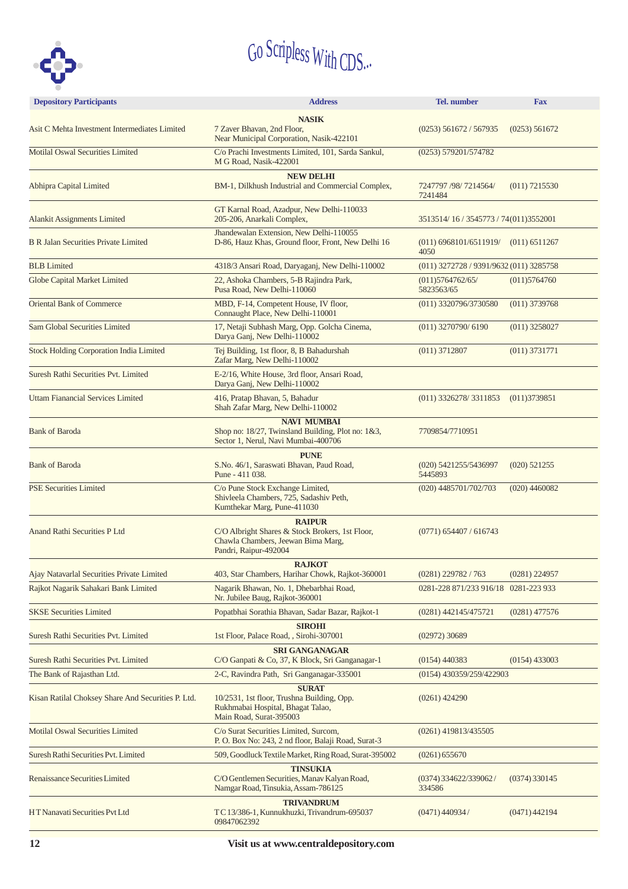Go Scripless With CDS...

| Depository Participants | Address | Tel. number | Fax |
|---|---|---|---|
| | **NASIK** | | |
| Asit C Mehta Investment Intermediates Limited | 7 Zaver Bhavan, 2nd Floor, Near Municipal Corporation, Nasik-422101 | (0253) 561672 / 567935 | (0253) 561672 |
| Motilal Oswal Securities Limited | C/o Prachi Investments Limited, 101, Sarda Sankul, M G Road, Nasik-422001 | (0253) 579201/574782 | |
| | **NEW DELHI** | | |
| Abhipra Capital Limited | BM-1, Dilkhush Industrial and Commercial Complex, GT Karnal Road, Azadpur, New Delhi-110033 | 7247797 /98/ 7214564/ 7241484 | (011) 7215530 |
| Alankit Assignments Limited | 205-206, Anarkali Complex, Jhandewalan Extension, New Delhi-110055 | 3513514/ 16 / 3545773 / 74 | (011)3552001 |
| B R Jalan Securities Private Limited | D-86, Hauz Khas, Ground floor, Front, New Delhi 16 | (011) 6968101/6511919/ 4050 | (011) 6511267 |
| BLB Limited | 4318/3 Ansari Road, Daryaganj, New Delhi-110002 | (011) 3272728 / 9391/9632 | (011) 3285758 |
| Globe Capital Market Limited | 22, Ashoka Chambers, 5-B Rajindra Park, Pusa Road, New Delhi-110060 | (011)5764762/65/ 5823563/65 | (011)5764760 |
| Oriental Bank of Commerce | MBD, F-14, Competent House, IV floor, Connaught Place, New Delhi-110001 | (011) 3320796/3730580 | (011) 3739768 |
| Sam Global Securities Limited | 17, Netaji Subhash Marg, Opp. Golcha Cinema, Darya Ganj, New Delhi-110002 | (011) 3270790/ 6190 | (011) 3258027 |
| Stock Holding Corporation India Limited | Tej Building, 1st floor, 8, B Bahadurshah Zafar Marg, New Delhi-110002 | (011) 3712807 | (011) 3731771 |
| Suresh Rathi Securities Pvt. Limited | E-2/16, White House, 3rd floor, Ansari Road, Darya Ganj, New Delhi-110002 | | |
| Uttam Fianancial Services Limited | 416, Pratap Bhavan, 5, Bahadur Shah Zafar Marg, New Delhi-110002 | (011) 3326278/ 3311853 | (011)3739851 |
| | **NAVI MUMBAI** | | |
| Bank of Baroda | Shop no: 18/27, Twinsland Building, Plot no: 1&3, Sector 1, Nerul, Navi Mumbai-400706 | 7709854/7710951 | |
| | **PUNE** | | |
| Bank of Baroda | S.No. 46/1, Saraswati Bhavan, Paud Road, Pune - 411 038. | (020) 5421255/5436997 5445893 | (020) 521255 |
| PSE Securities Limited | C/o Pune Stock Exchange Limited, Shivleela Chambers, 725, Sadashiv Peth, Kumthekar Marg, Pune-411030 | (020) 4485701/702/703 | (020) 4460082 |
| | **RAIPUR** | | |
| Anand Rathi Securities P Ltd | C/O Albright Shares & Stock Brokers, 1st Floor, Chawla Chambers, Jeewan Bima Marg, Pandri, Raipur-492004 | (0771) 654407 / 616743 | |
| | **RAJKOT** | | |
| Ajay Natavarlal Securities Private Limited | 403, Star Chambers, Harihar Chowk, Rajkot-360001 | (0281) 229782 / 763 | (0281) 224957 |
| Rajkot Nagarik Sahakari Bank Limited | Nagarik Bhawan, No. 1, Dhebarbhai Road, Nr. Jubilee Baug, Rajkot-360001 | 0281-228 871/233 916/18 | 0281-223 933 |
| SKSE Securities Limited | Popatbhai Sorathia Bhavan, Sadar Bazar, Rajkot-1 | (0281) 442145/475721 | (0281) 477576 |
| | **SIROHI** | | |
| Suresh Rathi Securities Pvt. Limited | 1st Floor, Palace Road, , Sirohi-307001 | (02972) 30689 | |
| | **SRI GANGANAGAR** | | |
| Suresh Rathi Securities Pvt. Limited | C/O Ganpati & Co, 37, K Block, Sri Ganganagar-1 | (0154) 440383 | (0154) 433003 |
| The Bank of Rajasthan Ltd. | 2-C, Ravindra Path, Sri Ganganagar-335001 | (0154) 430359/259/422903 | |
| | **SURAT** | | |
| Kisan Ratilal Choksey Share And Securities P. Ltd. | 10/2531, 1st floor, Trushna Building, Opp. Rukhmabai Hospital, Bhagat Talao, Main Road, Surat-395003 | (0261) 424290 | |
| Motilal Oswal Securities Limited | C/o Surat Securities Limited, Surcom, P. O. Box No: 243, 2 nd floor, Balaji Road, Surat-3 | (0261) 419813/435505 | |
| Suresh Rathi Securities Pvt. Limited | 509, Goodluck Textile Market, Ring Road, Surat-395002 | (0261) 655670 | |
| | **TINSUKIA** | | |
| Renaissance Securities Limited | C/O Gentlemen Securities, Manav Kalyan Road, Namgar Road, Tinsukia, Assam-786125 | (0374) 334622/339062 / 334586 | (0374) 330145 |
| | **TRIVANDRUM** | | |
| H T Nanavati Securities Pvt Ltd | T C 13/386-1, Kunnukhuzki, Trivandrum-695037 09847062392 | (0471) 440934 / | (0471) 442194 |

**Visit us at www.centraldepository.com**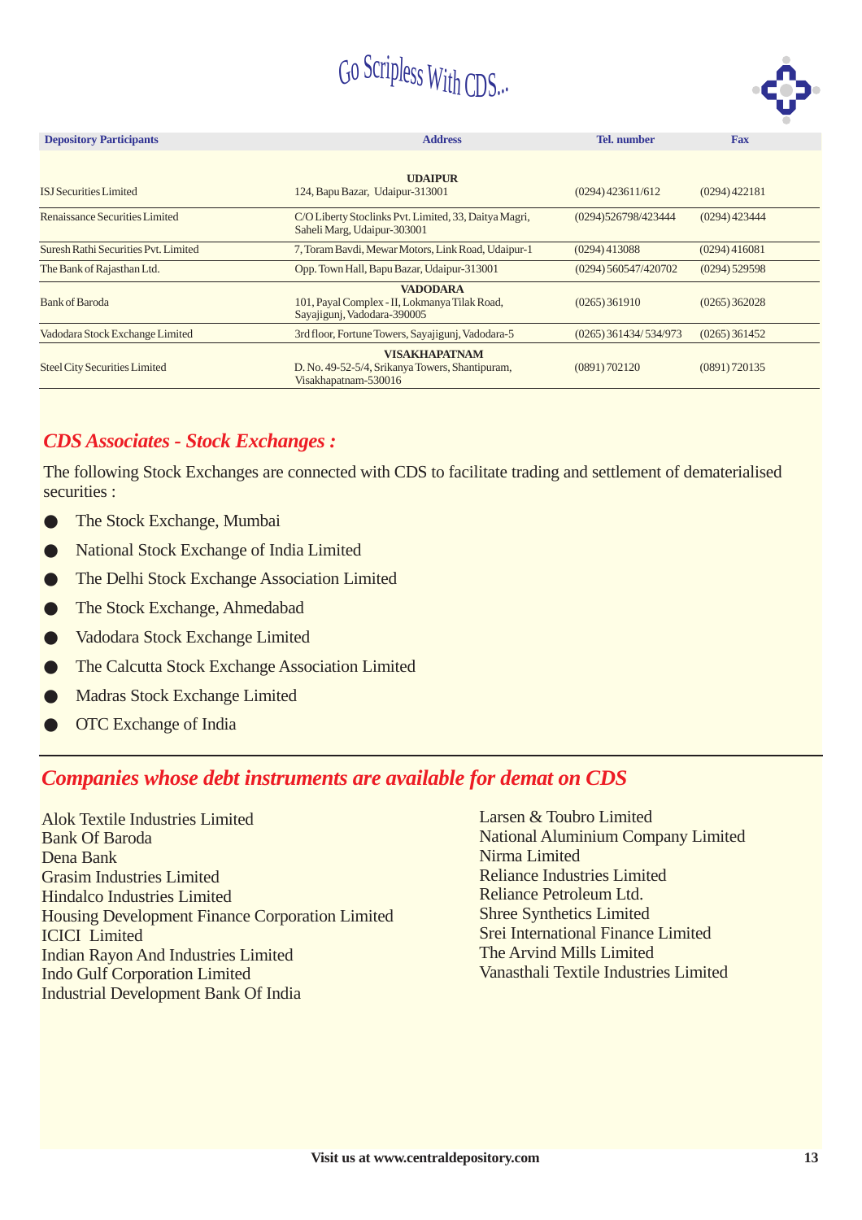Go Scripless With CDS...

| Depository Participants | Address | Tel. number | Fax |
|---|---|---|---|
| | **UDAIPUR** | | |
| ISJ Securities Limited | 124, Bapu Bazar, Udaipur-313001 | (0294) 423611/612 | (0294) 422181 |
| Renaissance Securities Limited | C/O Liberty Stoclinks Pvt. Limited, 33, Daitya Magri, Saheli Marg, Udaipur-303001 | (0294)526798/423444 | (0294) 423444 |
| Suresh Rathi Securities Pvt. Limited | 7, Toram Bavdi, Mewar Motors, Link Road, Udaipur-1 | (0294) 413088 | (0294) 416081 |
| The Bank of Rajasthan Ltd. | Opp. Town Hall, Bapu Bazar, Udaipur-313001 | (0294) 560547/420702 | (0294) 529598 |
| | **VADODARA** | | |
| Bank of Baroda | 101, Payal Complex - II, Lokmanya Tilak Road, Sayajigunj, Vadodara-390005 | (0265) 361910 | (0265) 362028 |
| Vadodara Stock Exchange Limited | 3rd floor, Fortune Towers, Sayajigunj, Vadodara-5 | (0265) 361434/ 534/973 | (0265) 361452 |
| | **VISAKHAPATNAM** | | |
| Steel City Securities Limited | D. No. 49-52-5/4, Srikanya Towers, Shantipuram, Visakhapatnam-530016 | (0891) 702120 | (0891) 720135 |

## *CDS Associates - Stock Exchanges :*

The following Stock Exchanges are connected with CDS to facilitate trading and settlement of dematerialised securities :

- The Stock Exchange, Mumbai
- National Stock Exchange of India Limited
- The Delhi Stock Exchange Association Limited
- The Stock Exchange, Ahmedabad
- Vadodara Stock Exchange Limited
- The Calcutta Stock Exchange Association Limited
- Madras Stock Exchange Limited
- OTC Exchange of India

## *Companies whose debt instruments are available for demat on CDS*

Alok Textile Industries Limited
Bank Of Baroda
Dena Bank
Grasim Industries Limited
Hindalco Industries Limited
Housing Development Finance Corporation Limited
ICICI Limited
Indian Rayon And Industries Limited
Indo Gulf Corporation Limited
Industrial Development Bank Of India
Larsen & Toubro Limited
National Aluminium Company Limited
Nirma Limited
Reliance Industries Limited
Reliance Petroleum Ltd.
Shree Synthetics Limited
Srei International Finance Limited
The Arvind Mills Limited
Vanasthali Textile Industries Limited

**Visit us at www.centraldepository.com**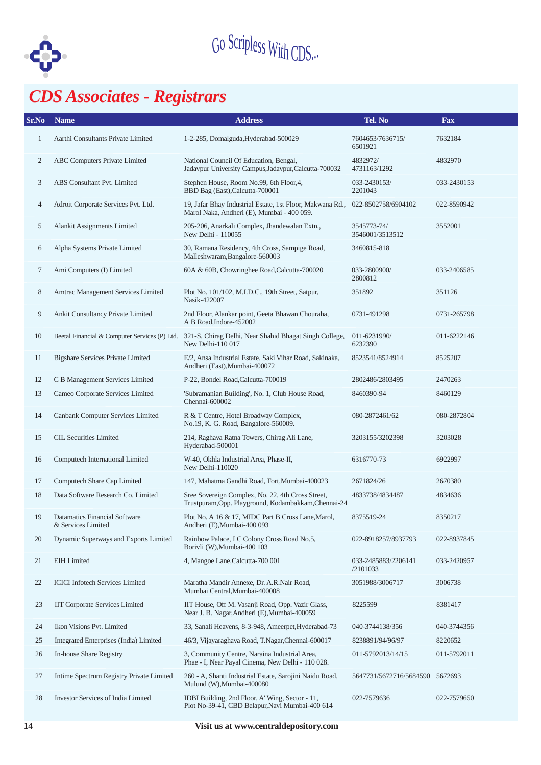Go Scripless With CDS...

# CDS Associates - Registrars

| Sr.No | Name | Address | Tel. No | Fax |
|---|---|---|---|---|
| 1 | Aarthi Consultants Private Limited | 1-2-285, Domalguda,Hyderabad-500029 | 7604653/7636715/ 6501921 | 7632184 |
| 2 | ABC Computers Private Limited | National Council Of Education, Bengal, Jadavpur University Campus,Jadavpur,Calcutta-700032 | 4832972/ 4731163/1292 | 4832970 |
| 3 | ABS Consultant Pvt. Limited | Stephen House, Room No.99, 6th Floor,4, BBD Bag (East),Calcutta-700001 | 033-2430153/ 2201043 | 033-2430153 |
| 4 | Adroit Corporate Services Pvt. Ltd. | 19, Jafar Bhay Industrial Estate, 1st Floor, Makwana Rd., Marol Naka, Andheri (E), Mumbai - 400 059. | 022-8502758/6904102 | 022-8590942 |
| 5 | Alankit Assignments Limited | 205-206, Anarkali Complex, Jhandewalan Extn., New Delhi - 110055 | 3545773-74/ 3546001/3513512 | 3552001 |
| 6 | Alpha Systems Private Limited | 30, Ramana Residency, 4th Cross, Sampige Road, Malleshwaram,Bangalore-560003 | 3460815-818 | |
| 7 | Ami Computers (I) Limited | 60A & 60B, Chowringhee Road,Calcutta-700020 | 033-2800900/ 2800812 | 033-2406585 |
| 8 | Amtrac Management Services Limited | Plot No. 101/102, M.I.D.C., 19th Street, Satpur, Nasik-422007 | 351892 | 351126 |
| 9 | Ankit Consultancy Private Limited | 2nd Floor, Alankar point, Geeta Bhawan Chouraha, A B Road,Indore-452002 | 0731-491298 | 0731-265798 |
| 10 | Beetal Financial & Computer Services (P) Ltd. | 321-S, Chirag Delhi, Near Shahid Bhagat Singh College, New Delhi-110 017 | 011-6231990/ 6232390 | 011-6222146 |
| 11 | Bigshare Services Private Limited | E/2, Ansa Industrial Estate, Saki Vihar Road, Sakinaka, Andheri (East),Mumbai-400072 | 8523541/8524914 | 8525207 |
| 12 | C B Management Services Limited | P-22, Bondel Road,Calcutta-700019 | 2802486/2803495 | 2470263 |
| 13 | Cameo Corporate Services Limited | 'Subramanian Building', No. 1, Club House Road, Chennai-600002 | 8460390-94 | 8460129 |
| 14 | Canbank Computer Services Limited | R & T Centre, Hotel Broadway Complex, No.19, K. G. Road, Bangalore-560009. | 080-2872461/62 | 080-2872804 |
| 15 | CIL Securities Limited | 214, Raghava Ratna Towers, Chirag Ali Lane, Hyderabad-500001 | 3203155/3202398 | 3203028 |
| 16 | Computech International Limited | W-40, Okhla Industrial Area, Phase-II, New Delhi-110020 | 6316770-73 | 6922997 |
| 17 | Computech Share Cap Limited | 147, Mahatma Gandhi Road, Fort,Mumbai-400023 | 2671824/26 | 2670380 |
| 18 | Data Software Research Co. Limited | Sree Sovereign Complex, No. 22, 4th Cross Street, Trustpuram,Opp. Playground, Kodambakkam,Chennai-24 | 4833738/4834487 | 4834636 |
| 19 | Datamatics Financial Software & Services Limited | Plot No. A 16 & 17, MIDC Part B Cross Lane,Marol, Andheri (E),Mumbai-400 093 | 8375519-24 | 8350217 |
| 20 | Dynamic Superways and Exports Limited | Rainbow Palace, I C Colony Cross Road No.5, Borivli (W),Mumbai-400 103 | 022-8918257/8937793 | 022-8937845 |
| 21 | EIH Limited | 4, Mangoe Lane,Calcutta-700 001 | 033-2485883/2206141 /2101033 | 033-2420957 |
| 22 | ICICI Infotech Services Limited | Maratha Mandir Annexe, Dr. A.R.Nair Road, Mumbai Central,Mumbai-400008 | 3051988/3006717 | 3006738 |
| 23 | IIT Corporate Services Limited | IIT House, Off M. Vasanji Road, Opp. Vazir Glass, Near J. B. Nagar,Andheri (E),Mumbai-400059 | 8225599 | 8381417 |
| 24 | Ikon Visions Pvt. Limited | 33, Sanali Heavens, 8-3-948, Ameerpet,Hyderabad-73 | 040-3744138/356 | 040-3744356 |
| 25 | Integrated Enterprises (India) Limited | 46/3, Vijayaraghava Road, T.Nagar,Chennai-600017 | 8238891/94/96/97 | 8220652 |
| 26 | In-house Share Registry | 3, Community Centre, Naraina Industrial Area, Phae - I, Near Payal Cinema, New Delhi - 110 028. | 011-5792013/14/15 | 011-5792011 |
| 27 | Intime Spectrum Registry Private Limited | 260 - A, Shanti Industrial Estate, Sarojini Naidu Road, Mulund (W),Mumbai-400080 | 5647731/5672716/5684590 | 5672693 |
| 28 | Investor Services of India Limited | IDBI Building, 2nd Floor, A' Wing, Sector - 11, Plot No-39-41, CBD Belapur,Navi Mumbai-400 614 | 022-7579636 | 022-7579650 |

**Visit us at www.centraldepository.com**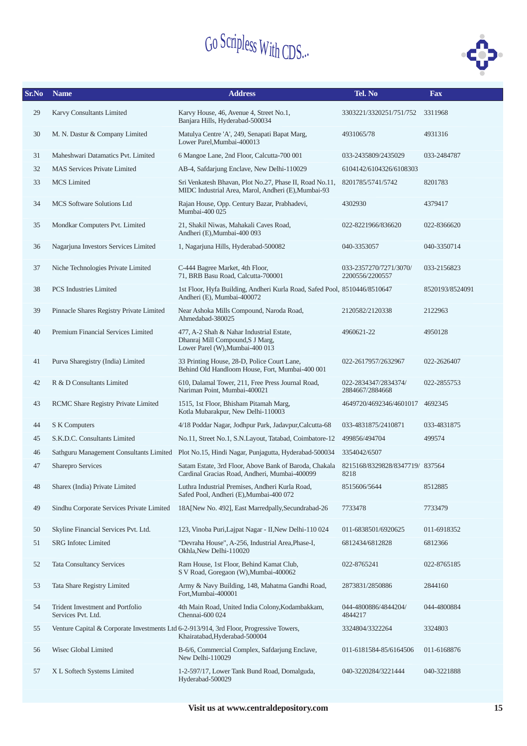Go Scripless With CDS...

| Sr.No | Name | Address | Tel. No | Fax |
|---|---|---|---|---|
| 29 | Karvy Consultants Limited | Karvy House, 46, Avenue 4, Street No.1, Banjara Hills, Hyderabad-500034 | 3303221/3320251/751/752 | 3311968 |
| 30 | M. N. Dastur & Company Limited | Matulya Centre 'A', 249, Senapati Bapat Marg, Lower Parel,Mumbai-400013 | 4931065/78 | 4931316 |
| 31 | Maheshwari Datamatics Pvt. Limited | 6 Mangoe Lane, 2nd Floor, Calcutta-700 001 | 033-2435809/2435029 | 033-2484787 |
| 32 | MAS Services Private Limited | AB-4, Safdarjung Enclave, New Delhi-110029 | 6104142/6104326/6108303 | |
| 33 | MCS Limited | Sri Venkatesh Bhavan, Plot No.27, Phase II, Road No.11, MIDC Industrial Area, Marol, Andheri (E),Mumbai-93 | 8201785/5741/5742 | 8201783 |
| 34 | MCS Software Solutions Ltd | Rajan House, Opp. Century Bazar, Prabhadevi, Mumbai-400 025 | 4302930 | 4379417 |
| 35 | Mondkar Computers Pvt. Limited | 21, Shakil Niwas, Mahakali Caves Road, Andheri (E),Mumbai-400 093 | 022-8221966/836620 | 022-8366620 |
| 36 | Nagarjuna Investors Services Limited | 1, Nagarjuna Hills, Hyderabad-500082 | 040-3353057 | 040-3350714 |
| 37 | Niche Technologies Private Limited | C-444 Bagree Market, 4th Floor, 71, BRB Basu Road, Calcutta-700001 | 033-2357270/7271/3070/ 2200556/2200557 | 033-2156823 |
| 38 | PCS Industries Limited | 1st Floor, Hyfa Building, Andheri Kurla Road, Safed Pool, Andheri (E), Mumbai-400072 | 8510446/8510647 | 8520193/8524091 |
| 39 | Pinnacle Shares Registry Private Limited | Near Ashoka Mills Compound, Naroda Road, Ahmedabad-380025 | 2120582/2120338 | 2122963 |
| 40 | Premium Financial Services Limited | 477, A-2 Shah & Nahar Industrial Estate, Dhanraj Mill Compound,S J Marg, Lower Parel (W),Mumbai-400 013 | 4960621-22 | 4950128 |
| 41 | Purva Sharegistry (India) Limited | 33 Printing House, 28-D, Police Court Lane, Behind Old Handloom House, Fort, Mumbai-400 001 | 022-2617957/2632967 | 022-2626407 |
| 42 | R & D Consultants Limited | 610, Dalamal Tower, 211, Free Press Journal Road, Nariman Point, Mumbai-400021 | 022-2834347/2834374/ 2884667/2884668 | 022-2855753 |
| 43 | RCMC Share Registry Private Limited | 1515, 1st Floor, Bhisham Pitamah Marg, Kotla Mubarakpur, New Delhi-110003 | 4649720/4692346/4601017 | 4692345 |
| 44 | S K Computers | 4/18 Poddar Nagar, Jodhpur Park, Jadavpur,Calcutta-68 | 033-4831875/2410871 | 033-4831875 |
| 45 | S.K.D.C. Consultants Limited | No.11, Street No.1, S.N.Layout, Tatabad, Coimbatore-12 | 499856/494704 | 499574 |
| 46 | Sathguru Management Consultants Limited | Plot No.15, Hindi Nagar, Punjagutta, Hyderabad-500034 | 3354042/6507 | |
| 47 | Sharepro Services | Satam Estate, 3rd Floor, Above Bank of Baroda, Chakala Cardinal Gracias Road, Andheri, Mumbai-400099 | 8215168/8329828/8347719/ 8218 | 837564 |
| 48 | Sharex (India) Private Limited | Luthra Industrial Premises, Andheri Kurla Road, Safed Pool, Andheri (E),Mumbai-400 072 | 8515606/5644 | 8512885 |
| 49 | Sindhu Corporate Services Private Limited | 18A[New No. 492], East Marredpally,Secundrabad-26 | 7733478 | 7733479 |
| 50 | Skyline Financial Services Pvt. Ltd. | 123, Vinoba Puri,Lajpat Nagar - II,New Delhi-110 024 | 011-6838501/6920625 | 011-6918352 |
| 51 | SRG Infotec Limited | "Devraha House", A-256, Industrial Area,Phase-I, Okhla,New Delhi-110020 | 6812434/6812828 | 6812366 |
| 52 | Tata Consultancy Services | Ram House, 1st Floor, Behind Kamat Club, S V Road, Goregaon (W),Mumbai-400062 | 022-8765241 | 022-8765185 |
| 53 | Tata Share Registry Limited | Army & Navy Building, 148, Mahatma Gandhi Road, Fort,Mumbai-400001 | 2873831/2850886 | 2844160 |
| 54 | Trident Investment and Portfolio Services Pvt. Ltd. | 4th Main Road, United India Colony,Kodambakkam, Chennai-600 024 | 044-4800886/4844204/ 4844217 | 044-4800884 |
| 55 | Venture Capital & Corporate Investments Ltd | 6-2-913/914, 3rd Floor, Progressive Towers, Khairatabad,Hyderabad-500004 | 3324804/3322264 | 3324803 |
| 56 | Wisec Global Limited | B-6/6, Commercial Complex, Safdarjung Enclave, New Delhi-110029 | 011-6181584-85/6164506 | 011-6168876 |
| 57 | X L Softech Systems Limited | 1-2-597/17, Lower Tank Bund Road, Domalguda, Hyderabad-500029 | 040-3220284/3221444 | 040-3221888 |

**Visit us at www.centraldepository.com**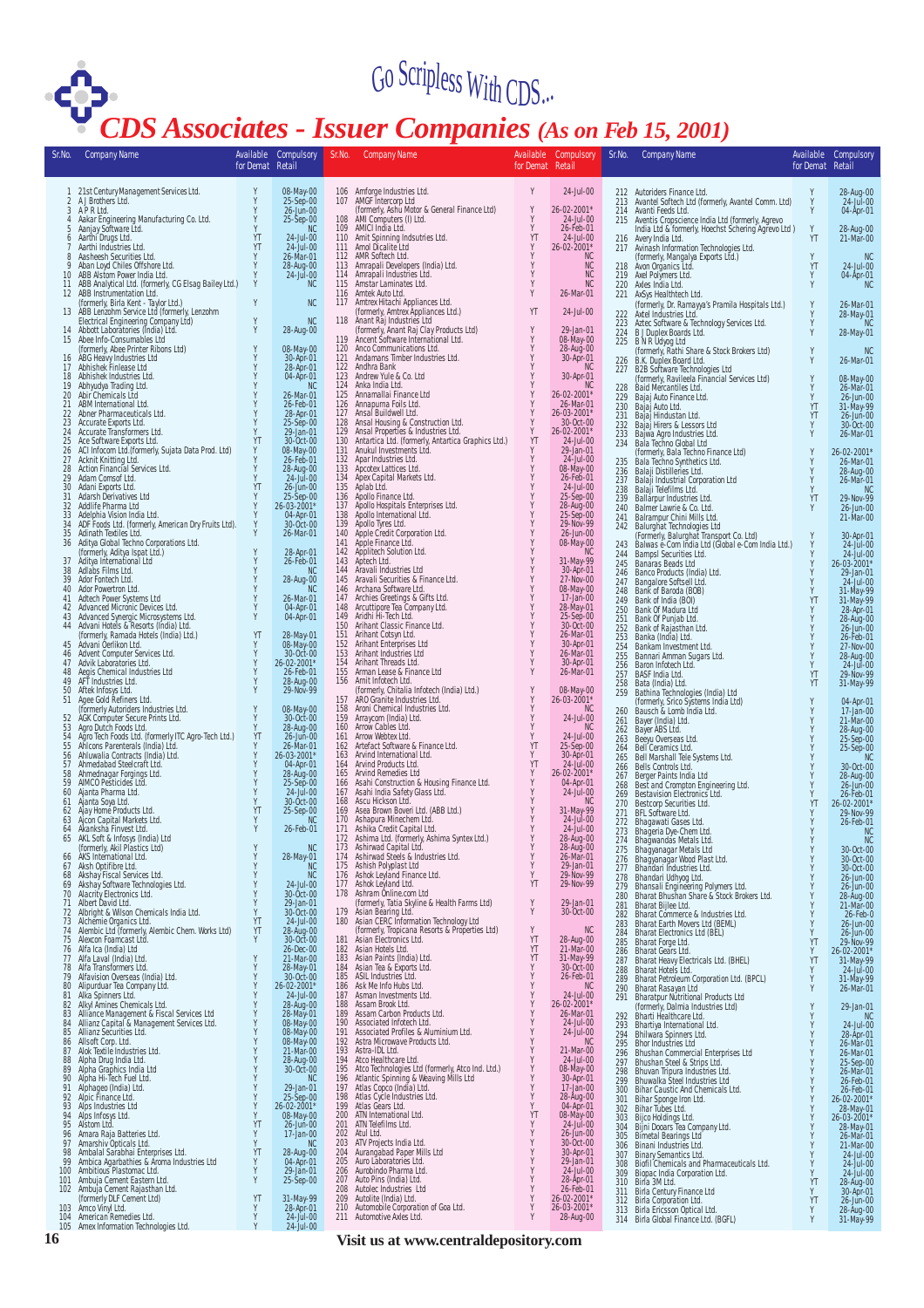# Go Scripless With CDS...

## CDS Associates - Issuer Companies *(As on Feb 15, 2001)*

| Sr.No. | Company Name | Available for Demat | Compulsory Retail |
|---|---|---|---|
| 1 | 21st Century Management Services Ltd. | Y | 08-May-00 |
| 2 | A J Brothers Ltd. | Y | 25-Sep-00 |
| 3 | A P R Ltd. | Y | 26-Jun-00 |
| 4 | Aakar Engineering Manufacturing Co. Ltd. | Y | 25-Sep-00 |
| 5 | Aanjay Software Ltd. | Y | NC |
| 6 | Aarthi Drugs Ltd. | YT | 24-Jul-00 |
| 7 | Aarthi Industries Ltd. | YT | 24-Jul-00 |
| 8 | Aasheesh Securities Ltd. | Y | 26-Mar-01 |
| 9 | Aban Loyd Chiles Offshore Ltd. | Y | 28-Aug-00 |
| 10 | ABB Alstom Power India Ltd. | Y | 24-Jul-00 |
| 11 | ABB Analytical Ltd. (formerly, CG Elsag Bailey Ltd.) | Y | NC |
| 12 | ABB Instrumentation Ltd. (formerly, Birla Kent - Taylor Ltd.) | Y | NC |
| 13 | ABB Lenzohm Service Ltd (formerly, Lenzohm Electrical Engineering Company Ltd) | Y | NC |
| 14 | Abbott Laboratories (India) Ltd. | Y | 28-Aug-00 |
| 15 | Abee Info-Consumables Ltd (formerly, Abee Printer Ribons Ltd) | Y | 08-May-00 |
| 16 | ABG Heavy Industries Ltd | Y | 30-Apr-01 |
| 17 | Abhishek Finlease Ltd | Y | 28-Apr-01 |
| 18 | Abhishek Industries Ltd. | Y | 04-Apr-01 |
| 19 | Abhyudya Trading Ltd. | Y | NC |
| 20 | Abir Chemicals Ltd | Y | 26-Mar-01 |
| 21 | ABM International Ltd. | Y | 26-Feb-01 |
| 22 | Abner Pharmaceuticals Ltd. | Y | 28-Apr-01 |
| 23 | Accurate Exports Ltd. | Y | 25-Sep-00 |
| 24 | Accurate Transformers Ltd. | Y | 29-Jan-01 |
| 25 | Ace Software Exports Ltd. | YT | 30-Oct-00 |
| 26 | ACI Infocom Ltd.(formerly, Sujata Data Prod. Ltd) | Y | 08-May-00 |
| 27 | Acknit Knitting Ltd. | Y | 26-Feb-01 |
| 28 | Action Financial Services Ltd. | Y | 28-Aug-00 |
| 29 | Adam Comsof Ltd. | Y | 24-Jul-00 |
| 30 | Adani Exports Ltd. | YT | 26-Jun-00 |
| 31 | Adarsh Derivatives Ltd | Y | 25-Sep-00 |
| 32 | Addlife Pharma Ltd | Y | 26-03-2001* |
| 33 | Adelphia Vision India Ltd. | Y | 04-Apr-01 |
| 34 | ADF Foods Ltd. (formerly, American Dry Fruits Ltd). | Y | 30-Oct-00 |
| 35 | Adinath Textiles Ltd. | Y | 26-Mar-01 |
| 36 | Aditya Global Techno Corporations Ltd. (formerly, Aditya Ispat Ltd.) | Y | 28-Apr-01 |
| 37 | Aditya International Ltd | Y | 26-Feb-01 |
| 38 | Adlabs Films Ltd. | Y | NC |
| 39 | Ador Fontech Ltd. | Y | 28-Aug-00 |
| 40 | Ador Powertron Ltd. | Y | NC |
| 41 | Adtech Power Systems Ltd | Y | 26-Mar-01 |
| 42 | Advanced Micronic Devices Ltd. | Y | 04-Apr-01 |
| 43 | Advanced Synergic Microsystems Ltd. | Y | 04-Apr-01 |
| 44 | Advani Hotels & Resorts (India) Ltd. (formerly, Ramada Hotels (India) Ltd.) | YT | 28-May-01 |
| 45 | Advani Oerlikon Ltd. | Y | 08-May-00 |
| 46 | Advent Computer Services Ltd. | Y | 30-Oct-00 |
| 47 | Advik Laboratories Ltd. | Y | 26-02-2001* |
| 48 | Aegis Chemical Industries Ltd | Y | 26-Feb-01 |
| 49 | AFT Industries Ltd. | Y | 28-Aug-00 |
| 50 | Aftek Infosys Ltd. | Y | 29-Nov-99 |
| 51 | Agee Gold Refiners Ltd. (formerly Autoriders Industries Ltd.) | Y | 08-May-00 |
| 52 | AGK Computer Secure Prints Ltd. | Y | 30-Oct-00 |
| 53 | Agro Dutch Foods Ltd. | Y | 28-Aug-00 |
| 54 | Agro Tech Foods Ltd. (formerly ITC Agro-Tech Ltd.) | YT | 26-Jun-00 |
| 55 | Ahlcons Parenterals (India) Ltd. | Y | 26-Mar-01 |
| 56 | Ahluwalia Contracts (India) Ltd. | Y | 26-03-2001* |
| 57 | Ahmedabad Steelcraft Ltd. | Y | 04-Apr-01 |
| 58 | Ahmednagar Forgings Ltd. | Y | 28-Aug-00 |
| 59 | AIMCO Pesticides Ltd. | Y | 25-Sep-00 |
| 60 | Ajanta Pharma Ltd. | Y | 24-Jul-00 |
| 61 | Ajanta Soya Ltd. | Y | 30-Oct-00 |
| 62 | Ajay Home Products Ltd. | YT | 25-Sep-00 |
| 63 | Ajcon Capital Markets Ltd. | Y | NC |
| 64 | Akanksha Finvest Ltd. | Y | 26-Feb-01 |
| 65 | AKL Soft & Infosys (India) Ltd (formerly, Akil Plastics Ltd) | Y | NC |
| 66 | AKS International Ltd. | Y | 28-May-01 |
| 67 | Aksh Optifibre Ltd. | Y | NC |
| 68 | Akshay Fiscal Services Ltd. | Y | NC |
| 69 | Akshay Software Technologies Ltd. | Y | 24-Jul-00 |
| 70 | Alacrity Electronics Ltd. | Y | 30-Oct-00 |
| 71 | Albert David Ltd. | Y | 29-Jan-01 |
| 72 | Albright & Wilson Chemicals India Ltd. | Y | 30-Oct-00 |
| 73 | Alchemie Organics Ltd. | YT | 24-Jul-00 |
| 74 | Alembic Ltd (formerly, Alembic Chem. Works Ltd) | YT | 28-Aug-00 |
| 75 | Alexcon Foamcast Ltd. | Y | 30-Oct-00 |
| 76 | Alfa Ica (India) Ltd | Y | 26-Dec-00 |
| 77 | Alfa Laval (India) Ltd. | Y | 21-Mar-00 |
| 78 | Alfa Transformers Ltd. | Y | 28-May-01 |
| 79 | Alfavision Overseas (India) Ltd. | Y | 30-Oct-00 |
| 80 | Alipurduar Tea Company Ltd. | Y | 26-02-2001* |
| 81 | Alka Spinners Ltd. | Y | 24-Jul-00 |
| 82 | Alkyl Amines Chemicals Ltd. | Y | 28-Aug-00 |
| 83 | Alliance Management & Fiscal Services Ltd | Y | 28-May-01 |
| 84 | Allianz Capital & Management Services Ltd. | Y | 08-May-00 |
| 85 | Allianz Securities Ltd. | Y | 08-May-00 |
| 86 | Allsoft Corp. Ltd. | Y | 08-May-00 |
| 87 | Alok Textile Industries Ltd. | Y | 21-Mar-00 |
| 88 | Alpha Drug India Ltd | Y | 28-Aug-00 |
| 89 | Alpha Graphics India Ltd | Y | 30-Oct-00 |
| 90 | Alpha Hi-Tech Fuel Ltd. | Y | NC |
| 91 | Alphageo (India) Ltd. | Y | 29-Jan-01 |
| 92 | Alpic Finance Ltd. | Y | 25-Sep-00 |
| 93 | Alps Industries Ltd | Y | 26-02-2001* |
| 94 | Alps Infosys Ltd. | Y | 08-May-00 |
| 95 | Alstom Ltd. | YT | 26-Jun-00 |
| 96 | Amara Raja Batteries Ltd. | Y | 17-Jan-00 |
| 97 | Amarshiv Opticals Ltd. | Y | NC |
| 98 | Ambalal Sarabhai Enterprises Ltd. | YT | 28-Aug-00 |
| 99 | Ambica Agarbathies & Aroma Industries Ltd | Y | 04-Apr-01 |
| 100 | Ambitious Plastomac Ltd. | Y | 29-Jan-01 |
| 101 | Ambuja Cement Eastern Ltd. | Y | 25-Sep-00 |
| 102 | Ambuja Cement Rajasthan Ltd. (formerly DLF Cement Ltd) | YT | 31-May-99 |
| 103 | Amco Vinyl Ltd. | Y | 28-Apr-01 |
| 104 | American Remedies Ltd. | Y | 24-Jul-00 |
| 105 | Amex Information Technologies Ltd. | Y | 24-Jul-00 |
| 106 | Amforge Industries Ltd. | Y | 24-Jul-00 |
| 107 | AMGF Intercorp Ltd (formerly, Ashu Motor & General Finance Ltd) | Y | 26-02-2001* |
| 108 | AMI Computers (I) Ltd. | Y | 24-Jul-00 |
| 109 | AMICI India Ltd. | Y | 26-Feb-01 |
| 110 | Amit Spinning Industries Ltd. | YT | 24-Jul-00 |
| 111 | Amol Dicalite Ltd | Y | 26-02-2001* |
| 112 | AMR Softech Ltd. | Y | NC |
| 113 | Amrapali Developers (India) Ltd. | Y | NC |
| 114 | Amrapali Industries Ltd. | Y | NC |
| 115 | Amstar Laminates Ltd. | Y | NC |
| 116 | Amtek Auto Ltd. | Y | 26-Mar-01 |
| 117 | Amtrex Hitachi Appliances Ltd. (formerly, Amtrex Appliances Ltd.) | YT | 24-Jul-00 |
| 118 | Anant Raj Industries Ltd (formerly, Anant Raj Clay Products Ltd) | Y | 29-Jan-01 |
| 119 | Ancent Software International Ltd. | Y | 08-May-00 |
| 120 | Anco Communications Ltd. | Y | 28-Aug-00 |
| 121 | Andamans Timber Industries Ltd. | Y | 30-Apr-01 |
| 122 | Andhra Bank | Y | NC |
| 123 | Andrew Yule & Co. Ltd | Y | 30-Apr-01 |
| 124 | Anka India Ltd. | Y | NC |
| 125 | Annamallai Finance Ltd | Y | 26-02-2001* |
| 126 | Annapurna Foils Ltd. | Y | 26-Mar-01 |
| 127 | Ansal Buildwell Ltd. | Y | 26-03-2001* |
| 128 | Ansal Housing & Construction Ltd. | Y | 30-Oct-00 |
| 129 | Ansal Properties & Industries Ltd. | Y | 26-02-2001* |
| 130 | Antartica Ltd. (formerly, Antartica Graphics Ltd.) | YT | 24-Jul-00 |
| 131 | Anukul Investments Ltd. | Y | 29-Jan-01 |
| 132 | Apar Industries Ltd. | Y | 24-Jul-00 |
| 133 | Apcotex Lattices Ltd. | Y | 08-May-00 |
| 134 | Apex Capital Markets Ltd. | Y | 26-Feb-01 |
| 135 | Aplab Ltd. | Y | 24-Jul-00 |
| 136 | Apollo Finance Ltd. | Y | 25-Sep-00 |
| 137 | Apollo Hospitals Enterprises Ltd. | Y | 28-Aug-00 |
| 138 | Apollo International Ltd. | Y | 25-Sep-00 |
| 139 | Apollo Tyres Ltd. | Y | 29-Nov-99 |
| 140 | Apple Credit Corporation Ltd. | Y | 26-Jun-00 |
| 141 | Apple Finance Ltd. | Y | 08-May-00 |
| 142 | Applitech Solution Ltd. | Y | NC |
| 143 | Aptech Ltd. | Y | 31-May-99 |
| 144 | Aravali Industries Ltd | Y | 30-Apr-01 |
| 145 | Aravali Securities & Finance Ltd. | Y | 27-Nov-00 |
| 146 | Archana Software Ltd. | Y | 08-May-00 |
| 147 | Archies Greetings & Gifts Ltd. | Y | 17-Jan-00 |
| 148 | Arcuttipore Tea Company Ltd. | Y | 28-May-01 |
| 149 | Aridhi Hi-Tech Ltd. | Y | 25-Sep-00 |
| 150 | Arihant Classic Finance Ltd. | Y | 30-Oct-00 |
| 151 | Arihant Cotsyn Ltd. | Y | 26-Mar-01 |
| 152 | Arihant Enterprises Ltd | Y | 30-Apr-01 |
| 153 | Arihant Industries Ltd | Y | 26-Mar-01 |
| 154 | Arihant Threads Ltd. | Y | 30-Apr-01 |
| 155 | Arman Lease & Finance Ltd | Y | 26-Mar-01 |
| 156 | Amit Infotech Ltd. (formerly, Chitalia Infotech (India) Ltd.) | Y | 08-May-00 |
| 157 | ARO Granite Industries Ltd. | Y | 26-03-2001* |
| 158 | Aroni Chemical Industries Ltd. | Y | NC |
| 159 | Arraycom (India) Ltd. | Y | 24-Jul-00 |
| 160 | Arrow Cables Ltd. | Y | NC |
| 161 | Arrow Webtex Ltd. | Y | 24-Jul-00 |
| 162 | Artefact Software & Finance Ltd. | YT | 25-Sep-00 |
| 163 | Arvind International Ltd. | Y | 30-Apr-01 |
| 164 | Arvind Products Ltd. | YT | 24-Jul-00 |
| 165 | Arvind Remedies Ltd | Y | 26-02-2001* |
| 166 | Asahi Construction & Housing Finance Ltd. | Y | 04-Apr-01 |
| 167 | Asahi India Safety Glass Ltd. | Y | 24-Jul-00 |
| 168 | Ascu Hickson Ltd. | Y | NC |
| 169 | Asea Brown Boveri Ltd. (ABB Ltd.) | Y | 31-May-99 |
| 170 | Ashapura Minechem Ltd. | Y | 24-Jul-00 |
| 171 | Ashika Credit Capital Ltd. | Y | 24-Jul-00 |
| 172 | Ashima Ltd. (formerly, Ashima Syntex Ltd.) | Y | 28-Aug-00 |
| 173 | Ashirwad Capital Ltd. | Y | 28-Aug-00 |
| 174 | Ashirwad Steels & Industries Ltd. | Y | 26-Mar-01 |
| 175 | Ashish Polyplast Ltd | Y | 29-Jan-01 |
| 176 | Ashok Leyland Finance Ltd. | Y | 29-Nov-99 |
| 177 | Ashok Leyland Ltd. | YT | 29-Nov-99 |
| 178 | Ashram Online.com Ltd (formerly, Tatia Skyline & Health Farms Ltd) | Y | 29-Jan-01 |
| 179 | Asian Bearing Ltd. | Y | 30-Oct-00 |
| 180 | Asian CERC Information Technology Ltd (formerly, Tropicana Resorts & Properties Ltd) | Y | NC |
| 181 | Asian Electronics Ltd. | YT | 28-Aug-00 |
| 182 | Asian Hotels Ltd. | YT | 21-Mar-00 |
| 183 | Asian Paints (India) Ltd. | YT | 31-May-99 |
| 184 | Asian Tea & Exports Ltd. | Y | 30-Oct-00 |
| 185 | ASIL Industries Ltd. | Y | 26-Feb-01 |
| 186 | Ask Me Info Hubs Ltd. | Y | NC |
| 187 | Asman Investments Ltd. | Y | 24-Jul-00 |
| 188 | Assam Brook Ltd. | Y | 26-02-2001* |
| 189 | Assam Carbon Products Ltd. | Y | 26-Mar-01 |
| 190 | Associated Infotech Ltd. | Y | 24-Jul-00 |
| 191 | Associated Profiles & Aluminium Ltd. | Y | 24-Jul-00 |
| 192 | Astra Microwave Products Ltd. | Y | NC |
| 193 | Astra-IDL Ltd. | Y | 21-Mar-00 |
| 194 | Atco Healthcare Ltd. | Y | 24-Jul-00 |
| 195 | Atco Technologies Ltd (formerly, Atco Ind. Ltd.) | Y | 08-May-00 |
| 196 | Atlantic Spinning & Weaving Mills Ltd | Y | 30-Apr-01 |
| 197 | Atlas Copco (India) Ltd. | Y | 17-Jan-00 |
| 198 | Atlas Cycle Industries Ltd. | Y | 28-Aug-00 |
| 199 | Atlas Gears Ltd. | Y | 04-Apr-01 |
| 200 | ATN International Ltd. | YT | 08-May-00 |
| 201 | ATN Telefilms Ltd. | Y | 24-Jul-00 |
| 202 | Atul Ltd. | Y | 26-Jun-00 |
| 203 | ATV Projects India Ltd. | Y | 30-Oct-00 |
| 204 | Aurangabad Paper Mills Ltd | Y | 30-Apr-01 |
| 205 | Auro Laboratories Ltd. | Y | 29-Jan-01 |
| 206 | Aurobindo Pharma Ltd. | Y | 24-Jul-00 |
| 207 | Auto Pins (India) Ltd. | Y | 28-Apr-01 |
| 208 | Autolec Industries Ltd | Y | 26-Feb-01 |
| 209 | Autolite (India) Ltd. | Y | 26-02-2001* |
| 210 | Automobile Corporation of Goa Ltd. | Y | 26-03-2001* |
| 211 | Automotive Axles Ltd. | Y | 28-Aug-00 |
| 212 | Autoriders Finance Ltd. | Y | 28-Aug-00 |
| 213 | Avantel Softech Ltd (formerly, Avantel Comm. Ltd) | Y | 24-Jul-00 |
| 214 | Avanti Feeds Ltd. | Y | 04-Apr-01 |
| 215 | Aventis Cropscience India Ltd (formerly, Agrevo India Ltd & formerly, Hoechst Schering Agrevo Ltd) | Y | 28-Aug-00 |
| 216 | Avery India Ltd. | YT | 21-Mar-00 |
| 217 | Avinash Information Technologies Ltd. (formerly, Mangalya Exports Ltd.) | Y | NC |
| 218 | Avon Organics Ltd. | YT | 24-Jul-00 |
| 219 | Axel Polymers Ltd. | Y | 04-Apr-01 |
| 220 | Axles India Ltd. | Y | NC |
| 221 | AxSys Healthtech Ltd. (formerly, Dr. Ramayya's Pramila Hospitals Ltd.) | Y | 26-Mar-01 |
| 222 | Axtel Industries Ltd. | Y | 28-May-01 |
| 223 | Aztec Software & Technology Services Ltd. | Y | NC |
| 224 | B J Duplex Boards Ltd. | Y | 28-May-01 |
| 225 | B N R Udyog Ltd (formerly, Rathi Share & Stock Brokers Ltd) | Y | NC |
| 226 | B.K. Duplex Board Ltd. | Y | 26-Mar-01 |
| 227 | B2B Software Technologies Ltd (formerly, Ravileela Financial Services Ltd) | Y | 08-May-00 |
| 228 | Baid Mercantiles Ltd. | Y | 26-Mar-01 |
| 229 | Bajaj Auto Finance Ltd. | Y | 26-Jun-00 |
| 230 | Bajaj Auto Ltd. | YT | 31-May-99 |
| 231 | Bajaj Hindustan Ltd. | YT | 26-Jun-00 |
| 232 | Bajaj Hirers & Lessors Ltd | Y | 30-Oct-00 |
| 233 | Bajwa Agro Industries Ltd. | Y | 26-Mar-01 |
| 234 | Bala Techno Global Ltd (formerly, Bala Techno Finance Ltd) | Y | 26-02-2001* |
| 235 | Bala Techno Synthetics Ltd. | Y | 26-Mar-01 |
| 236 | Balaji Distilleries Ltd. | Y | 28-Aug-00 |
| 237 | Balaji Industrial Corporation Ltd | Y | 26-Mar-01 |
| 238 | Balaji Telefilms Ltd. | Y | NC |
| 239 | Ballarpur Industries Ltd. | YT | 29-Nov-99 |
| 240 | Balmer Lawrie & Co. Ltd. | Y | 26-Jun-00 |
| 241 | Balrampur Chini Mills Ltd. | Y | 21-Mar-00 |
| 242 | Balurghat Technologies Ltd (Formerly, Balurghat Transport Co. Ltd) | Y | 30-Apr-01 |
| 243 | Balwas e-Com India Ltd (Global e-Com India Ltd.) | Y | 24-Jul-00 |
| 244 | Bampsl Securities Ltd. | Y | 24-Jul-00 |
| 245 | Banaras Beads Ltd | Y | 26-03-2001* |
| 246 | Banco Products (India) Ltd. | Y | 29-Jan-01 |
| 247 | Bangalore Softsell Ltd. | Y | 24-Jul-00 |
| 248 | Bank of Baroda (BOB) | Y | 31-May-99 |
| 249 | Bank of India (BOI) | YT | 31-May-99 |
| 250 | Bank Of Madura Ltd | Y | 28-Apr-01 |
| 251 | Bank Of Punjab Ltd. | Y | 28-Aug-00 |
| 252 | Bank of Rajasthan Ltd. | Y | 26-Jun-00 |
| 253 | Banka (India) Ltd. | Y | 26-Feb-01 |
| 254 | Bankam Investment Ltd. | Y | 27-Nov-00 |
| 255 | Bannari Amman Sugars Ltd. | Y | 28-Aug-00 |
| 256 | Baron Infotech Ltd. | Y | 24-Jul-00 |
| 257 | BASF India Ltd. | YT | 29-Nov-99 |
| 258 | Bata (India) Ltd. | YT | 31-May-99 |
| 259 | Bathina Technologies (India) Ltd (formerly, Srico Systems India Ltd) | Y | 04-Apr-01 |
| 260 | Bausch & Lomb India Ltd. | Y | 17-Jan-00 |
| 261 | Bayer (India) Ltd. | Y | 21-Mar-00 |
| 262 | Bayer ABS Ltd. | Y | 28-Aug-00 |
| 263 | Beeyu Overseas Ltd. | Y | 25-Sep-00 |
| 264 | Bell Ceramics Ltd. | Y | 25-Sep-00 |
| 265 | Bell Marshall Tele Systems Ltd. | Y | NC |
| 266 | Bells Controls Ltd. | Y | 30-Oct-00 |
| 267 | Berger Paints India Ltd | Y | 28-Aug-00 |
| 268 | Best and Crompton Engineering Ltd. | Y | 24-Jul-00 |
| 269 | Bestavision Electronics Ltd. | Y | 26-Feb-01 |
| 270 | Bestcorp Securities Ltd. | YT | 26-02-2001* |
| 271 | BFL Software Ltd. | Y | 29-Nov-99 |
| 272 | Bhagawati Gases Ltd. | Y | 26-Feb-01 |
| 273 | Bhagirata Dye-Chem Ltd. | Y | NC |
| 274 | Bhagwandas Metals Ltd. | Y | NC |
| 275 | Bhagyanagar Metals Ltd | Y | 30-Oct-00 |
| 276 | Bhagyanagar Wood Plast Ltd. | Y | 30-Oct-00 |
| 277 | Bhandari Industries Ltd. | Y | 30-Oct-00 |
| 278 | Bhandari Udhyog Ltd. | Y | 26-Jun-00 |
| 279 | Bhansali Engineering Polymers Ltd. | Y | 26-Jun-00 |
| 280 | Bharat Bhushan Share & Stock Brokers Ltd. | Y | 28-Aug-00 |
| 281 | Bharat Bijlee Ltd. | Y | 21-Mar-00 |
| 282 | Bharat Commerce & Industries Ltd. | Y | 26-Feb-0 |
| 283 | Bharat Earth Movers Ltd (BEML) | Y | 26-Jun-00 |
| 284 | Bharat Electronics Ltd (BEL) | Y | 26-Jun-00 |
| 285 | Bharat Forge Ltd. | YT | 29-Nov-99 |
| 286 | Bharat Gears Ltd. | Y | 26-02-2001* |
| 287 | Bharat Heavy Electricals Ltd. (BHEL) | YT | 31-May-99 |
| 288 | Bharat Hotels Ltd. | Y | 24-Jul-00 |
| 289 | Bharat Petroleum Corporation Ltd. (BPCL) | Y | 31-May-99 |
| 290 | Bharat Rasayan Ltd | Y | 26-Mar-01 |
| 291 | Bharatpur Nutritional Products Ltd (formerly, Dalmia Industries Ltd) | Y | 29-Jan-01 |
| 292 | Bharti Healthcare Ltd. | Y | NC |
| 293 | Bhartiya International Ltd. | Y | 24-Jul-00 |
| 294 | Bhilwara Spinners Ltd. | Y | 28-Apr-01 |
| 295 | Bhor Industries Ltd | Y | 26-Mar-01 |
| 296 | Bhushan Commercial Enterprises Ltd | Y | 26-Mar-01 |
| 297 | Bhushan Steel & Strips Ltd. | Y | 25-Sep-00 |
| 298 | Bhuvan Tripura Industries Ltd. | Y | 26-Mar-01 |
| 299 | Bhuwalka Steel Industries Ltd | Y | 26-Feb-01 |
| 300 | Bihar Caustic And Chemicals Ltd. | Y | 26-Feb-01 |
| 301 | Bihar Sponge Iron Ltd. | Y | 26-02-2001* |
| 302 | Bihar Tubes Ltd. | Y | 28-May-01 |
| 303 | Bijco Holdings Ltd. | Y | 26-03-2001* |
| 304 | Bijni Dooars Tea Company Ltd. | Y | 28-May-01 |
| 305 | Bimetal Bearings Ltd | Y | 26-Mar-01 |
| 306 | Binani Industries Ltd. | Y | 21-Mar-00 |
| 307 | Binary Semantics Ltd. | Y | 24-Jul-00 |
| 308 | Biofil Chemicals and Pharmaceuticals Ltd. | Y | 24-Jul-00 |
| 309 | Biopac India Corporation Ltd. | Y | 24-Jul-00 |
| 310 | Birla 3M Ltd. | YT | 28-Aug-00 |
| 311 | Birla Century Finance Ltd | Y | 30-Apr-01 |
| 312 | Birla Corporation Ltd. | YT | 26-Jun-00 |
| 313 | Birla Ericsson Optical Ltd. | Y | 28-Aug-00 |
| 314 | Birla Global Finance Ltd. (BGFL) | Y | 31-May-99 |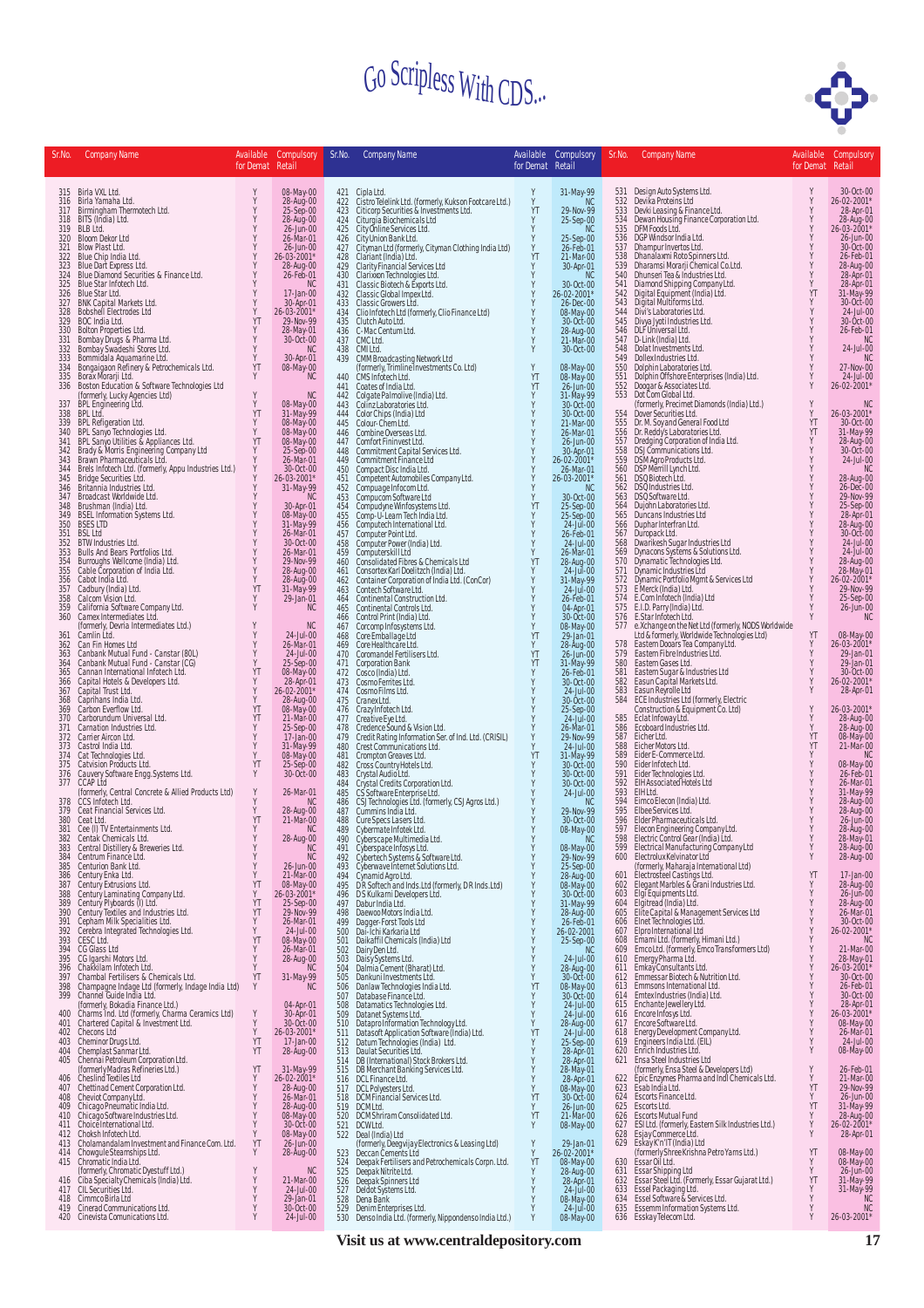# Go Scripless With CDS...

| Sr.No. | Company Name | Available for Demat | Compulsory Retail |
|---|---|---|---|
| 315 | Birla VXL Ltd. | Y | 08-May-00 |
| 316 | Birla Yamaha Ltd. | Y | 28-Aug-00 |
| 317 | Birmingham Thermotech Ltd. | Y | 25-Sep-00 |
| 318 | BITS (India) Ltd. | Y | 28-Aug-00 |
| 319 | BLB Ltd. | Y | 26-Jun-00 |
| 320 | Bloom Dekor Ltd | Y | 26-Mar-01 |
| 321 | Blow Plast Ltd. | Y | 26-Jun-00 |
| 322 | Blue Chip India Ltd. | Y | 26-03-2001* |
| 323 | Blue Dart Express Ltd. | Y | 28-Aug-00 |
| 324 | Blue Diamond Securities & Finance Ltd. | Y | 26-Feb-01 |
| 325 | Blue Star Infotech Ltd. | Y | NC |
| 326 | Blue Star Ltd. | Y | 17-Jan-00 |
| 327 | BNK Capital Markets Ltd. | Y | 30-Apr-01 |
| 328 | Bobshell Electrodes Ltd | Y | 26-03-2001* |
| 329 | BOC India Ltd. | YT | 29-Nov-99 |
| 330 | Bolton Properties Ltd. | Y | 28-May-01 |
| 331 | Bombay Drugs & Pharma Ltd. | Y | 30-Oct-00 |
| 332 | Bombay Swadeshi Stores Ltd. | Y | NC |
| 333 | Bommidala Aquamarine Ltd. | Y | 30-Apr-01 |
| 334 | Bongaigaon Refinery & Petrochemicals Ltd. | YT | 08-May-00 |
| 335 | Borax Morarji Ltd. | Y | NC |
| 336 | Boston Education & Software Technologies Ltd (formerly, Lucky Agencies Ltd) | Y | NC |
| 337 | BPL Engineering Ltd. | Y | 08-May-00 |
| 338 | BPL Ltd. | YT | 31-May-99 |
| 339 | BPL Refigeration Ltd. | Y | 08-May-00 |
| 340 | BPL Sanyo Technologies Ltd. | Y | 08-May-00 |
| 341 | BPL Sanyo Utilities & Appliances Ltd. | YT | 08-May-00 |
| 342 | Brady & Morris Engineering Company Ltd | Y | 25-Sep-00 |
| 343 | Brawn Pharmaceuticals Ltd. | Y | 26-Mar-01 |
| 344 | Brels Infotech Ltd. (formerly, Appu Industries Ltd.) | Y | 30-Oct-00 |
| 345 | Bridge Securities Ltd. | Y | 26-03-2001* |
| 346 | Britannia Industries Ltd. | Y | 31-May-99 |
| 347 | Broadcast Worldwide Ltd. | Y | NC |
| 348 | Brushman (India) Ltd. | Y | 30-Apr-01 |
| 349 | BSEL Information Systems Ltd. | Y | 08-May-00 |
| 350 | BSES LTD | Y | 31-May-99 |
| 351 | BSL Ltd. | Y | 26-Mar-01 |
| 352 | BTW Industries Ltd. | Y | 30-Oct-00 |
| 353 | Bulls And Bears Portfolios Ltd. | Y | 26-Mar-01 |
| 354 | Burroughs Wellcome (India) Ltd. | Y | 29-Nov-99 |
| 355 | Cable Corporation of India Ltd. | Y | 26-Mar-01 |
| 356 | Cabot India Ltd. | Y | 28-Aug-00 |
| 357 | Cadbury (India) Ltd. | YT | 31-May-99 |
| 358 | Calcom Vision Ltd. | Y | 29-Jan-01 |
| 359 | California Software Company Ltd. | Y | NC |
| 360 | Camex Intermediates Ltd. (formerly, Devria Intermediates Ltd.) | Y | NC |
| 361 | Camlin Ltd. | Y | 24-Jul-00 |
| 362 | Can Fin Homes Ltd | Y | 26-Mar-01 |
| 363 | Canbank Mutual Fund - Canstar (80L) | Y | 24-Jul-00 |
| 364 | Canbank Mutual Fund - Canstar (CG) | Y | 25-Sep-00 |
| 365 | Cannan International Infotech Ltd. | YT | 08-May-00 |
| 366 | Capital Hotels & Developers Ltd. | Y | 28-Apr-01 |
| 367 | Capital Trust Ltd. | Y | 26-02-2001* |
| 368 | Caprihans India Ltd. | Y | 28-Aug-00 |
| 369 | Carbon Everflow Ltd. | YT | 08-May-00 |
| 370 | Carborundum Universal Ltd. | YT | 21-Mar-00 |
| 371 | Carnation Industries Ltd. | Y | 25-Sep-00 |
| 372 | Carrier Aircon Ltd. | Y | 17-Jan-00 |
| 373 | Castrol India Ltd. | Y | 31-May-99 |
| 374 | Cat Technologies Ltd. | Y | 08-May-00 |
| 375 | Catvision Products Ltd. | YT | 25-Sep-00 |
| 376 | Cauvery Software Engg.Systems Ltd. | Y | 30-Oct-00 |
| 377 | CCAP Ltd (formerly, Central Concrete & Allied Products Ltd) | Y | 26-Mar-01 |
| 378 | CCS Infotech Ltd. | Y | NC |
| 379 | Ceat Financial Services Ltd. | Y | 28-Aug-00 |
| 380 | Ceat Ltd. | YT | 21-Mar-00 |
| 381 | Cee (I) TV Entertainments Ltd. | Y | NC |
| 382 | Centak Chemicals Ltd. | Y | 28-Aug-00 |
| 383 | Central Distillery & Breweries Ltd. | Y | NC |
| 384 | Centrum Finance Ltd. | Y | NC |
| 385 | Centurion Bank Ltd. | Y | 26-Jun-00 |
| 386 | Century Enka Ltd. | Y | 21-Mar-00 |
| 387 | Century Extrusions Ltd. | YT | 08-May-00 |
| 388 | Century Laminating Company Ltd. | Y | 26-03-2001* |
| 389 | Century Plyboards (I) Ltd. | YT | 25-Sep-00 |
| 390 | Century Textiles and Industries Ltd. | YT | 29-Nov-99 |
| 391 | Cepham Milk Specialities Ltd. | Y | 26-Mar-01 |
| 392 | Cerebra Integrated Technologies Ltd. | Y | 24-Jul-00 |
| 393 | CESC Ltd. | YT | 08-May-00 |
| 394 | CG Glass Ltd | Y | 26-Mar-01 |
| 395 | CG Igarshi Motors Ltd. | Y | 28-Aug-00 |
| 396 | Chakkilam Infotech Ltd. | Y | NC |
| 397 | Chambal Fertilisers & Chemicals Ltd. | YT | 31-May-99 |
| 398 | Champagne Indage Ltd (formerly, Indage India Ltd) | Y | NC |
| 399 | Channel Guide India Ltd. (formerly, Bokadia Finance Ltd.) | Y | 04-Apr-01 |
| 400 | Charms Ind. Ltd (formerly, Charma Ceramics Ltd) | Y | 30-Apr-01 |
| 401 | Chartered Capital & Investment Ltd. | Y | 30-Oct-00 |
| 402 | Checons Ltd | Y | 26-03-2001* |
| 403 | Cheminor Drugs Ltd. | YT | 17-Jan-00 |
| 404 | Chemplast Sanmar Ltd. | YT | 28-Aug-00 |
| 405 | Chennai Petroleum Corporation Ltd. (formerly Madras Refineries Ltd.) | YT | 31-May-99 |
| 406 | Cheslind Textiles Ltd | Y | 26-02-2001* |
| 407 | Chettinad Cement Corporation Ltd. | Y | 28-Aug-00 |
| 408 | Cheviot Company Ltd. | Y | 26-Mar-01 |
| 409 | Chicago Pneumatic India Ltd. | Y | 28-Aug-00 |
| 410 | Chicago Software Industries Ltd. | Y | 08-May-00 |
| 411 | Choice International Ltd. | Y | 30-Oct-00 |
| 412 | Choksh Infotech Ltd. | Y | 08-May-00 |
| 413 | Cholamandalam Investment and Finance Com. Ltd. | YT | 26-Jun-00 |
| 414 | Chowgule Steamships Ltd. | Y | 28-Aug-00 |
| 415 | Chromatic India Ltd. (formerly, Chromatic Dyestuff Ltd.) | Y | NC |
| 416 | Ciba Specialty Chemicals (India) Ltd. | Y | 21-Mar-00 |
| 417 | CIL Securities Ltd. | Y | 24-Jul-00 |
| 418 | Cimmco Birla Ltd | Y | 29-Jan-01 |
| 419 | Cinerad Communications Ltd. | Y | 30-Oct-00 |
| 420 | Cinevista Comunications Ltd. | Y | 24-Jul-00 |
| 421 | Cipla Ltd. | Y | 31-May-99 |
| 422 | Cistro Telelink Ltd. (formerly, Kukson Footcare Ltd.) | Y | NC |
| 423 | Citicorp Securities & Investments Ltd. | YT | 29-Nov-99 |
| 424 | Citurgia Biochemicals Ltd | Y | 25-Sep-00 |
| 425 | City Online Services Ltd. | Y | NC |
| 426 | City Union Bank Ltd. | Y | 25-Sep-00 |
| 427 | Cityman Ltd (formerly, Cityman Clothing India Ltd) | Y | 26-Feb-01 |
| 428 | Clariant (India) Ltd. | YT | 21-Mar-00 |
| 429 | Clarity Financial Services Ltd | Y | 30-Apr-01 |
| 430 | Clarixon Technologies Ltd. | Y | NC |
| 431 | Classic Biotech & Exports Ltd. | Y | 30-Oct-00 |
| 432 | Classic Global Impex Ltd. | Y | 26-02-2001* |
| 433 | Classic Growers Ltd. | Y | 26-Dec-00 |
| 434 | Clio Infotech Ltd (formerly, Clio Finance Ltd) | Y | 08-May-00 |
| 435 | Clutch Auto Ltd. | Y | 30-Oct-00 |
| 436 | C-Mac Centum Ltd. | Y | 28-Aug-00 |
| 437 | CMC Ltd. | Y | 21-Mar-00 |
| 438 | CMI Ltd. | Y | 30-Oct-00 |
| 439 | CMM Broadcasting Network Ltd (formerly, Trimline Investments Co. Ltd) | Y | 08-May-00 |
| 440 | CMS Infotech Ltd. | YT | 08-May-00 |
| 441 | Coates of India Ltd. | YT | 26-Jun-00 |
| 442 | Colgate Palmolive (India) Ltd. | Y | 31-May-99 |
| 443 | Colinz Laboratories Ltd. | Y | 30-Oct-00 |
| 444 | Color Chips (India) Ltd | Y | 30-Oct-00 |
| 445 | Colour-Chem Ltd. | Y | 21-Mar-00 |
| 446 | Combine Overseas Ltd. | Y | 26-Mar-01 |
| 447 | Comfort Fininvest Ltd. | Y | 30-Oct-00 |
| 448 | Commitment Capital Services Ltd. | Y | 30-Apr-01 |
| 449 | Commitment Finance Ltd | Y | 26-02-2001* |
| 450 | Compact Disc India Ltd. | Y | 26-Mar-01 |
| 451 | Competent Automobiles Company Ltd. | Y | 26-03-2001* |
| 452 | Compuage Infocom Ltd. | Y | NC |
| 453 | Compucom Software Ltd | Y | 30-Oct-00 |
| 454 | Compudyne Winfosystems Ltd. | YT | 25-Sep-00 |
| 455 | Comp-U-Learn Tech India Ltd. | Y | 25-Sep-00 |
| 456 | Computech International Ltd. | Y | 24-Jul-00 |
| 457 | Computer Point Ltd. | Y | 26-Feb-01 |
| 458 | Computer Power (India) Ltd. | Y | 24-Jul-00 |
| 459 | Computerskill Ltd | Y | 26-Mar-01 |
| 460 | Consolidated Fibres & Chemicals Ltd | YT | 28-Aug-00 |
| 461 | Consortex Karl Doelitzch (India) Ltd. | Y | 24-Jul-00 |
| 462 | Container Corporation of India Ltd. (ConCor) | Y | 31-May-99 |
| 463 | Contech Software Ltd. | Y | 24-Jul-00 |
| 464 | Continental Construction Ltd. | Y | 26-Feb-01 |
| 465 | Continental Controls Ltd. | Y | 04-Apr-01 |
| 466 | Control Print (India) Ltd. | Y | 30-Oct-00 |
| 467 | Corcomp Infosystems Ltd. | Y | 08-May-00 |
| 468 | Core Emballage Ltd | YT | 29-Jan-01 |
| 469 | Core Healthcare Ltd. | Y | 28-Aug-00 |
| 470 | Coromandel Fertilisers Ltd. | YT | 26-Jun-00 |
| 471 | Corporation Bank | YT | 31-May-99 |
| 472 | Cosco (India) Ltd. | Y | 26-Feb-01 |
| 473 | Cosmo Ferrites Ltd. | Y | 30-Oct-00 |
| 474 | Cosmo Films Ltd. | Y | 24-Jul-00 |
| 475 | Cranex Ltd. | Y | 30-Oct-00 |
| 476 | Crazy Infotech Ltd. | Y | 25-Sep-00 |
| 477 | Creative Eye Ltd. | Y | 24-Jul-00 |
| 478 | Credence Sound & Vision Ltd. | Y | 26-Mar-01 |
| 479 | Credit Rating Information Ser. of Ind. Ltd. (CRISIL) | Y | 29-Nov-99 |
| 480 | Crest Communications Ltd. | Y | 24-Jul-00 |
| 481 | Crompton Greaves Ltd. | YT | 31-May-99 |
| 482 | Cross Country Hotels Ltd. | Y | 30-Oct-00 |
| 483 | Crystal Audio Ltd. | Y | 30-Oct-00 |
| 484 | Crystal Credits Corporation Ltd. | Y | 30-Oct-00 |
| 485 | CS Software Enterprise Ltd. | Y | 24-Jul-00 |
| 486 | CSJ Technologies Ltd. (formerly, CSJ Agros Ltd.) | Y | NC |
| 487 | Cummins India Ltd. | Y | 29-Nov-99 |
| 488 | Cure Specs Lasers Ltd. | Y | 30-Oct-00 |
| 489 | Cybermate Infotek Ltd. | Y | 08-May-00 |
| 490 | Cyberscape Multimedia Ltd. | Y | NC |
| 491 | Cyberspace Infosys Ltd. | Y | 08-May-00 |
| 492 | Cybertech Systems & Software Ltd. | Y | 29-Nov-99 |
| 493 | Cyberwave Internet Solutions Ltd. | Y | 25-Sep-00 |
| 494 | Cynamid Agro Ltd. | Y | 28-Aug-00 |
| 495 | D R Softech and Inds.Ltd (formerly, D R Inds.Ltd) | Y | 08-May-00 |
| 496 | D S Kulkarni Developers Ltd. | Y | 30-Oct-00 |
| 497 | Dabur India Ltd. | Y | 31-May-99 |
| 498 | Daewoo Motors India Ltd. | Y | 28-Aug-00 |
| 499 | Dagger-Forst Tools Ltd | Y | 26-Feb-01 |
| 500 | Dai-Ichi Karkaria Ltd | Y | 26-02-2001 |
| 501 | Daikaffil Chemicals (India) Ltd | Y | 25-Sep-00 |
| 502 | Dairy Den Ltd. | Y | NC |
| 503 | Daisy Systems Ltd. | Y | 24-Jul-00 |
| 504 | Dalmia Cement (Bharat) Ltd. | Y | 28-Aug-00 |
| 505 | Dankuni Investments Ltd. | Y | 30-Oct-00 |
| 506 | Danlaw Technologies India Ltd. | YT | 08-May-00 |
| 507 | Database Finance Ltd. | Y | 30-Oct-00 |
| 508 | Datamatics Technologies Ltd. | Y | 24-Jul-00 |
| 509 | Datanet Systems Ltd. | Y | 24-Jul-00 |
| 510 | Datapro Information Technology Ltd. | Y | 28-Aug-00 |
| 511 | Datasoft Application Software (India) Ltd. | YT | 24-Jul-00 |
| 512 | Datum Technologies (India) Ltd. | Y | 25-Sep-00 |
| 513 | Daulat Securities Ltd. | Y | 28-Apr-01 |
| 514 | DB (International) Stock Brokers Ltd. | Y | 28-Apr-01 |
| 515 | DB Merchant Banking Services Ltd. | Y | 28-May-01 |
| 516 | DCL Finance Ltd. | Y | 28-Apr-01 |
| 517 | DCL Polyesters Ltd. | Y | 08-May-00 |
| 518 | DCM Financial Services Ltd. | YT | 30-Oct-00 |
| 519 | DCM Ltd. | Y | 26-Jun-00 |
| 520 | DCM Shriram Consolidated Ltd. | YT | 21-Mar-00 |
| 521 | DCW Ltd. | Y | 08-May-00 |
| 522 | Deal (India) Ltd (formerly, Deegvijay Electronics & Leasing Ltd) | Y | 29-Jan-01 |
| 523 | Deccan Cements Ltd | Y | 26-02-2001* |
| 524 | Deepak Fertilisers and Petrochemicals Corpn. Ltd. | YT | 08-May-00 |
| 525 | Deepak Nitrite Ltd. | Y | 28-Aug-00 |
| 526 | Deepak Spinners Ltd | Y | 28-Apr-01 |
| 527 | Deldot Systems Ltd. | Y | 24-Jul-00 |
| 528 | Dena Bank | Y | 08-May-00 |
| 529 | Denim Enterprises Ltd. | Y | 24-Jul-00 |
| 530 | Denso India Ltd. (formerly, Nippondenso India Ltd.) | Y | 08-May-00 |
| 531 | Design Auto Systems Ltd. | Y | 30-Oct-00 |
| 532 | Devika Proteins Ltd | Y | 26-02-2001* |
| 533 | Devki Leasing & Finance Ltd. | Y | 28-Apr-01 |
| 534 | Dewan Housing Finance Corporation Ltd. | Y | 28-Aug-00 |
| 535 | DFM Foods Ltd. | Y | 26-03-2001* |
| 536 | DGP Windsor India Ltd. | Y | 26-Jun-00 |
| 537 | Dhampur Invertos Ltd. | Y | 30-Oct-00 |
| 538 | Dhanalaxmi Roto Spinners Ltd. | Y | 26-Feb-01 |
| 539 | Dharamsi Morarji Chemical Co.Ltd. | Y | 28-Aug-00 |
| 540 | Dhunseri Tea & Industries Ltd. | Y | 28-Apr-01 |
| 541 | Diamond Shipping Company Ltd. | Y | 28-Apr-01 |
| 542 | Digital Equipment (India) Ltd. | YT | 31-May-99 |
| 543 | Digital Multiforms Ltd. | Y | 30-Oct-00 |
| 544 | Divi's Laboratories Ltd. | Y | 24-Jul-00 |
| 545 | Divya Jyoti Industries Ltd. | Y | 30-Oct-00 |
| 546 | DLF Universal Ltd. | Y | 26-Feb-01 |
| 547 | D-Link (India) Ltd. | Y | NC |
| 548 | Dolat Investments Ltd. | Y | 24-Jul-00 |
| 549 | Dollex Industries Ltd. | Y | NC |
| 550 | Dolphin Laboratories Ltd. | Y | 27-Nov-00 |
| 551 | Dolphin Offshore Enterprises (India) Ltd. | Y | 24-Jul-00 |
| 552 | Doogar & Associates Ltd. | Y | 26-02-2001* |
| 553 | Dot Com Global Ltd. (formerly, Precimet Diamonds (India) Ltd.) | Y | NC |
| 554 | Dover Securities Ltd. | Y | 26-03-2001* |
| 555 | Dr. M. Soy and General Food Ltd | YT | 30-Oct-00 |
| 556 | Dr. Reddy's Laboratories Ltd. | YT | 31-May-99 |
| 557 | Dredging Corporation of India Ltd. | Y | 28-Aug-00 |
| 558 | DSJ Communications Ltd. | Y | 30-Oct-00 |
| 559 | DSM Agro Products Ltd. | Y | 24-Jul-00 |
| 560 | DSP Merrill Lynch Ltd. | Y | NC |
| 561 | DSQ Biotech Ltd. | Y | 28-Aug-00 |
| 562 | DSQ Industries Ltd. | Y | 26-Dec-00 |
| 563 | DSQ Software Ltd. | Y | 29-Nov-99 |
| 564 | Dujohn Laboratories Ltd. | Y | 25-Sep-00 |
| 565 | Duncans Industries Ltd | Y | 28-Apr-01 |
| 566 | Duphar Interfran Ltd. | Y | 28-Aug-00 |
| 567 | Duropack Ltd. | Y | 30-Oct-00 |
| 568 | Dwarikesh Sugar Industries Ltd | Y | 24-Jul-00 |
| 569 | Dynacons Systems & Solutions Ltd. | Y | 24-Jul-00 |
| 570 | Dynamatic Technologies Ltd. | Y | 28-Aug-00 |
| 571 | Dynamic Industries Ltd | Y | 28-May-01 |
| 572 | Dynamic Portfolio Mgmt & Services Ltd | Y | 26-02-2001* |
| 573 | E Merck (India) Ltd. | Y | 29-Nov-99 |
| 574 | E.Com Infotech (India) Ltd | Y | 25-Sep-00 |
| 575 | E.I.D. Parry (India) Ltd. | Y | 26-Jun-00 |
| 576 | E.Star Infotech Ltd. | Y | NC |
| 577 | e.Xchange on the Net Ltd (formerly, NODS Worldwide Ltd & formerly, Worldwide Technologies Ltd) | YT | 08-May-00 |
| 578 | Eastern Dooars Tea Company Ltd. | Y | 26-03-2001* |
| 579 | Eastern Fibre Industries Ltd. | Y | 29-Jan-01 |
| 580 | Eastern Gases Ltd. | Y | 29-Jan-01 |
| 581 | Eastern Sugar & Industries Ltd | Y | 30-Oct-00 |
| 582 | Easun Capital Markets Ltd. | Y | 26-02-2001* |
| 583 | Easun Reyrolle Ltd | Y | 28-Apr-01 |
| 584 | ECE Industries Ltd (formerly, Electric Construction & Equipment Co. Ltd) | Y | 26-03-2001* |
| 585 | Eclat Infoway Ltd. | Y | 28-Aug-00 |
| 586 | Ecoboard Industries Ltd. | Y | 28-Aug-00 |
| 587 | Eicher Ltd. | YT | 08-May-00 |
| 588 | Eicher Motors Ltd. | YT | 21-Mar-00 |
| 589 | Eider E-Commerce Ltd. | Y | NC |
| 590 | Eider Infotech Ltd. | Y | 08-May-00 |
| 591 | Eider Technologies Ltd. | Y | 26-Feb-01 |
| 592 | EIH Associated Hotels Ltd | Y | 26-Mar-01 |
| 593 | EIH Ltd. | Y | 31-May-99 |
| 594 | Eimco Elecon (India) Ltd. | Y | 28-Aug-00 |
| 595 | Elbee Services Ltd. | Y | 28-Aug-00 |
| 596 | Elder Pharmaceuticals Ltd. | Y | 26-Jun-00 |
| 597 | Elecon Engineering Company Ltd. | Y | 28-Aug-00 |
| 598 | Electric Control Gear (India) Ltd. | Y | 28-May-01 |
| 599 | Electrical Manufacturing Company Ltd | Y | 28-Aug-00 |
| 600 | Electrolux Kelvinator Ltd (formerly, Maharaja International Ltd) | Y | 28-Aug-00 |
| 601 | Electrosteel Castings Ltd. | YT | 17-Jan-00 |
| 602 | Elegant Marbles & Grani Industries Ltd. | Y | 28-Aug-00 |
| 603 | Elgi Equipments Ltd. | Y | 26-Jun-00 |
| 604 | Elgitread (India) Ltd. | Y | 28-Aug-00 |
| 605 | Elite Capital & Management Services Ltd | Y | 26-Mar-01 |
| 606 | Elnet Technologies Ltd. | Y | 30-Oct-00 |
| 607 | Elpro International Ltd | Y | 26-02-2001* |
| 608 | Emami Ltd. (formerly, Himani Ltd.) | Y | NC |
| 609 | Emco Ltd. (formerly, Emco Transformers Ltd) | Y | 21-Mar-00 |
| 610 | Emergy Pharma Ltd. | Y | 28-May-01 |
| 611 | Emkay Consultants Ltd. | Y | 26-03-2001* |
| 612 | Emmessar Biotech & Nutrition Ltd. | Y | 30-Oct-00 |
| 613 | Emmsons International Ltd. | Y | 26-Feb-01 |
| 614 | Emtex Industries (India) Ltd. | Y | 30-Oct-00 |
| 615 | Enchante Jewellery Ltd. | Y | 28-Apr-01 |
| 616 | Encore Infosys Ltd. | Y | 26-03-2001* |
| 617 | Encore Software Ltd. | Y | 08-May-00 |
| 618 | Energy Development Company Ltd. | Y | 26-Mar-01 |
| 619 | Engineers India Ltd. (EIL) | Y | 24-Jul-00 |
| 620 | Enrich Industries Ltd. | Y | 08-May-00 |
| 621 | Ensa Steel Industries Ltd (formerly, Ensa Steel & Developers Ltd) | Y | 26-Feb-01 |
| 622 | Epic Enzymes Pharma and Indl Chemicals Ltd. | Y | 21-Mar-00 |
| 623 | Esab India Ltd. | YT | 29-Nov-99 |
| 624 | Escorts Finance Ltd. | Y | 26-Jun-00 |
| 625 | Escorts Ltd. | YT | 31-May-99 |
| 626 | Escorts Mutual Fund | Y | 28-Aug-00 |
| 627 | ESI Ltd. (formerly, Eastern Silk Industries Ltd.) | Y | 26-02-2001* |
| 628 | Esjay Commerce Ltd. | Y | 28-Apr-01 |
| 629 | Eskay K'n'IT (India) Ltd (formerly Shree Krishna Petro Yarns Ltd.) | YT | 08-May-00 |
| 630 | Essar Oil Ltd. | Y | 08-May-00 |
| 631 | Essar Shipping Ltd | Y | 26-Jun-00 |
| 632 | Essar Steel Ltd. (Formerly, Essar Gujarat Ltd.) | YT | 31-May-99 |
| 633 | Essel Packaging Ltd. | Y | 31-May-99 |
| 634 | Essel Software & Services Ltd. | Y | NC |
| 635 | Essemm Information Systems Ltd. | Y | NC |
| 636 | Esskay Telecom Ltd. | Y | 26-03-2001* |

Visit us at www.centraldepository.com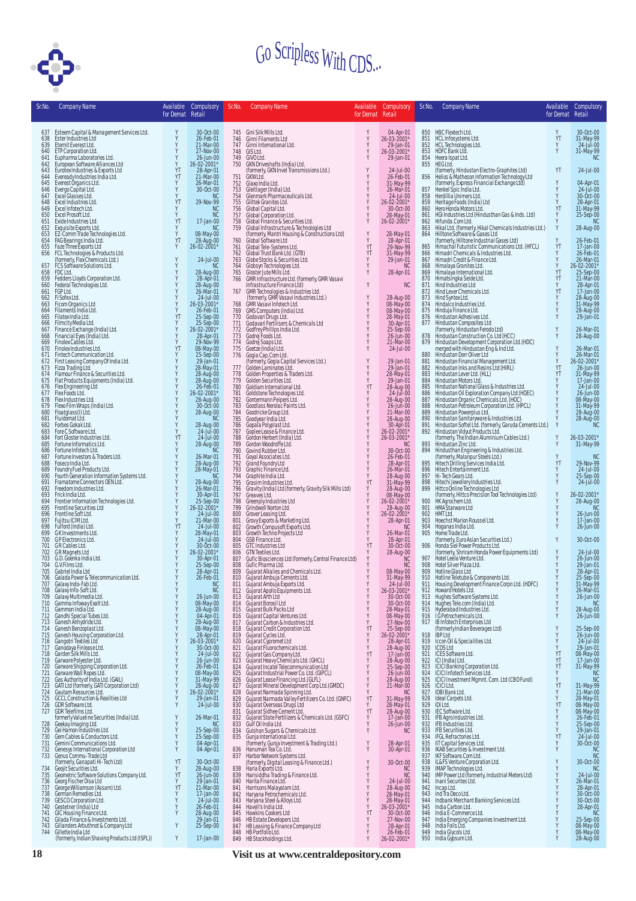# Go Scripless With CDS...

| Sr.No. | Company Name | Available for Demat | Compulsory Retail |
|---|---|---|---|
| 637 | Esteem Capital & Management Services Ltd. | Y | 30-Oct-00 |
| 638 | Ester Industries Ltd | Y | 26-Feb-01 |
| 639 | Eternit Everest Ltd. | Y | 21-Mar-00 |
| 640 | ETP Corporation Ltd. | Y | 27-Nov-00 |
| 641 | Eupharma Laboratories Ltd. | Y | 26-Jun-00 |
| 642 | European Software Alliances Ltd | Y | 26-02-2001* |
| 643 | Eurotex Industries & Exports Ltd | YT | 28-Apr-01 |
| 644 | Eveready Industries India Ltd. | YT | 21-Mar-00 |
| 645 | Everest Organics Ltd. | Y | 26-Mar-01 |
| 646 | Evergo Capital Ltd. | Y | 30-Oct-00 |
| 647 | Excel Glasses Ltd. | Y | NC |
| 648 | Excel Industries Ltd. | YT | 29-Nov-99 |
| 649 | Excel Infotech Ltd. | Y | NC |
| 650 | Excel Prosoft Ltd. | Y | NC |
| 651 | Exide Industries Ltd. | YT | 17-Jan-00 |
| 652 | Exquisite Exports Ltd. | Y | NC |
| 653 | EZ-Comm Trade Technologies Ltd. | Y | 08-May-00 |
| 654 | FAG Bearings India Ltd. | YT | 28-Aug-00 |
| 655 | Faze Three Exports Ltd | Y | 26-02-2001* |
| 656 | FCL Technologies & Products Ltd. (formerly, Flex Chemicals Ltd.) | Y | 24-Jul-00 |
| 657 | FCS Software Solutions Ltd. | Y | NC |
| 658 | FDC Ltd. | Y | 28-Aug-00 |
| 659 | Fedders Lloyds Corporation Ltd. | Y | 28-Apr-01 |
| 660 | Federal Technologies Ltd. | Y | 28-Aug-00 |
| 661 | FGP Ltd. | Y | 26-Mar-01 |
| 662 | FI Sofex Ltd. | Y | 24-Jul-00 |
| 663 | Ficom Organics Ltd | Y | 26-03-2001* |
| 664 | Filaments India Ltd. | Y | 26-Feb-01 |
| 665 | Filatex India Ltd. | YT | 25-Sep-00 |
| 666 | Filmcity Media Ltd. | Y | 25-Sep-00 |
| 667 | Finance Exchange (India) Ltd. | Y | 26-02-2001* |
| 668 | Financial Eyes (India) Ltd. | Y | 28-Apr-01 |
| 669 | Finolex Cables Ltd. | Y | 29-Nov-99 |
| 670 | Finolex Industries Ltd. | YT | 08-May-00 |
| 671 | Fintech Communication Ltd. | Y | 25-Sep-00 |
| 672 | First Leasing Company Of India Ltd. | Y | 29-Jan-01 |
| 673 | Fizza Trading Ltd. | Y | 28-May-01 |
| 674 | Flamour Finance & Securities Ltd. | Y | 28-Aug-00 |
| 675 | Flat Products Equipments (India) Ltd. | Y | 28-Aug-00 |
| 676 | Flex Engineering Ltd | Y | 26-Feb-01 |
| 677 | Flex Foods Ltd. | Y | 26-02-2001* |
| 678 | Flex Industries Ltd. | Y | 28-Aug-00 |
| 679 | Flexo Film Wraps (India) Ltd. | Y | 30-Oct-00 |
| 680 | Floatglass(I) Ltd. | Y | 28-Aug-00 |
| 681 | Fluidomat Ltd. | Y | NC |
| 682 | Forbes Gokak Ltd. | Y | 28-Aug-00 |
| 683 | Fore C Software Ltd. | Y | 24-Jul-00 |
| 684 | Fort Gloster Industries Ltd. | YT | 24-Jul-00 |
| 685 | Fortune Informatics Ltd. | Y | 28-Aug-00 |
| 686 | Fortune Infotech Ltd. | Y | NC |
| 687 | Fortune Investors & Traders Ltd. | Y | 26-Mar-01 |
| 688 | Foseco India Ltd. | Y | 28-Aug-00 |
| 689 | Foundry Fuel Products Ltd. | Y | 28-May-01 |
| 690 | Fourth Generation Information Systems Ltd. | Y | NC |
| 691 | Framatome Connectors OEN Ltd. | Y | 28-Aug-00 |
| 692 | Freedom Industries Ltd. | Y | 26-Mar-01 |
| 693 | Frick India Ltd. | Y | 30-Apr-01 |
| 694 | Frontier Information Technologies Ltd. | Y | 25-Sep-00 |
| 695 | Frontline Securities Ltd | Y | 26-02-2001* |
| 696 | Frontline Soft Ltd. | Y | 24-Jul-00 |
| 697 | Fujitsu ICIM Ltd. | Y | 21-Mar-00 |
| 698 | Fulford (India) Ltd. | YT | 24-Jul-00 |
| 699 | G K Investments Ltd. | Y | 28-May-01 |
| 700 | G P Electronics Ltd. | Y | 24-Jul-00 |
| 701 | G R Cables Ltd. | Y | 30-Oct-00 |
| 702 | G R Magnets Ltd | Y | 26-02-2001* |
| 703 | G.D. Goenka India Ltd. | Y | 30-Apr-01 |
| 704 | G.V.Films Ltd. | Y | 25-Sep-00 |
| 705 | Gabriel India Ltd | Y | 28-Apr-01 |
| 706 | Galada Power & Telecommunication Ltd. | Y | 26-Feb-01 |
| 707 | Galaxy Indo-Fab Ltd. | Y | NC |
| 708 | Galaxy Info-Soft Ltd. | Y | NC |
| 709 | Galaxy Multimedia Ltd. | Y | 26-Jun-00 |
| 710 | Gamma Infoway Exalt Ltd. | Y | 08-May-00 |
| 711 | Gammon India Ltd. | Y | 28-Aug-00 |
| 712 | Gandhi Special Tubes Ltd. | Y | 04-Apr-01 |
| 713 | Ganesh Anhydride Ltd. | Y | 28-Aug-00 |
| 714 | Ganesh Benzoplast Ltd. | Y | 08-May-00 |
| 715 | Ganesh Housing Corporation Ltd. | Y | 28-Apr-01 |
| 716 | Gangotri Textiles Ltd | Y | 26-03-2001* |
| 717 | Ganodaya Finlease Ltd. | Y | 30-Oct-00 |
| 718 | Garden Silk Mills Ltd. | Y | 24-Jul-00 |
| 719 | Garware Polyester Ltd. | Y | 26-Jun-00 |
| 720 | Garware Shipping Corporation Ltd. | Y | 26-Feb-01 |
| 721 | Garware Wall Ropes Ltd. | Y | 08-May-00 |
| 722 | Gas Authority of India Ltd. (GAIL) | Y | 31-May-99 |
| 723 | GATI Ltd (formerly, GATI Corporation Ltd) | Y | 28-Aug-00 |
| 724 | Gautam Resources Ltd. | Y | 26-02-2001* |
| 725 | GCCL Construction & Realities Ltd | Y | 29-Jan-01 |
| 726 | GDR Software Ltd. | Y | 24-Jul-00 |
| 727 | GDR Telefilms Ltd. formerly Valueline Securities (India) Ltd. | Y | 26-Mar-01 |
| 728 | Geekay Imaging Ltd. | Y | NC |
| 729 | Gei Hamon Industries Ltd. | Y | 25-Sep-00 |
| 730 | Gem Cables & Conductors Ltd. | Y | 25-Sep-00 |
| 731 | Gemini Communications Ltd. | Y | 04-Apr-01 |
| 732 | Genesys International Corporation Ltd | Y | 04-Apr-01 |
| 733 | Genus Commu-Trade Ltd (formerly, Ganapati Hi-Tech Ltd) | YT | 30-Oct-00 |
| 734 | Geojit Securities Ltd. | Y | 28-Aug-00 |
| 735 | Geometric Software Solutions Company Ltd. | YT | 26-Jun-00 |
| 736 | Georg Fischer Disa Ltd | Y | 29-Jan-01 |
| 737 | George Williamson (Assam) Ltd. | YT | 21-Mar-00 |
| 738 | German Remedies Ltd. | Y | 17-Jan-00 |
| 739 | GESCO Corporation Ltd. | Y | 24-Jul-00 |
| 740 | Gestetner (India) Ltd | Y | 26-Feb-01 |
| 741 | GIC Housing Finance Ltd. | Y | 28-Aug-00 |
| 742 | Gilada Finance & Investments Ltd. | Y | 29-Jan-01 |
| 743 | Gillanders Arbuthnot & Company Ltd | Y | 25-Sep-00 |
| 744 | Gillette India Ltd (formerly, Indian Shaving Products Ltd (ISPL)) | Y | 17-Jan-00 |
| 745 | Gini Silk Mills Ltd. | Y | 04-Apr-01 |
| 746 | Ginni Filaments Ltd | Y | 26-03-2001* |
| 747 | Ginni International Ltd. | Y | 29-Jan-01 |
| 748 | GIS Ltd. | Y | 26-03-2001* |
| 749 | GIVO Ltd. | Y | 29-Jan-01 |
| 750 | GKN Driveshafts (India) Ltd. (formerly, GKN Invel Transmissions Ltd.) | Y | 24-Jul-00 |
| 751 | GKW Ltd. | Y | 26-Feb-01 |
| 752 | Glaxo India Ltd. | Y | 31-May-99 |
| 753 | Gleitlager (India) Ltd. | Y | 26-Mar-01 |
| 754 | Glenmark Pharmaceuticals Ltd. | Y | 24-Jul-00 |
| 755 | Glittek Granites Ltd. | Y | 26-02-2001* |
| 756 | Global Capital Ltd. | Y | 30-Oct-00 |
| 757 | Global Corporation Ltd. | Y | 28-May-01 |
| 758 | Global Finance & Securities Ltd. | Y | 26-02-2001* |
| 759 | Global Infrastructure & Technologies Ltd (formerly, Mantri Housing & Constructions Ltd) | Y | 28-May-01 |
| 760 | Global Software Ltd | Y | 28-Apr-01 |
| 761 | Global Tele-Systems Ltd. | YT | 29-Nov-99 |
| 762 | Global Trust Bank Ltd. (GTB) | YT | 31-May-99 |
| 763 | Globe Stocks & Securities Ltd. | Y | 29-Jan-01 |
| 764 | Globsyn Technologies Ltd. | Y | NC |
| 765 | Gloster Jute Mills Ltd. | Y | 28-Apr-01 |
| 766 | GMR Infrastructure Ltd. (formerly, GMR Vasavi Infrastructure Finance Ltd) | Y | NC |
| 767 | GMR Technologies & Industries Ltd. (formerly, GMR Vasavi Industries Ltd.) | Y | 28-Aug-00 |
| 768 | GMR Vasavi Infotech Ltd. | Y | 08-May-00 |
| 769 | GMS Computers (India) Ltd. | Y | 08-May-00 |
| 770 | Godavari Drugs Ltd. | Y | 28-May-01 |
| 771 | Godavari Fertilisers & Chemicals Ltd | Y | 30-Apr-01 |
| 772 | Godfrey Phillips India Ltd. | Y | 25-Sep-00 |
| 773 | Godrej Foods Ltd. | Y | 26-Jun-00 |
| 774 | Godrej Soaps Ltd. | Y | 21-Mar-00 |
| 775 | Goetze (India) Ltd. | Y | 24-Jul-00 |
| 776 | Gogia Cap.Com Ltd. (formerly, Gogia Capital Services Ltd.) | Y | 29-Jan-01 |
| 777 | Golden Laminates Ltd. | Y | 29-Jan-01 |
| 778 | Golden Properties & Traders Ltd. | Y | 28-May-01 |
| 779 | Golden Securities Ltd. | Y | 29-Jan-01 |
| 780 | Goldiam International Ltd. | YT | 28-Aug-00 |
| 781 | Goldstone Technologies Ltd. | Y | 24-Jul-00 |
| 782 | Gontermann Peipers Ltd. | Y | 28-Aug-00 |
| 783 | Goodlass Nerolac Paints Ltd. | Y | 26-Jun-00 |
| 784 | Goodricke Group Ltd. | Y | 21-Mar-00 |
| 785 | Goodyear India Ltd. | Y | 28-Aug-00 |
| 786 | Gopala Polyplast Ltd. | Y | 30-Apr-01 |
| 787 | Goplee Lease & Finance Ltd. | Y | 26-02-2001* |
| 788 | Gordon Herbert (India) Ltd. | Y | 26-03-2001* |
| 789 | Gordon Woodroffe Ltd. | Y | NC |
| 790 | Govind Rubber Ltd. | Y | 30-Oct-00 |
| 791 | Goyal Associates Ltd. | Y | 26-Feb-01 |
| 792 | Grand Foundry Ltd | Y | 28-Apr-01 |
| 793 | Graphic Finance Ltd. | Y | 26-Mar-01 |
| 794 | Graphite India Ltd. | Y | 28-Aug-00 |
| 795 | Grasim Industries Ltd. | YT | 31-May-99 |
| 796 | Gravity (India) Ltd (formerly, Gravity Silk Mills Ltd) | Y | 28-Aug-00 |
| 797 | Greaves Ltd. | Y | 08-May-00 |
| 798 | Greenply Industries Ltd | Y | 26-02-2001* |
| 799 | Grindwell Norton Ltd. | Y | 28-Aug-00 |
| 800 | Grover Leasing Ltd. | Y | 26-02-2001* |
| 801 | Grovy Exports & Marketing Ltd. | Y | 28-Apr-01 |
| 802 | Growth Compusoft Exports Ltd. | Y | NC |
| 803 | Growth Techno Projects Ltd | Y | 26-Mar-01 |
| 804 | GSB Finance Ltd. | Y | 28-Apr-01 |
| 805 | GTC Industries Ltd | YT | 30-Oct-00 |
| 806 | GTN Textiles Ltd. | Y | 28-Aug-00 |
| 807 | Gufic Biosciences Ltd (formerly, Central Finance Ltd) | Y | NC |
| 808 | Gufic Pharma Ltd. | Y | NC |
| 809 | Gujarat Alkalies and Chemicals Ltd. | Y | 08-May-00 |
| 810 | Gujarat Ambuja Cements Ltd. | Y | 31-May-99 |
| 811 | Gujarat Ambuja Exports Ltd. | Y | 24-Jul-00 |
| 812 | Gujarat Apollo Equipments Ltd. | Y | 26-03-2001* |
| 813 | Gujarat Arth Ltd | Y | 30-Oct-00 |
| 814 | Gujarat Borosil Ltd | Y | 30-Oct-00 |
| 815 | Gujarat Bulk Packs Ltd | Y | 28-May-01 |
| 816 | Gujarat Capital Ventures Ltd. | Y | 08-May-00 |
| 817 | Gujarat Carbon & Industries Ltd. | Y | 27-Nov-00 |
| 818 | Gujarat Credit Corporation Ltd. | YT | 25-Sep-00 |
| 819 | Gujarat Cycles Ltd. | Y | 26-02-2001* |
| 820 | Gujarat Cypromet Ltd | Y | 28-Apr-01 |
| 821 | Gujarat Fluorochemicals Ltd. | Y | 28-Aug-00 |
| 822 | Gujarat Gas Company Ltd. | YT | 17-Jan-00 |
| 823 | Gujarat Heavy Chemicals Ltd. (GHCL) | Y | 28-Aug-00 |
| 824 | Gujarat Incatel Telecommunication Ltd | Y | 25-Sep-00 |
| 825 | Gujarat Industrial Power Co. Ltd. (GIPCL) | Y | 26-Jun-00 |
| 826 | Gujarat Lease Financing Ltd. (GLFL) | Y | 28-Aug-00 |
| 827 | Gujarat Mineral Development Corp Ltd. (GMDC) | Y | 21-Mar-00 |
| 828 | Gujarat Narmada Spinning Ltd. | Y | NC |
| 829 | Gujarat Narmada Valley Fertilizers Co. Ltd. (GNFC) | YT | 31-May-99 |
| 830 | Gujarat Oerseas Drugs Ltd | Y | 28-May-01 |
| 831 | Gujarat Sidhee Cement Ltd. | YT | 28-Aug-00 |
| 832 | Gujarat State Fertilizers & Chemicals Ltd. (GSFC) | Y | 17-Jan-00 |
| 833 | Gulf Oil India Ltd. | Y | 26-Jun-00 |
| 834 | Gulshan Sugars & Chemicals Ltd. | Y | NC |
| 835 | Gunja International Ltd. (formerly, Gunja Investment & Trading Ltd.) | Y | 28-Apr-01 |
| 836 | Hanuman Tea Co. Ltd. | Y | 30-Apr-01 |
| 837 | Harbor Network Systems Ltd. (formerly, Digital Leasing & Finance Ltd.) | Y | 30-Oct-00 |
| 838 | Haria Exports Ltd. | Y | NC |
| 839 | Harisiddha Trading & Finance Ltd. | Y | NC |
| 840 | Harita Finance Ltd | Y | 24-Jul-00 |
| 841 | Harrisons Malayalam Ltd. | Y | 28-Aug-00 |
| 842 | Haryana Petrochemicals Ltd. | Y | 28-May-01 |
| 843 | Haryana Steel & Alloys Ltd. | Y | 28-May-01 |
| 844 | Havell's India Ltd. | Y | 26-03-2001* |
| 845 | Hawkins Cookers Ltd | YT | 30-Oct-00 |
| 846 | HB Estate Developers Ltd. | Y | 27-Nov-00 |
| 847 | HB Leasing & Finance Company Ltd | Y | 28-Apr-01 |
| 848 | HB Portfolio Ltd. | Y | 26-Feb-01 |
| 849 | HB Stockholdings Ltd. | Y | 26-02-2001* |
| 850 | HBC Flextech Ltd. | Y | 30-Oct-00 |
| 851 | HCL Infosystems Ltd. | YT | 31-May-99 |
| 852 | HCL Technologies Ltd. | Y | 24-Jul-00 |
| 853 | HDFC Bank Ltd. | Y | 31-May-99 |
| 854 | Heera Ispat Ltd. | Y | NC |
| 855 | HEG Ltd. (formerly, Hindustan Electro-Graphites Ltd) | YT | 24-Jul-00 |
| 856 | Helios & Matheson Information Technology Ltd (formerly, Express Financial Exchange Ltd) | Y | 04-Apr-01 |
| 857 | Henkel Spic India Ltd. | Y | 24-Jul-00 |
| 858 | Herdillia Unimers Ltd. | Y | 30-Oct-00 |
| 859 | Heritage Foods (India) Ltd | Y | 28-Apr-01 |
| 860 | Hero Honda Motors Ltd. | YT | 31-May-99 |
| 861 | HGI Industries Ltd (Hindusthan Gas & Inds. Ltd) | Y | 25-Sep-00 |
| 862 | Hifunda.Com Ltd. | Y | NC |
| 863 | Hikal Ltd. (formerly, Hikal Chemicals Industries Ltd.) | Y | 28-Aug-00 |
| 864 | Hilltone Software & Gases Ltd (formerly, Hilltone Industrial Gases Ltd) | Y | 26-Feb-01 |
| 865 | Himachal Futuristic Communications Ltd. (HFCL) | YT | 17-Jan-00 |
| 866 | Himadri Chemicals & Industries Ltd. | Y | 26-Feb-01 |
| 867 | Himadri Credit & Finance Ltd. | Y | 26-Mar-01 |
| 868 | Himalaya Granites Ltd. | Y | 26-02-2001* |
| 869 | Himalaya International Ltd. | YT | 25-Sep-00 |
| 870 | Himatsingka Seide Ltd. | YT | 21-Mar-00 |
| 871 | Hind Industries Ltd | Y | 28-Apr-01 |
| 872 | Hind Lever Chemicals Ltd. | YT | 17-Jan-00 |
| 873 | Hind Syntex Ltd. | Y | 28-Aug-00 |
| 874 | Hindalco Industries Ltd. | Y | 31-May-99 |
| 875 | Hinduja Finance Ltd. | Y | 28-Aug-00 |
| 876 | Hindustan Adhesives Ltd. | Y | 29-Jan-01 |
| 877 | Hindustan Composites Ltd (formerly, Hindustan Ferodo Ltd) | Y | 26-Mar-01 |
| 878 | Hindustan Construction Co. Ltd (HCC) | Y | 28-Aug-00 |
| 879 | Hindustan Development Corporation Ltd. (HDC) merged with Hindustan Eng & Ind Ltd. | Y | 26-Mar-01 |
| 880 | Hindustan Dorr Oliver Ltd | Y | 26-Mar-01 |
| 881 | Hindustan Financial Management Ltd. | Y | 26-02-2001* |
| 882 | Hindustan Inks and Resins Ltd (HIRL) | YT | 26-Jun-00 |
| 883 | Hindustan Lever Ltd. (HLL) | YT | 31-May-99 |
| 884 | Hindustan Motors Ltd. | Y | 17-Jan-00 |
| 885 | Hindustan National Glass & Industries Ltd. | Y | 24-Jul-00 |
| 886 | Hindustan Oil Exploration Company Ltd (HOEC) | Y | 26-Jun-00 |
| 887 | Hindustan Organic Chemicals Ltd. (HOC) | Y | 08-May-00 |
| 888 | Hindustan Petroleum Corporation Ltd. (HPCL) | Y | 31-May-99 |
| 889 | Hindustan Powerplus Ltd. | Y | 28-Aug-00 |
| 890 | Hindustan Sanitaryware & Industries Ltd. | Y | 28-Aug-00 |
| 891 | Hindustan Softel Ltd. (formerly, Garuda Cements Ltd.) | Y | NC |
| 892 | Hindustan Vidyut Products Ltd. (formerly, The Indian Aluminium Cables Ltd.) | Y | 26-03-2001* |
| 893 | Hindustan Zinc Ltd. | Y | 31-May-99 |
| 894 | Hindusthan Engineering & Industries Ltd. (formerly, Malanpur Steels Ltd.) | Y | NC |
| 895 | Hitech Drilling Services India Ltd. | YT | 29-Nov-99 |
| 896 | Hitech Entertainment Ltd. | Y | 24-Jul-00 |
| 897 | Hi-Tech Gears Ltd. | Y | 25-Sep-00 |
| 898 | Hitechi Jewellery Industries Ltd. | Y | 24-Jul-00 |
| 899 | Hittco Online Technologies Ltd (formerly, Hittco Precision Tool Technologies Ltd) | Y | 26-02-2001* |
| 900 | HK Agrochem Ltd. | Y | 28-Aug-00 |
| 901 | HMA Starware Ltd | Y | NC |
| 902 | HMT Ltd. | Y | 26-Jun-00 |
| 903 | Hoechst Marion Roussel Ltd. | Y | 17-Jan-00 |
| 904 | Hoganas India Ltd. | Y | 26-Jun-00 |
| 905 | Home Trade Ltd. (formerly, Euro Asian Securities Ltd.) | Y | 30-Oct-00 |
| 906 | Honda Siel Power Products Ltd. (formerly, Shriram Honda Power Equipments Ltd) | Y | 24-Jul-00 |
| 907 | Hotel Leela Venture Ltd. | Y | 26-Jun-00 |
| 908 | Hotel Silver Plaza Ltd. | Y | 29-Jan-01 |
| 909 | Hotline Glass Ltd | Y | 28-Apr-01 |
| 910 | Hotline Teletube & Components Ltd. | Y | 25-Sep-00 |
| 911 | Housing Development Finance Corpn Ltd. (HDFC) | Y | 31-May-99 |
| 912 | Howard Hotels Ltd. | Y | 26-Mar-01 |
| 913 | Hughes Software Systems Ltd. | Y | 26-Jun-00 |
| 914 | Hughes Tele.com (India) Ltd. | Y | NC |
| 915 | Hyderabad Industries Ltd. | Y | 28-Aug-00 |
| 916 | I G Petrochemicals Ltd. | Y | 26-Jun-00 |
| 917 | IB Infotech Enterprises Ltd (formerly Indian Beverages Ltd) | Y | 25-Sep-00 |
| 918 | IBP Ltd | Y | 26-Jun-00 |
| 919 | Iccon Oil & Specialities Ltd. | Y | 24-Jul-00 |
| 920 | ICDS Ltd | Y | 29-Jan-01 |
| 921 | ICES Software Ltd. | YT | 08-May-00 |
| 922 | ICI (India) Ltd. | YT | 17-Jan-00 |
| 923 | ICICI Banking Corporation Ltd. | YT | 31-May-99 |
| 924 | ICICI Infotech Services Ltd. | Y | NC |
| 925 | ICICI Investment Mgmnt. Com. Ltd (CBO Fund) | Y | NC |
| 926 | ICICI Ltd. | YT | 31-May-99 |
| 927 | IDBI Bank Ltd. | Y | 21-Mar-00 |
| 928 | Ideal Carpets Ltd. | Y | 28-May-01 |
| 929 | IDI Ltd. | YT | 08-May-00 |
| 930 | IEC Software Ltd. | Y | 08-May-00 |
| 931 | IFB Agro Industries Ltd. | Y | 26-Feb-01 |
| 932 | IFB Industries Ltd. | Y | 25-Sep-00 |
| 933 | IFB Securities Ltd. | Y | 29-Jan-01 |
| 934 | IFGL Refractories Ltd. | YT | 24-Jul-00 |
| 935 | IIT Capital Services Ltd. | Y | 30-Oct-00 |
| 936 | IKAB Securities & Investment Ltd. | Y | NC |
| 937 | IKF Software.Com Ltd. | Y | NC |
| 938 | IL&FS Venture Corporation Ltd. | Y | 30-Oct-00 |
| 939 | IMAP Technologies Ltd. | Y | NC |
| 940 | IMP Power Ltd (formerly, Industrial Meters Ltd) | Y | 24-Jul-00 |
| 941 | Inani Securities Ltd. | Y | 26-Mar-01 |
| 942 | Incap Ltd. | Y | 28-Apr-01 |
| 943 | Ind Tra Deco Ltd. | Y | 30-Oct-00 |
| 944 | Indbank Merchant Banking Services Ltd. | Y | 30-Oct-00 |
| 945 | India Carbon Ltd. | Y | 28-Apr-01 |
| 946 | India E-Commerce Ltd. | Y | NC |
| 947 | India Emerging Companies Investment Ltd. | Y | 25-Sep-00 |
| 948 | India Foils Ltd. | Y | 08-May-00 |
| 949 | India Glycols Ltd. | Y | 08-May-00 |
| 950 | India Gypsum Ltd. | Y | 28-Aug-00 |

Visit us at www.centraldepository.com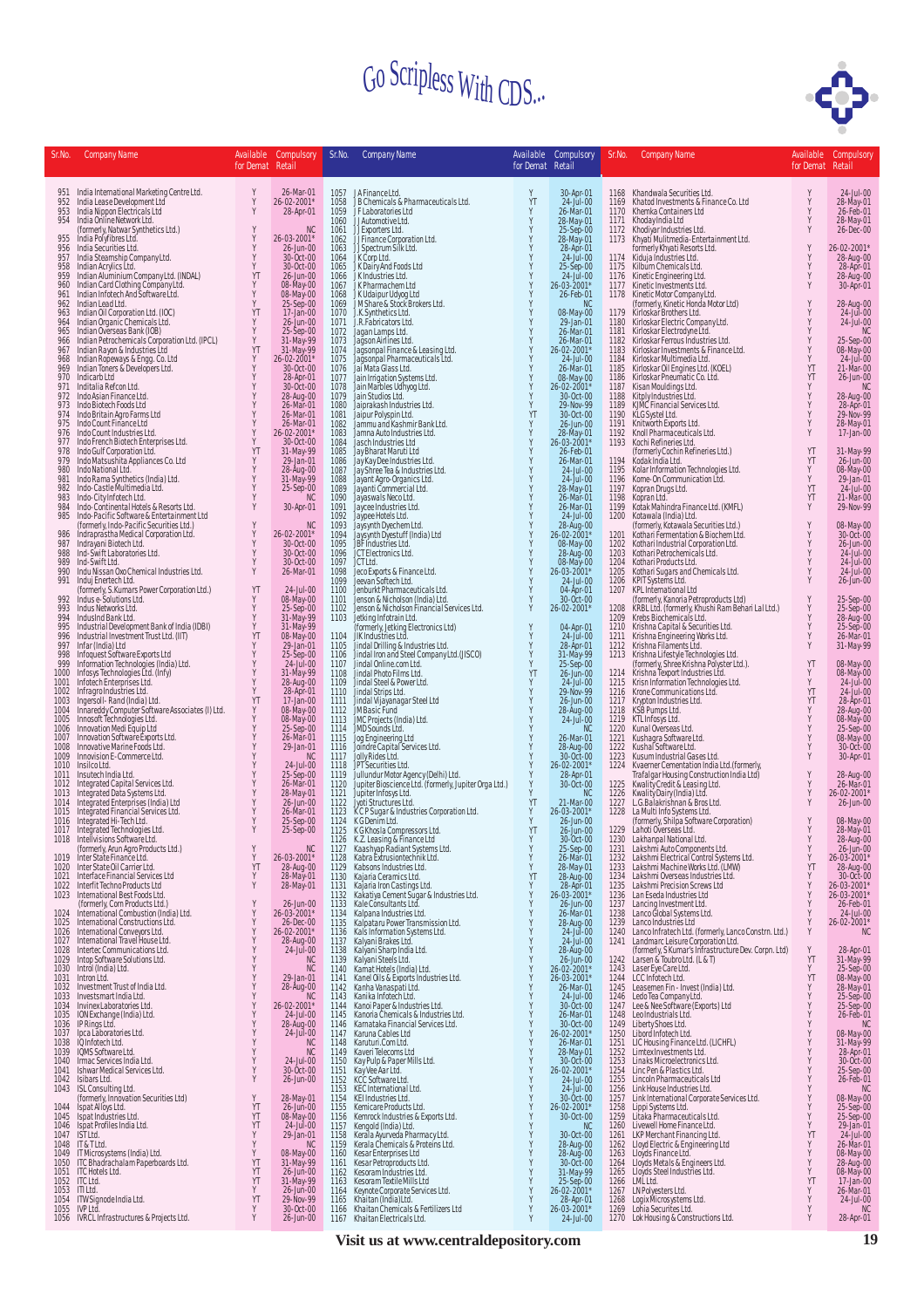# Go Scripless With CDS...

| Sr.No. | Company Name | Available for Demat | Compulsory Retail |
|---|---|---|---|
| 951 | India International Marketing Centre Ltd. | Y | 26-Mar-01 |
| 952 | India Lease Development Ltd | Y | 26-02-2001* |
| 953 | India Nippon Electricals Ltd | Y | 28-Apr-01 |
| 954 | India Online Network Ltd. (formerly, Natwar Synthetics Ltd.) | Y | NC |
| 955 | India Polyfibres Ltd. | Y | 26-03-2001* |
| 956 | India Securities Ltd. | Y | 26-Jun-00 |
| 957 | India Steamship Company Ltd. | Y | 30-Oct-00 |
| 958 | Indian Acrylics Ltd. | Y | 30-Oct-00 |
| 959 | Indian Aluminium Company Ltd. (INDAL) | YT | 26-Jun-00 |
| 960 | Indian Card Clothing Company Ltd. | Y | 08-May-00 |
| 961 | Indian Infotech And Software Ltd. | Y | 08-May-00 |
| 962 | Indian Lead Ltd. | Y | 25-Sep-00 |
| 963 | Indian Oil Corporation Ltd. (IOC) | YT | 17-Jan-00 |
| 964 | Indian Organic Chemicals Ltd. | Y | 26-Jun-00 |
| 965 | Indian Overseas Bank (IOB) | Y | 25-Sep-00 |
| 966 | Indian Petrochemicals Corporation Ltd. (IPCL) | Y | 31-May-99 |
| 967 | Indian Rayon & Industries Ltd | YT | 31-May-99 |
| 968 | Indian Ropeways & Engg. Co. Ltd | Y | 26-02-2001* |
| 969 | Indian Toners & Developers Ltd. | Y | 30-Oct-00 |
| 970 | Indicarb Ltd | Y | 28-Apr-01 |
| 971 | Inditalia Refcon Ltd. | Y | 30-Oct-00 |
| 972 | Indo Asian Finance Ltd. | Y | 28-Aug-00 |
| 973 | Indo Biotech Foods Ltd | Y | 26-Mar-01 |
| 974 | Indo Britain Agro Farms Ltd | Y | 26-Mar-01 |
| 975 | Indo Count Finance Ltd | Y | 26-Mar-01 |
| 976 | Indo Count Industries Ltd. | Y | 26-02-2001* |
| 977 | Indo French Biotech Enterprises Ltd. | Y | 30-Oct-00 |
| 978 | Indo Gulf Corporation Ltd. | YT | 31-May-99 |
| 979 | Indo Matsushita Appliances Co. Ltd | Y | 29-Jan-01 |
| 980 | Indo National Ltd. | Y | 28-Aug-00 |
| 981 | Indo Rama Synthetics (India) Ltd. | Y | 31-May-99 |
| 982 | Indo-Castle Multimedia Ltd. | Y | 25-Sep-00 |
| 983 | Indo-City Infotech Ltd. | Y | NC |
| 984 | Indo-Continental Hotels & Resorts Ltd. | Y | 30-Apr-01 |
| 985 | Indo-Pacific Software & Entertainment Ltd (formerly, Indo-Pacific Securities Ltd.) | Y | NC |
| 986 | Indraprastha Medical Corporation Ltd. | Y | 26-02-2001* |
| 987 | Indrayani Biotech Ltd. | Y | 30-Oct-00 |
| 988 | Ind-Swift Laboratories Ltd. | Y | 30-Oct-00 |
| 989 | Ind-Swift Ltd. | Y | 30-Oct-00 |
| 990 | Indu Nissan Oxo Chemical Industries Ltd. | Y | 26-Mar-01 |
| 991 | Induj Enertech Ltd. (formerly, S.Kumars Power Corporation Ltd.) | YT | 24-Jul-00 |
| 992 | Indus e-Solutions Ltd. | Y | 08-May-00 |
| 993 | Indus Networks Ltd. | Y | 25-Sep-00 |
| 994 | IndusInd Bank Ltd. | Y | 31-May-99 |
| 995 | Industrial Development Bank of India (IDBI) | Y | 31-May-99 |
| 996 | Industrial Investment Trust Ltd. (IIT) | YT | 08-May-00 |
| 997 | Infar (India) Ltd | Y | 29-Jan-01 |
| 998 | Infoquest Software Exports Ltd | Y | 25-Sep-00 |
| 999 | Information Technologies (India) Ltd. | Y | 24-Jul-00 |
| 1000 | Infosys Technologies Ltd. (Infy) | Y | 31-May-99 |
| 1001 | Infotech Enterprises Ltd. | Y | 28-Aug-00 |
| 1002 | Infragro Industries Ltd. | Y | 28-Apr-01 |
| 1003 | Ingersoll - Rand (India) Ltd. | YT | 17-Jan-00 |
| 1004 | Innareddy Computer Software Associates (I) Ltd. | Y | 08-May-00 |
| 1005 | Innosoft Technologies Ltd. | Y | 08-May-00 |
| 1006 | Innovation Medi Equip Ltd | Y | 25-Sep-00 |
| 1007 | Innovation Software Exports Ltd. | Y | 26-Mar-01 |
| 1008 | Innovative Marine Foods Ltd. | Y | 29-Jan-01 |
| 1009 | Innovision E-Commerce Ltd. | Y | NC |
| 1010 | Insilco Ltd. | Y | 24-Jul-00 |
| 1011 | Insutech India Ltd. | Y | 25-Sep-00 |
| 1012 | Integrated Capital Services Ltd. | Y | 26-Mar-01 |
| 1013 | Integrated Data Systems Ltd. | Y | 28-May-01 |
| 1014 | Integrated Enterprises (India) Ltd | Y | 26-Jun-00 |
| 1015 | Integrated Financial Services Ltd. | Y | 26-Mar-01 |
| 1016 | Integrated Hi-Tech Ltd. | Y | 25-Sep-00 |
| 1017 | Integrated Technologies Ltd. | Y | 25-Sep-00 |
| 1018 | Intellvisions Software Ltd. (formerly, Arun Agro Products Ltd.) | Y | NC |
| 1019 | Inter State Finance Ltd. | Y | 26-03-2001* |
| 1020 | Inter State Oil Carrier Ltd. | YT | 28-Aug-00 |
| 1021 | Interface Financial Services Ltd | Y | 28-May-01 |
| 1022 | Interfit Techno Products Ltd | Y | 28-May-01 |
| 1023 | International Best Foods Ltd. (formerly, Corn Products Ltd.) | Y | 26-Jun-00 |
| 1024 | International Combustion (India) Ltd. | Y | 26-03-2001* |
| 1025 | International Constructions Ltd. | Y | 26-Dec-00 |
| 1026 | International Conveyors Ltd. | Y | 26-02-2001* |
| 1027 | International Travel House Ltd. | Y | 28-Aug-00 |
| 1028 | Intertec Communications Ltd. | Y | 24-Jul-00 |
| 1029 | Intop Software Solutions Ltd. | Y | NC |
| 1030 | Introl (India) Ltd. | Y | NC |
| 1031 | Intron Ltd. | Y | 29-Jan-01 |
| 1032 | Investment Trust of India Ltd. | Y | 28-Aug-00 |
| 1033 | Investsmart India Ltd. | Y | NC |
| 1034 | Invinex Laboratories Ltd. | Y | 26-02-2001* |
| 1035 | ION Exchange (India) Ltd. | Y | 24-Jul-00 |
| 1036 | IP Rings Ltd. | Y | 28-Aug-00 |
| 1037 | Ipca Laboratories Ltd. | Y | 24-Jul-00 |
| 1038 | IQ Infotech Ltd. | Y | NC |
| 1039 | IQMS Software Ltd. | Y | NC |
| 1040 | Irmac Services India Ltd. | Y | 24-Jul-00 |
| 1041 | Ishwar Medical Services Ltd. | Y | 30-Oct-00 |
| 1042 | Isibars Ltd. | Y | 26-Jun-00 |
| 1043 | ISL Consulting Ltd. (formerly, Innovation Securities Ltd) | Y | 28-May-01 |
| 1044 | Ispat Alloys Ltd. | YT | 26-Jun-00 |
| 1045 | Ispat Industries Ltd. | YT | 08-May-00 |
| 1046 | Ispat Profiles India Ltd. | YT | 24-Jul-00 |
| 1047 | IST Ltd. | Y | 29-Jan-01 |
| 1048 | IT & T Ltd. | Y | NC |
| 1049 | IT Microsystems (India) Ltd. | Y | 08-May-00 |
| 1050 | ITC Bhadrachalam Paperboards Ltd. | YT | 31-May-99 |
| 1051 | ITC Hotels Ltd. | YT | 26-Jun-00 |
| 1052 | ITC Ltd. | YT | 31-May-99 |
| 1053 | ITI Ltd. | Y | 26-Jun-00 |
| 1054 | ITW Signode India Ltd. | YT | 29-Nov-99 |
| 1055 | IVP Ltd. | Y | 30-Oct-00 |
| 1056 | IVRCL Infrastructures & Projects Ltd. | Y | 26-Jun-00 |
| 1057 | J A Finance Ltd. | Y | 30-Apr-01 |
| 1058 | J B Chemicals & Pharmaceuticals Ltd. | YT | 24-Jul-00 |
| 1059 | J F Laboratories Ltd | Y | 26-Mar-01 |
| 1060 | J J Automotive Ltd. | Y | 28-May-01 |
| 1061 | J J Exporters Ltd. | Y | 25-Sep-00 |
| 1062 | J J Finance Corporation Ltd. | Y | 28-May-01 |
| 1063 | J J Spectrum Silk Ltd. | Y | 28-Apr-01 |
| 1064 | J K Corp Ltd. | Y | 24-Jul-00 |
| 1065 | J K Dairy And Foods Ltd | Y | 25-Sep-00 |
| 1066 | J K Industries Ltd. | Y | 24-Jul-00 |
| 1067 | J K Pharmachem Ltd | Y | 26-03-2001* |
| 1068 | J K Udaipur Udyog Ltd | Y | 26-Feb-01 |
| 1069 | J M Share & Stock Brokers Ltd. | Y | NC |
| 1070 | J.K.Synthetics Ltd. | Y | 08-May-00 |
| 1071 | J.R.Fabricators Ltd. | Y | 29-Jan-01 |
| 1072 | Jagan Lamps Ltd. | Y | 26-Mar-01 |
| 1073 | Jagson Airlines Ltd. | Y | 26-Mar-01 |
| 1074 | Jagsonpal Finance & Leasing Ltd. | Y | 26-02-2001* |
| 1075 | Jagsonpal Pharmaceuticals Ltd. | Y | 24-Jul-00 |
| 1076 | Jai Mata Glass Ltd. | Y | 26-Mar-01 |
| 1077 | Jain Irrigation Systems Ltd. | Y | 08-May-00 |
| 1078 | Jain Marbles Udhyog Ltd. | Y | 26-02-2001* |
| 1079 | Jain Studios Ltd. | Y | 30-Oct-00 |
| 1080 | Jaiprakash Industries Ltd. | Y | 29-Nov-99 |
| 1081 | Jaipur Polyspin Ltd. | YT | 30-Oct-00 |
| 1082 | Jammu and Kashmir Bank Ltd. | Y | 26-Jun-00 |
| 1083 | Jamna Auto Industries Ltd. | Y | 28-May-01 |
| 1084 | Jasch Industries Ltd | Y | 26-03-2001* |
| 1085 | Jay Bharat Maruti Ltd | Y | 26-Feb-01 |
| 1086 | Jay Kay Dee Industries Ltd. | Y | 26-Mar-01 |
| 1087 | Jay Shree Tea & Industries Ltd. | Y | 24-Jul-00 |
| 1088 | Jayant Agro-Organics Ltd. | Y | 24-Jul-00 |
| 1089 | Jayanti Commercial Ltd. | Y | 28-May-01 |
| 1090 | Jayaswals Neco Ltd. | Y | 26-Mar-01 |
| 1091 | Jaycee Industries Ltd. | Y | 26-Mar-01 |
| 1092 | Jaypee Hotels Ltd. | Y | 24-Jul-00 |
| 1093 | Jaysynth Dyechem Ltd. | Y | 28-Aug-00 |
| 1094 | Jaysynth Dyestuff (India) Ltd | Y | 26-02-2001* |
| 1095 | JBF Industries Ltd. | Y | 08-May-00 |
| 1096 | JCT Electronics Ltd. | Y | 28-Aug-00 |
| 1097 | JCT Ltd. | Y | 08-May-00 |
| 1098 | Jeco Exports & Finance Ltd. | Y | 26-03-2001* |
| 1099 | Jeevan Softech Ltd. | Y | 24-Jul-00 |
| 1100 | Jenburkt Pharmaceuticals Ltd. | Y | 04-Apr-01 |
| 1101 | Jenson & Nicholson (India) Ltd. | Y | 30-Oct-00 |
| 1102 | Jenson & Nicholson Financial Services Ltd. | Y | 26-02-2001* |
| 1103 | Jetking Infotrain Ltd. (formerly, Jetking Electronics Ltd) | Y | 04-Apr-01 |
| 1104 | JIK Industries Ltd. | Y | 24-Jul-00 |
| 1105 | Jindal Drilling & Industries Ltd. | Y | 28-Apr-01 |
| 1106 | Jindal Iron and Steel Company Ltd. (JISCO) | Y | 31-May-99 |
| 1107 | Jindal Online.com Ltd. | Y | 25-Sep-00 |
| 1108 | Jindal Photo Films Ltd. | YT | 26-Jun-00 |
| 1109 | Jindal Steel & Power Ltd. | Y | 24-Jul-00 |
| 1110 | Jindal Strips Ltd. | Y | 29-Nov-99 |
| 1111 | Jindal Vijayanagar Steel Ltd | Y | 26-Jun-00 |
| 1112 | JM Basic Fund | Y | 28-Aug-00 |
| 1113 | JMC Projects (India) Ltd. | Y | 24-Jul-00 |
| 1114 | JMD Sounds Ltd. | Y | NC |
| 1115 | Jog Engineering Ltd | Y | 26-Mar-01 |
| 1116 | Joindre Capital Services Ltd. | Y | 28-Aug-00 |
| 1117 | Jolly Rides Ltd. | Y | 30-Oct-00 |
| 1118 | JPT Securities Ltd. | Y | 26-02-2001* |
| 1119 | Jullundur Motor Agency (Delhi) Ltd. | Y | 28-Apr-01 |
| 1120 | Jupiter Bioscience Ltd. (formerly, Jupiter Orga Ltd.) | Y | 30-Oct-00 |
| 1121 | Jupiter Infosys Ltd. | Y | NC |
| 1122 | Jyoti Structures Ltd. | YT | 21-Mar-00 |
| 1123 | K C P Sugar & Industries Corporation Ltd. | Y | 26-03-2001* |
| 1124 | K G Denim Ltd. | Y | 26-Jun-00 |
| 1125 | K G Khosla Compressors Ltd. | YT | 26-Jun-00 |
| 1126 | K.Z. Leasing & Finance Ltd | Y | 30-Oct-00 |
| 1127 | Kaashyap Radiant Systems Ltd. | Y | 25-Sep-00 |
| 1128 | Kabra Extrusiontechnik Ltd. | Y | 26-Mar-01 |
| 1129 | Kabsons Industries Ltd. | Y | 28-May-01 |
| 1130 | Kajaria Ceramics Ltd. | YT | 28-Aug-00 |
| 1131 | Kajaria Iron Castings Ltd. | Y | 28-Apr-01 |
| 1132 | Kakatiya Cement Sugar & Industries Ltd. | Y | 26-03-2001* |
| 1133 | Kale Consultants Ltd. | Y | 26-Jun-00 |
| 1134 | Kalpana Industries Ltd. | Y | 26-Mar-01 |
| 1135 | Kalpataru Power Transmission Ltd. | Y | 28-Aug-00 |
| 1136 | Kals Information Systems Ltd. | Y | 24-Jul-00 |
| 1137 | Kalyani Brakes Ltd. | Y | 24-Jul-00 |
| 1138 | Kalyani Sharp India Ltd. | Y | 28-Aug-00 |
| 1139 | Kalyani Steels Ltd. | Y | 26-Jun-00 |
| 1140 | Kamat Hotels (India) Ltd. | Y | 26-02-2001* |
| 1141 | Kanel Oils & Exports Industries Ltd. | Y | 26-03-2001* |
| 1142 | Kanha Vanaspati Ltd. | Y | 26-Mar-01 |
| 1143 | Kanika Infotech Ltd. | Y | 24-Jul-00 |
| 1144 | Kanoi Paper & Industries Ltd. | Y | 30-Oct-00 |
| 1145 | Kanoria Chemicals & Industries Ltd. | Y | 26-Mar-01 |
| 1146 | Karnataka Financial Services Ltd. | Y | 30-Oct-00 |
| 1147 | Karuna Cables Ltd | Y | 26-02-2001* |
| 1148 | Karuturi.Com Ltd. | Y | 26-Mar-01 |
| 1149 | Kaveri Telecoms Ltd | Y | 28-May-01 |
| 1150 | Kay Pulp & Paper Mills Ltd. | Y | 30-Oct-00 |
| 1151 | Kay Vee Aar Ltd. | Y | 26-02-2001* |
| 1152 | KCC Software Ltd. | Y | 24-Jul-00 |
| 1153 | KEC International Ltd. | Y | 24-Jul-00 |
| 1154 | KEI Industries Ltd. | Y | 30-Oct-00 |
| 1155 | Kemicare Products Ltd. | Y | 26-02-2001* |
| 1156 | Kemrock Industries & Exports Ltd. | Y | 30-Oct-00 |
| 1157 | Kengold (India) Ltd. | Y | NC |
| 1158 | Kerala Ayurveda Pharmacy Ltd. | Y | 30-Oct-00 |
| 1159 | Kerala Chemicals & Proteins Ltd. | Y | 28-Aug-00 |
| 1160 | Kesar Enterprises Ltd | Y | 28-Aug-00 |
| 1161 | Kesar Petroproducts Ltd. | Y | 30-Oct-00 |
| 1162 | Kesoram Industries Ltd. | Y | 31-May-99 |
| 1163 | Kesoram Textile Mills Ltd | Y | 25-Sep-00 |
| 1164 | Keynote Corporate Services Ltd. | Y | 26-02-2001* |
| 1165 | Khaitan (India) Ltd. | Y | 28-Apr-01 |
| 1166 | Khaitan Chemicals & Fertilizers Ltd | Y | 26-03-2001* |
| 1167 | Khaitan Electricals Ltd. | Y | 24-Jul-00 |
| 1168 | Khandwala Securities Ltd. | Y | 24-Jul-00 |
| 1169 | Khatod Investments & Finance Co. Ltd | Y | 28-May-01 |
| 1170 | Khemka Containers Ltd | Y | 26-Feb-01 |
| 1171 | Khoday India Ltd | Y | 28-May-01 |
| 1172 | Khodiyar Industries Ltd. | Y | 26-Dec-00 |
| 1173 | Khyati Mulitmedia-Entertainment Ltd. formerly Khyati Resorts Ltd. | Y | 26-02-2001* |
| 1174 | Kiduja Industries Ltd. | Y | 28-Aug-00 |
| 1175 | Kilburn Chemicals Ltd. | Y | 28-Apr-01 |
| 1176 | Kinetic Engineering Ltd. | Y | 28-Aug-00 |
| 1177 | Kinetic Investments Ltd. | Y | 30-Apr-01 |
| 1178 | Kinetic Motor Company Ltd. (formerly, Kinetic Honda Motor Ltd) | Y | 28-Aug-00 |
| 1179 | Kirloskar Brothers Ltd. | Y | 24-Jul-00 |
| 1180 | Kirloskar Electric Company Ltd. | Y | 24-Jul-00 |
| 1181 | Kirloskar Electrodyne Ltd. | Y | NC |
| 1182 | Kirloskar Ferrous Industries Ltd. | Y | 25-Sep-00 |
| 1183 | Kirloskar Investments & Finance Ltd. | Y | 08-May-00 |
| 1184 | Kirloskar Multimedia Ltd. | Y | 24-Jul-00 |
| 1185 | Kirloskar Oil Engines Ltd. (KOEL) | YT | 21-Mar-00 |
| 1186 | Kirloskar Pneumatic Co. Ltd. | YT | 26-Jun-00 |
| 1187 | Kisan Mouldings Ltd. | Y | NC |
| 1188 | Kitply Industries Ltd. | Y | 28-Aug-00 |
| 1189 | KJMC Financial Services Ltd. | Y | 28-Apr-01 |
| 1190 | KLG Systel Ltd. | Y | 29-Nov-99 |
| 1191 | Knitworth Exports Ltd. | Y | 28-May-01 |
| 1192 | Knoll Pharmaceuticals Ltd. | Y | 17-Jan-00 |
| 1193 | Kochi Refineries Ltd. (formerly Cochin Refineries Ltd.) | YT | 31-May-99 |
| 1194 | Kodak India Ltd. | YT | 26-Jun-00 |
| 1195 | Kolar Information Technologies Ltd. | Y | 08-May-00 |
| 1196 | Kome-On Communication Ltd. | Y | 29-Jan-01 |
| 1197 | Kopran Drugs Ltd. | YT | 24-Jul-00 |
| 1198 | Kopran Ltd. | YT | 21-Mar-00 |
| 1199 | Kotak Mahindra Finance Ltd. (KMFL) | Y | 29-Nov-99 |
| 1200 | Kotawala (India) Ltd. (formerly, Kotawala Securities Ltd.) | Y | 08-May-00 |
| 1201 | Kothari Fermentation & Biochem Ltd. | Y | 30-Oct-00 |
| 1202 | Kothari Industrial Corporation Ltd. | Y | 26-Jun-00 |
| 1203 | Kothari Petrochemicals Ltd. | Y | 24-Jul-00 |
| 1204 | Kothari Products Ltd. | Y | 24-Jul-00 |
| 1205 | Kothari Sugars and Chemicals Ltd. | Y | 24-Jul-00 |
| 1206 | KPIT Systems Ltd. | Y | 26-Jun-00 |
| 1207 | KPL International Ltd (formerly, Kanoria Petroproducts Ltd) | Y | 25-Sep-00 |
| 1208 | KRBL Ltd. (formerly, Khushi Ram Behari Lal Ltd.) | Y | 25-Sep-00 |
| 1209 | Krebs Biochemicals Ltd. | Y | 28-Aug-00 |
| 1210 | Krishna Capital & Securities Ltd. | Y | 25-Sep-00 |
| 1211 | Krishna Engineering Works Ltd. | Y | 26-Mar-01 |
| 1212 | Krishna Filaments Ltd. | Y | 31-May-99 |
| 1213 | Krishna Lifestyle Technologies Ltd. (formerly, Shree Krishna Polyster Ltd.). | YT | 08-May-00 |
| 1214 | Krishna Texport Industries Ltd. | Y | 08-May-00 |
| 1215 | Krisn Information Technologies Ltd. | Y | 24-Jul-00 |
| 1216 | Krone Communications Ltd. | YT | 24-Jul-00 |
| 1217 | Krypton Industries Ltd. | YT | 28-Apr-01 |
| 1218 | KSB Pumps Ltd. | Y | 28-Aug-00 |
| 1219 | KTL Infosys Ltd. | Y | 08-May-00 |
| 1220 | Kunal Overseas Ltd. | Y | 25-Sep-00 |
| 1221 | Kushagra Software Ltd. | Y | 08-May-00 |
| 1222 | Kushal Software Ltd. | Y | 30-Oct-00 |
| 1223 | Kusum Industrial Gases Ltd. | Y | 30-Apr-01 |
| 1224 | Kvaerner Cementation India Ltd.(formerly, Trafalgar Housing Construction India Ltd) | Y | 28-Aug-00 |
| 1225 | Kwality Credit & Leasing Ltd. | Y | 26-Mar-01 |
| 1226 | Kwality Dairy (India) Ltd. | Y | 26-02-2001* |
| 1227 | L.G.Balakrishnan & Bros Ltd. | Y | 26-Jun-00 |
| 1228 | La Multi Info Systems Ltd. (formerly, Shilpa Software Corporation) | Y | 08-May-00 |
| 1229 | Lahoti Overseas Ltd. | Y | 28-May-01 |
| 1230 | Lakhanpal National Ltd. | Y | 28-Aug-00 |
| 1231 | Lakshmi Auto Components Ltd. | Y | 26-Jun-00 |
| 1232 | Lakshmi Electrical Control Systems Ltd. | Y | 26-03-2001* |
| 1233 | Lakshmi Machine Works Ltd. (LMW) | YT | 28-Aug-00 |
| 1234 | Lakshmi Overseas Industries Ltd. | Y | 30-Oct-00 |
| 1235 | Lakshmi Precision Screws Ltd | Y | 26-03-2001* |
| 1236 | Lan Eseda Industries Ltd | Y | 26-03-2001* |
| 1237 | Lancing Investment Ltd. | Y | 26-Feb-01 |
| 1238 | Lanco Global Systems Ltd. | Y | 24-Jul-00 |
| 1239 | Lanco Industries Ltd | Y | 26-02-2001* |
| 1240 | Lanco Infratech Ltd. (formerly, Lanco Constrn. Ltd.) | Y | NC |
| 1241 | Landmarc Leisure Corporation Ltd. (formerly, S Kumar's Infrastructure Dev. Corpn. Ltd) | Y | 28-Apr-01 |
| 1242 | Larsen & Toubro Ltd. (L & T) | YT | 31-May-99 |
| 1243 | Laser Eye Care Ltd. | Y | 25-Sep-00 |
| 1244 | LCC Infotech Ltd. | YT | 08-May-00 |
| 1245 | Leasemen Fin - Invest (India) Ltd. | Y | 28-May-01 |
| 1246 | Ledo Tea Company Ltd. | Y | 25-Sep-00 |
| 1247 | Lee & Nee Software (Exports) Ltd | Y | 25-Sep-00 |
| 1248 | Leo Industrials Ltd. | Y | 26-Feb-01 |
| 1249 | Liberty Shoes Ltd. | Y | NC |
| 1250 | Libord Infotech Ltd. | Y | 08-May-00 |
| 1251 | LIC Housing Finance Ltd. (LICHFL) | Y | 31-May-99 |
| 1252 | Limtex Investments Ltd. | Y | 28-Apr-01 |
| 1253 | Linaks Microelectronics Ltd. | Y | 30-Oct-00 |
| 1254 | Linc Pen & Plastics Ltd. | Y | 25-Sep-00 |
| 1255 | Lincoln Pharmaceuticals Ltd | Y | 26-Feb-01 |
| 1256 | Link House Industries Ltd. | Y | NC |
| 1257 | Link International Corporate Services Ltd. | Y | 08-May-00 |
| 1258 | Lippi Systems Ltd. | Y | 25-Sep-00 |
| 1259 | Litaka Pharmaceuticals Ltd. | Y | 25-Sep-00 |
| 1260 | Livewell Home Finance Ltd. | Y | 29-Jan-01 |
| 1261 | LKP Merchant Financing Ltd. | YT | 24-Jul-00 |
| 1262 | Lloyd Electric & Engineering Ltd | Y | 26-Mar-01 |
| 1263 | Lloyds Finance Ltd. | Y | 08-May-00 |
| 1264 | Lloyds Metals & Engineers Ltd. | Y | 28-Aug-00 |
| 1265 | Lloyds Steel Industries Ltd. | Y | 08-May-00 |
| 1266 | LML Ltd. | YT | 17-Jan-00 |
| 1267 | LN Polyesters Ltd. | Y | 26-Mar-01 |
| 1268 | Logix Microsystems Ltd. | Y | 24-Jul-00 |
| 1269 | Lohia Securites Ltd. | Y | NC |
| 1270 | Lok Housing & Constructions Ltd. | Y | 28-Apr-01 |

Visit us at www.centraldepository.com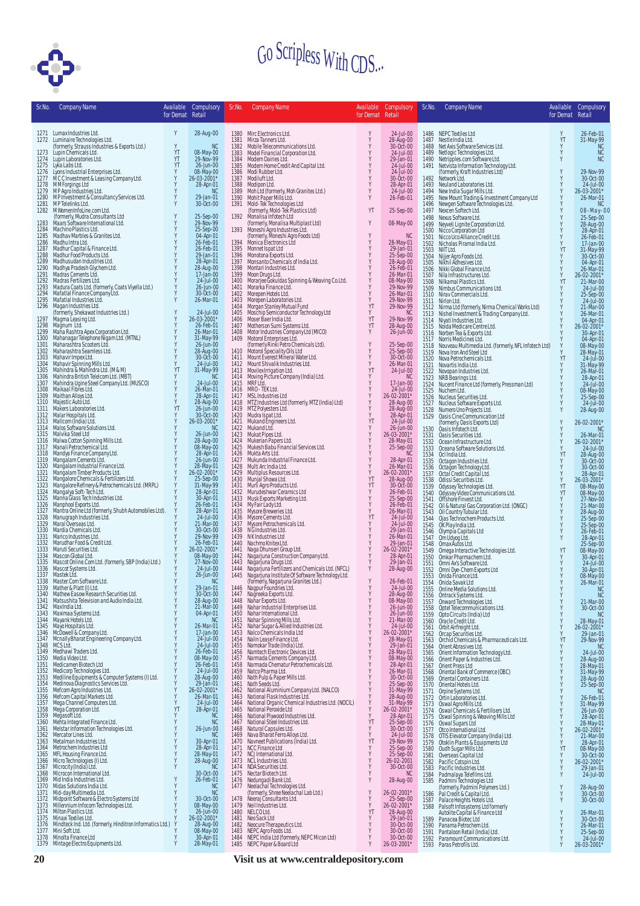| Sr.No. | Company Name | Available for Demat | Compulsory Retail |
|---|---|---|---|
| 1271 | Lumax Industries Ltd. | Y | 28-Aug-00 |
| 1272 | Luminaire Technologies Ltd. (formerly, Strauss Industries & Exports Ltd.) | Y | NC |
| 1273 | Lupin Chemicals Ltd. | YT | 08-May-00 |
| 1274 | Lupin Laboratories Ltd. | YT | 29-Nov-99 |
| 1275 | Lyka Labs Ltd. | YT | 26-Jun-00 |
| 1276 | Lyons Industrial Enterprises Ltd. | Y | 08-May-00 |
| 1277 | M C C Investment & Leasing Company Ltd. | Y | 26-03-2001* |
| 1278 | M M Forgings Ltd | Y | 28-Apr-01 |
| 1279 | M P Agro Industries Ltd. | Y | NC |
| 1280 | M P Investment & Consultancy Services Ltd. | Y | 29-Jan-01 |
| 1281 | M P Telelinks Ltd. | Y | 30-Oct-00 |
| 1282 | M WomenInfoLine.com Ltd. (formerly, Mudra Consultants Ltd) | Y | 25-Sep-00 |
| 1283 | Maars Software International Ltd. | Y | 29-Nov-99 |
| 1284 | Machino Plastics Ltd. | Y | 25-Sep-00 |
| 1285 | Madhav Marbles & Granites Ltd. | Y | 04-Apr-01 |
| 1286 | Madhu Intra Ltd. | Y | 26-Feb-01 |
| 1287 | Madhur Capital & Finance Ltd. | Y | 26-Feb-01 |
| 1288 | Madhur Food Products Ltd. | Y | 29-Jan-01 |
| 1289 | Madhusudan Industries Ltd. | Y | 28-Apr-01 |
| 1290 | Madhya Pradesh Glychem Ltd. | Y | 28-Aug-00 |
| 1291 | Madras Cements Ltd. | Y | 17-Jan-00 |
| 1292 | Madras Fertilizers Ltd. | Y | 24-Jul-00 |
| 1293 | Madura Coats Ltd. (formerly, Coats Viyella Ltd.) | Y | 26-Jun-00 |
| 1294 | Mafatlal Finance Company Ltd. | Y | 30-Oct-00 |
| 1295 | Mafatlal Industries Ltd. | Y | 26-Mar-01 |
| 1296 | Magan Industries Ltd. (formerly, Shekawat Industries Ltd.) | Y | 24-Jul-00 |
| 1297 | Magma Leasing Ltd. | Y | 26-03-2001* |
| 1298 | Magnum Ltd. | Y | 26-Feb-01 |
| 1299 | Maha Rashtra Apex Corporation Ltd. | Y | 26-Mar-01 |
| 1300 | Mahanagar Telephone Nigam Ltd. (MTNL) | Y | 31-May-99 |
| 1301 | Maharashtra Scooters Ltd. | Y | 26-Jun-00 |
| 1302 | Maharashtra Seamless Ltd. | Y | 28-Aug-00 |
| 1303 | Mahavir Impex Ltd. | Y | 30-Oct-00 |
| 1304 | Mahavir Spinning Mills Ltd. | Y | 24-Jul-00 |
| 1305 | Mahindra & Mahindra Ltd. (M & M) | YT | 31-May-99 |
| 1306 | Mahindra British Telecom Ltd. (MBT) | Y | NC |
| 1307 | Mahindra Ugine Steel Company Ltd. (MUSCO) | Y | 24-Jul-00 |
| 1308 | Maikaal Fibres Ltd. | Y | 26-Mar-01 |
| 1309 | Maithan Alloys Ltd. | Y | 28-Apr-01 |
| 1310 | Majestic Auto Ltd. | Y | 28-Aug-00 |
| 1311 | Makers Laboratories Ltd. | YT | 26-Jun-00 |
| 1312 | Malar Hospitals Ltd. | Y | 30-Oct-00 |
| 1313 | Mallcom (India) Ltd. | Y | 26-03-2001* |
| 1314 | Malos Software Solutions Ltd. | Y | NC |
| 1315 | Malvika Steel Ltd | Y | 26-Jun-00 |
| 1316 | Malwa Cotton Spinning Mills Ltd. | Y | 28-Aug-00 |
| 1317 | Manali Petrochemical Ltd. | Y | 08-May-00 |
| 1318 | Mandya Finance Company Ltd. | Y | 28-Apr-01 |
| 1319 | Mangalam Cements Ltd. | Y | 26-Jun-00 |
| 1320 | Mangalam Industrial Finance Ltd. | Y | 28-May-01 |
| 1321 | Mangalam Timber Products Ltd. | Y | 26-02-2001* |
| 1322 | Mangalore Chemicals & Fertilizers Ltd. | Y | 25-Sep-00 |
| 1323 | Mangalore Refinery & Petrochemicals Ltd. (MRPL) | Y | 31-May-99 |
| 1324 | Mangalya Soft-Tech Ltd. | Y | 28-Apr-01 |
| 1325 | Manna Glass Tech Industries Ltd. | Y | 30-Apr-01 |
| 1326 | Manphool Exports Ltd. | Y | 26-Feb-01 |
| 1327 | Mantra Online Ltd (formerly, Shubh Automobiles Ltd). | Y | 28-Apr-01 |
| 1328 | Manugraph Industries Ltd. | Y | 24-Jul-00 |
| 1329 | Maral Overseas Ltd. | Y | 21-Mar-00 |
| 1330 | Mardia Chemicals Ltd. | Y | 30-Oct-00 |
| 1331 | Marico Industries Ltd. | Y | 29-Nov-99 |
| 1332 | Marudhar Food & Credit Ltd. | Y | 26-Feb-01 |
| 1333 | Maruti Securities Ltd. | Y | 26-02-2001* |
| 1334 | Mascon Global Ltd. | Y | 08-May-00 |
| 1335 | Mascot Online.Com Ltd. (formerly, SBP (India) Ltd.) | Y | 27-Nov-00 |
| 1336 | Mascot Systems Ltd. | Y | 24-Jul-00 |
| 1337 | Mastek Ltd. | Y | 26-Jun-00 |
| 1338 | Master Com Software Ltd. | Y | NC |
| 1339 | Mather & Platt (I) Ltd. | Y | 29-Jan-01 |
| 1340 | Mathew Easow Research Securities Ltd. | Y | 30-Oct-00 |
| 1341 | Matsushita Television and Audio India Ltd. | Y | 28-Aug-00 |
| 1342 | Max India Ltd. | Y | 21-Mar-00 |
| 1343 | Maximaa Systems Ltd. | Y | 04-Apr-01 |
| 1344 | Mayank Hotels Ltd. | Y | NC |
| 1345 | Mayo Hospitals Ltd. | Y | 26-Mar-01 |
| 1346 | McDowell & Company Ltd. | Y | 17-Jan-00 |
| 1347 | Mcnally Bharat Engineering Company Ltd. | Y | 24-Jul-00 |
| 1348 | MCS Ltd. | Y | 24-Jul-00 |
| 1349 | Medhawi Traders Ltd. | Y | 26-Feb-01 |
| 1350 | Media Video Ltd. | Y | 08-May-00 |
| 1351 | Medicamen Biotech Ltd | Y | 26-Feb-01 |
| 1352 | Medicorp Technologies Ltd. | Y | 24-Jul-00 |
| 1353 | Mediline Equipments & Computer Systems (I) Ltd. | Y | 28-Aug-00 |
| 1354 | Medinova Diagnostics Services Ltd. | Y | 29-Jan-01 |
| 1355 | Mefcom Agro Industries Ltd. | Y | 26-02-2001* |
| 1356 | Mefcom Capital Markets Ltd. | Y | 26-Mar-01 |
| 1357 | Mega Channel Computers Ltd. | Y | 24-Jul-00 |
| 1358 | Mega Corporation Ltd. | YT | 28-Apr-01 |
| 1359 | Megasoft Ltd. | Y | NC |
| 1360 | Mehta Integrated Finance Ltd. | Y | NC |
| 1361 | Melstar Information Technologies Ltd. | Y | 26-Jun-00 |
| 1362 | Mercator Lines Ltd. | Y | NC |
| 1363 | Metalman Industries Ltd. | Y | 30-Apr-01 |
| 1364 | Metrochem Industries Ltd | Y | 28-Apr-01 |
| 1365 | MFL Housing Finance Ltd. | Y | 28-May-01 |
| 1366 | Micro Technologies (I) Ltd. | Y | 28-Aug-00 |
| 1367 | Microcity (India) Ltd. | Y | NC |
| 1368 | Microcon International Ltd. | Y | 30-Oct-00 |
| 1369 | Mid India Industries Ltd. | Y | 26-Feb-01 |
| 1370 | Midas Solutions India Ltd. | Y | NC |
| 1371 | Mid-day Multimedia Ltd. | Y | NC |
| 1372 | Midpoint Software & Electro Systems Ltd | Y | 30-Oct-00 |
| 1373 | Millennium Infocom Technologies Ltd. | Y | 08-May-00 |
| 1374 | Milton Plastics Ltd. | Y | 26-Jun-00 |
| 1375 | Minaxi Textiles Ltd. | Y | 26-02-2001* |
| 1376 | Mindteck Ind. Ltd. (formerly, Hinditron Informatics Ltd.) | Y | 28-Aug-00 |
| 1377 | Mini Soft Ltd. | Y | 08-May-00 |
| 1378 | Minolta Finance Ltd | Y | 30-Apr-01 |
| 1379 | Mintage Electro Equipments Ltd. | Y | 28-May-01 |
| 1380 | Mirc Electronics Ltd. | Y | 24-Jul-00 |
| 1381 | Mirza Tanners Ltd. | Y | 28-Aug-00 |
| 1382 | Mobile Telecommunications Ltd. | Y | 30-Oct-00 |
| 1383 | Model Financial Corporation Ltd. | Y | 24-Jul-00 |
| 1384 | Modern Dairies Ltd. | Y | 29-Jan-01 |
| 1385 | Modern Home Credit And Capital Ltd. | Y | 24-Jul-00 |
| 1386 | Modi Rubber Ltd. | Y | 24-Jul-00 |
| 1387 | Modiluft Ltd. | Y | 30-Oct-00 |
| 1388 | Modipon Ltd. | Y | 28-Apr-01 |
| 1389 | Moh Ltd (formerly, Moh Granites Ltd.) | Y | 24-Jul-00 |
| 1390 | Mohit Paper Mills Ltd. | Y | 26-Feb-01 |
| 1391 | Mold-Tek Technologies Ltd (formerly, Mold-Tek Plastics Ltd) | YT | 25-Sep-00 |
| 1392 | Monalisa Infotech Ltd (formerly, Monalisa Multiplast Ltd) | Y | 08-May-00 |
| 1393 | Moneshi Agro Industries Ltd. (formerly, Moneshi Agro Foods Ltd) | Y | NC |
| 1394 | Monica Electronics Ltd | Y | 28-May-01 |
| 1395 | Monnet Ispat Ltd | Y | 29-Jan-01 |
| 1396 | Monotona Exports Ltd. | Y | 25-Sep-00 |
| 1397 | Monsanto Chemicals of India Ltd. | Y | 28-Aug-00 |
| 1398 | Montari Industries Ltd. | Y | 26-Feb-01 |
| 1399 | Moon Drugs Ltd. | Y | 26-Mar-01 |
| 1400 | Morarjee Gokuldas Spinning & Weaving Co.Ltd. | Y | 08-May-00 |
| 1401 | Morarka Finance Ltd. | Y | 29-Nov-99 |
| 1402 | Morepen Hotels Ltd. | Y | 26-Mar-01 |
| 1403 | Morepen Laboratories Ltd. | Y | 29-Nov-99 |
| 1404 | Morgan Stanley Mutual Fund | YT | 29-Nov-99 |
| 1405 | Moschip Semiconductor Technology Ltd | Y | NC |
| 1406 | Moser Baer India Ltd. | YT | 29-Nov-99 |
| 1407 | Motherson Sumi Systems Ltd. | YT | 28-Aug-00 |
| 1408 | Motor Industries Company Ltd (MICO) | Y | 26-Jun-00 |
| 1409 | Motorol Enterprises Ltd. (formerly Rinki Petro Chemicals Ltd). | Y | 25-Sep-00 |
| 1410 | Motorol Speciality Oils Ltd | Y | 25-Sep-00 |
| 1411 | Mount Everest Mineral Water Ltd. | Y | 30-Oct-00 |
| 1412 | Mount Shivalik Industries Ltd. | Y | 26-Mar-01 |
| 1413 | Movilex Irrigation Ltd. | YT | 24-Jul-00 |
| 1414 | Moving Picture Company (India) Ltd. | Y | NC |
| 1415 | MRF Ltd. | Y | 17-Jan-00 |
| 1416 | MRO - TEK Ltd. | Y | 24-Jul-00 |
| 1417 | MSL Industries Ltd | Y | 26-02-2001* |
| 1418 | MTZ Industries Ltd (formerly, MTZ (India) Ltd) | Y | 28-Aug-00 |
| 1419 | MTZ Polyesters Ltd. | Y | 28-Aug-00 |
| 1420 | Mudra Ispat Ltd. | Y | 28-Apr-01 |
| 1421 | Mukand Engineers Ltd. | YT | 24-Jul-00 |
| 1422 | Mukand Ltd. | Y | 26-Jun-00 |
| 1423 | Mukat Pipes Ltd. | Y | 26-03-2001* |
| 1424 | Mukerian Papers Ltd. | Y | 28-May-01 |
| 1425 | Mukesh Babu Financial Services Ltd. | Y | 25-Sep-00 |
| 1426 | Mukta Arts Ltd. | Y | NC |
| 1427 | Mukunda Industrial Finance Ltd. | Y | 28-Apr-01 |
| 1428 | Multi Arc India Ltd. | Y | 26-Mar-01 |
| 1429 | Multiplus Resources Ltd. | Y | 26-02-2001* |
| 1430 | Munjal Showa Ltd. | YT | 28-Aug-00 |
| 1431 | Murli Agro Products Ltd. | YT | 30-Oct-00 |
| 1432 | Murudeshwar Ceramics Ltd | Y | 26-Feb-01 |
| 1433 | Musk Exports Marketing Ltd. | Y | 25-Sep-00 |
| 1434 | My Fair Lady Ltd. | Y | 26-Feb-01 |
| 1435 | Mysore Breweries Ltd. | Y | 26-Mar-01 |
| 1436 | Mysore Cements Ltd. | YT | 24-Jul-00 |
| 1437 | Mysore Petrochemicals Ltd. | Y | 24-Jul-00 |
| 1438 | N G Industries Ltd. | Y | 29-Jan-01 |
| 1439 | N K Industries Ltd | Y | 26-Mar-01 |
| 1440 | Nachmo Knitex Ltd. | Y | 29-Jan-01 |
| 1441 | Naga Dhunseri Group Ltd. | Y | 26-02-2001* |
| 1442 | Nagarjuna Construction Company Ltd. | Y | 28-Apr-01 |
| 1443 | Nagarjuna Drugs Ltd. | Y | 29-Jan-01 |
| 1444 | Nagarjuna Fertilizers and Chemicals Ltd. (NFCL) | Y | 28-Aug-00 |
| 1445 | Nagarjuna Institute Of Software Technology Ltd. (formerly, Nagarjuna Granites Ltd.) | Y | 26-Feb-01 |
| 1446 | Nagpur Foundries Ltd. | Y | 24-Jul-00 |
| 1447 | Nagreeka Exports Ltd. | Y | 28-Aug-00 |
| 1448 | Nahar Exports Ltd. | Y | 08-May-00 |
| 1449 | Nahar Industrial Enterprises Ltd. | Y | 26-Jun-00 |
| 1450 | Nahar International Ltd. | Y | 26-Jun-00 |
| 1451 | Nahar Spinning Mills Ltd. | Y | 21-Mar-00 |
| 1452 | Nahar Sugar & Allied Industries Ltd. | Y | 24-Jul-00 |
| 1453 | Nalco Chemicals India Ltd | Y | 26-02-2001* |
| 1454 | Nalin Lease Finance Ltd. | Y | 28-May-01 |
| 1455 | Namokar Trade (India) Ltd. | Y | 29-Jan-01 |
| 1456 | Namtech Electronic Devices Ltd. | Y | 28-May-01 |
| 1457 | Narmada Cements Company Ltd. | Y | 08-May-00 |
| 1458 | Narmada Chematur Petrochemicals Ltd. | Y | 28-Apr-01 |
| 1459 | Natco Pharma Ltd. | Y | 26-Mar-01 |
| 1460 | Nath Pulp & Paper Mills Ltd. | Y | 30-Oct-00 |
| 1461 | Nath Seeds Ltd. | Y | 25-Sep-00 |
| 1462 | National Aluminium Company Ltd. (NALCO) | Y | 31-May-99 |
| 1463 | National Flask Industries Ltd. | Y | 28-Aug-00 |
| 1464 | National Organic Chemical Industries Ltd. (NOCIL) | Y | 31-May-99 |
| 1465 | National Peroxide Ltd | Y | 26-02-2001* |
| 1466 | National Plywood Industries Ltd. | Y | 28-Apr-01 |
| 1467 | National Steel Industries Ltd. | YT | 25-Sep-00 |
| 1468 | Natural Capsules Ltd. | Y | 30-Oct-00 |
| 1469 | Nava Bharat Ferro Alloys Ltd. | Y | 24-Jul-00 |
| 1470 | Navneet Publications (India) Ltd. | YT | 29-Nov-99 |
| 1471 | NCC Finance Ltd | Y | 25-Sep-00 |
| 1472 | NCJ International Ltd. | Y | 25-Sep-00 |
| 1473 | NCL Industries Ltd. | Y | 26-02-2001 |
| 1474 | NDA Securities Ltd. | Y | 30-Oct-00 |
| 1475 | Nectar Biotech Ltd. | Y | NC |
| 1476 | Nedungadi Bank Ltd. | Y | 28-Aug-00 |
| 1477 | Neelachal Technologies Ltd. (formerly, Shree Neelachal Lab Ltd.) | Y | 26-02-2001* |
| 1478 | Neeraj Consultants Ltd. | Y | 25-Sep-00 |
| 1479 | Neil Industries Ltd. | Y | 26-02-2001* |
| 1480 | NELCO Ltd. | YT | 28-Aug-00 |
| 1481 | Neo Sack Ltd | Y | 29-Jan-01 |
| 1482 | Neocure Therapeutics Ltd. | Y | 30-Oct-00 |
| 1483 | NEPC Agro Foods Ltd. | Y | 30-Oct-00 |
| 1484 | NEPC India Ltd (formerly, NEPC Micon Ltd) | Y | 30-Oct-00 |
| 1485 | NEPC Paper & Board Ltd | Y | 26-03-2001* |
| 1486 | NEPC Textiles Ltd | Y | 26-Feb-01 |
| 1487 | Nestle India Ltd. | YT | 31-May-99 |
| 1488 | Net Axis Software Services Ltd. | Y | NC |
| 1489 | Netlogic Technologies Ltd. | Y | NC |
| 1490 | Netripples.com Software Ltd. | Y | NC |
| 1491 | Netvista Information Technology Ltd. (formerly, Kraft Industries Ltd) | Y | 29-Nov-99 |
| 1492 | Network Ltd. | Y | 30-Oct-00 |
| 1493 | Neuland Laboratories Ltd. | Y | 24-Jul-00 |
| 1494 | New India Sugar Mills Ltd. | Y | 26-03-2001* |
| 1495 | New Mount Trading & Investment Company Ltd | Y | 26-Mar-01 |
| 1496 | Newgen Software Technologies Ltd. | Y | NC |
| 1497 | Nexcen Softech Ltd. | Y | 08-May-00 |
| 1498 | Nexus Software Ltd. | Y | 25-Sep-00 |
| 1499 | Neyveli Lignite Corporation Ltd. | Y | 28-Aug-00 |
| 1500 | Nicco Corporation Ltd | Y | 28-Apr-01 |
| 1501 | Nicco Uco Alliance Credit Ltd. | Y | 26-Feb-01 |
| 1502 | Nicholas Piramal India Ltd. | Y | 17-Jan-00 |
| 1503 | NIIT Ltd. | YT | 31-May-99 |
| 1504 | Nijjer Agro Foods Ltd. | Y | 30-Oct-00 |
| 1505 | Nikhil Adhesives Ltd. | Y | 04-Apr-01 |
| 1506 | Nikki Global Finance Ltd. | Y | 26-Mar-01 |
| 1507 | Nila Infrastructures Ltd. | Y | 26-02-2001* |
| 1508 | Nilkamal Plastics Ltd. | YT | 21-Mar-00 |
| 1509 | Nimbus Communications Ltd. | Y | 24-Jul-00 |
| 1510 | Nirav Commercials Ltd. | Y | 25-Sep-00 |
| 1511 | Nirlon Ltd. | Y | 24-Jul-00 |
| 1512 | Nirma Ltd (formerly, Nirma Chemical Works Ltd) | Y | 21-Mar-00 |
| 1513 | Nishel Investment & Trading Company Ltd. | Y | 26-Mar-01 |
| 1514 | Niyati Industries Ltd. | Y | 04-Apr-01 |
| 1515 | Noida Medicare Centre Ltd. | Y | 26-02-2001* |
| 1516 | Norben Tea & Exports Ltd. | Y | 30-Apr-01 |
| 1517 | Norris Medicines Ltd. | Y | 04-Apr-01 |
| 1518 | Nouveau Multimedia Ltd. (formerly, NFL Infotech Ltd) | Y | 08-May-00 |
| 1519 | Nova Iron And Steel Ltd | Y | 28-May-01 |
| 1520 | Nova Petrochemicals Ltd. | YT | 24-Jul-00 |
| 1521 | Novartis India Ltd. | Y | 31-May-99 |
| 1522 | Novopan Industries Ltd. | Y | 26-Mar-01 |
| 1523 | NRB Bearings Ltd. | Y | 28-Apr-01 |
| 1524 | Nucent Finance Ltd (formerly, Pressman Ltd) | Y | 24-Jul-00 |
| 1525 | Nuchem Ltd. | Y | 08-May-00 |
| 1526 | Nucleus Securities Ltd. | Y | 25-Sep-00 |
| 1527 | Nucleus Software Exports Ltd. | Y | 24-Jul-00 |
| 1528 | Numero Uno Projects Ltd. | Y | 28-Aug-00 |
| 1529 | Oasis Cine Communication Ltd (formerly, Oasis Exports Ltd) | Y | 26-02-2001* |
| 1530 | Oasis Infotech Ltd. | Y | NC |
| 1531 | Oasis Securities Ltd. | Y | 26-Mar-01 |
| 1532 | Ocean Infrastructure Ltd. | Y | 26-02-2001* |
| 1533 | Oceana Software Solutions Ltd. | Y | 24-Jul-00 |
| 1534 | Ocl India Ltd. | YT | 28-Aug-00 |
| 1535 | Octagon Industries Ltd. | Y | 30-Oct-00 |
| 1536 | Octagon Technology Ltd. | Y | 30-Oct-00 |
| 1537 | Octal Credit Capital Ltd. | Y | 28-Apr-01 |
| 1538 | Odissi Securities Ltd. | Y | 26-03-2001* |
| 1539 | Odyssey Technologies Ltd. | YT | 08-May-00 |
| 1540 | Odyssey Video Communications Ltd. | YT | 08-May-00 |
| 1541 | Offshore Finvest Ltd. | Y | 27-Nov-00 |
| 1542 | Oil & Natural Gas Corporation Ltd. (ONGC) | Y | 21-Mar-00 |
| 1543 | Oil Country Tubular Ltd. | Y | 28-Aug-00 |
| 1544 | Ojas Technochem Products Ltd. | Y | 25-Sep-00 |
| 1545 | OK Play India Ltd. | Y | 25-Sep-00 |
| 1546 | Olympia Capitals Ltd | Y | 26-Feb-01 |
| 1547 | Om Udyog Ltd. | Y | 28-Apr-01 |
| 1548 | Omax Autos Ltd. | Y | 25-Sep-00 |
| 1549 | Omega Interactive Technologies Ltd. | YT | 08-May-00 |
| 1550 | Omkar Pharmachem Ltd. | Y | 30-Apr-01 |
| 1551 | Omni Ax's Software Ltd. | Y | 24-Jul-00 |
| 1552 | Omni Dye-Chem Exports Ltd | Y | 30-Apr-01 |
| 1553 | Onida Finance Ltd. | Y | 08-May-00 |
| 1554 | Onida Savak Ltd | Y | 26-Mar-01 |
| 1555 | Online Media Solutions Ltd. | Y | NC |
| 1556 | Ontrack Systems Ltd. | Y | NC |
| 1557 | Onward Technologies Ltd. | Y | 21-Mar-00 |
| 1558 | Optel Telecommunications Ltd. | Y | 30-Oct-00 |
| 1559 | Opto Circuits (India) Ltd | Y | NC |
| 1560 | Oracle Credit Ltd. | Y | 28-May-01 |
| 1561 | Orbit Airfreight Ltd. | Y | 26-02-2001* |
| 1562 | Orcap Securities Ltd. | Y | 29-Jan-01 |
| 1563 | Orchid Chemicals & Pharmaceuticals Ltd. | YT | 29-Nov-99 |
| 1564 | Orient Abrasives Ltd. | Y | NC |
| 1565 | Orient Information Technology Ltd. | Y | 24-Jul-00 |
| 1566 | Orient Paper & Industries Ltd. | Y | 28-Aug-00 |
| 1567 | Orient Press Ltd | Y | 28-May-01 |
| 1568 | Oriental Bank of Commerce (OBC) | Y | 31-May-99 |
| 1569 | Oriental Containers Ltd. | Y | 28-Aug-00 |
| 1570 | Oriental Hotels Ltd. | Y | 25-Sep-00 |
| 1571 | Orpine Systems Ltd. | Y | NC |
| 1572 | Ortin Laboratories Ltd. | Y | 26-Feb-01 |
| 1573 | Oswal Agro Mills Ltd. | Y | 31-May-99 |
| 1574 | Oswal Chemicals & Fertilisers Ltd. | Y | 26-Jun-00 |
| 1575 | Oswal Spinning & Weaving Mills Ltd | Y | 28-Apr-01 |
| 1576 | Oswal Sugars Ltd | Y | 28-May-01 |
| 1577 | Otco International Ltd. | Y | 26-02-2001* |
| 1578 | OTIS Elevator Company (India) Ltd. | Y | 21-Mar-00 |
| 1579 | Otoklin Plants & Equipments Ltd | Y | 28-Apr-01 |
| 1580 | Oudh Sugar Mills Ltd. | YT | 08-May-00 |
| 1581 | Overseas Capital Ltd | Y | 30-Oct-00 |
| 1582 | Pacific Cotspin Ltd. | Y | 26-02-2001* |
| 1583 | Pacific Industries Ltd. | Y | 29-Jan-01 |
| 1584 | Padmalaya Telefilms Ltd. | Y | 24-Jul-00 |
| 1585 | Padmini Technologies Ltd (formerly, Padmini Polymers Ltd.) | Y | 28-Aug-00 |
| 1586 | Pal Credit & Capital Ltd. | Y | 30-Oct-00 |
| 1587 | Palace Heights Hotels Ltd. | Y | 30-Oct-00 |
| 1588 | Palsoft Infosystems Ltd formerly Autolite Capital & Finance Ltd | Y | 26-Mar-01 |
| 1589 | Panacea Biotec Ltd | Y | 30-Oct-00 |
| 1590 | Panama Petrochem Ltd. | Y | 26-Mar-01 |
| 1591 | Pantaloon Retail (India) Ltd. | Y | 25-Sep-00 |
| 1592 | Paramount Communications Ltd. | Y | 24-Jul-00 |
| 1593 | Paras Petrofils Ltd. | Y | 26-03-2001* |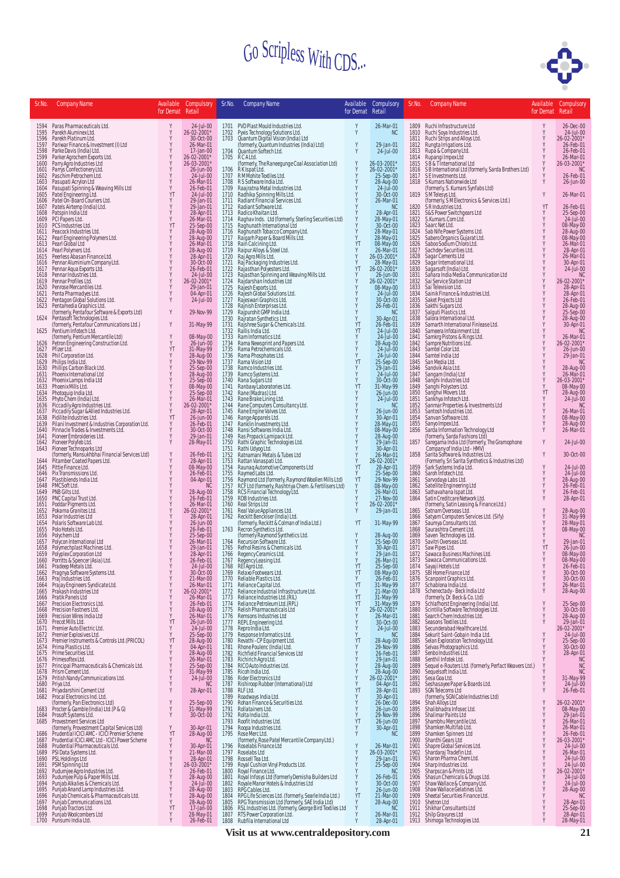# Go Scripless With CDS...

| Sr.No. | Company Name | Available for Demat | Compulsory Retail |
|---|---|---|---|
| 1594 | Paras Pharmaceuticals Ltd. | Y | 24-Jul-00 |
| 1595 | Parekh Aluminex Ltd. | Y | 26-02-2001* |
| 1596 | Parekh Platinum Ltd. | Y | 30-Oct-00 |
| 1597 | Pariwar Finance & Investment (I) Ltd | Y | 26-Mar-01 |
| 1598 | Parke Davis (India) Ltd. | Y | 17-Jan-00 |
| 1599 | Parker Agrochem Exports Ltd. | Y | 26-02-2001* |
| 1600 | Parry Agro Industries Ltd | Y | 26-03-2001* |
| 1601 | Parrys Confectionery Ltd. | Y | 26-Jun-00 |
| 1602 | Paschim Petrochem Ltd. | Y | 24-Jul-00 |
| 1603 | Pasupati Acrylon Ltd | Y | 26-Mar-01 |
| 1604 | Pasupati Spinning & Weaving Mills Ltd | Y | 26-Feb-01 |
| 1605 | Patel Engineering Ltd. | YT | 24-Jul-00 |
| 1606 | Patel On-Board Couriers Ltd. | Y | 29-Jan-01 |
| 1607 | Patels Airtemp (India) Ltd. | Y | 29-Jan-01 |
| 1608 | Patspin India Ltd | Y | 28-Apr-01 |
| 1609 | PCI Papers Ltd. | Y | 26-Mar-01 |
| 1610 | PCS Industries Ltd. | YT | 25-Sep-00 |
| 1611 | Peacock Industries Ltd. | Y | 28-Aug-00 |
| 1612 | Pearl Engineering Polymers Ltd. | Y | 28-Aug-00 |
| 1613 | Pearl Global Ltd | Y | 26-Mar-01 |
| 1614 | Pearl Polymers Ltd. | Y | 28-Aug-00 |
| 1615 | Peerless Abasan Finance Ltd. | Y | 28-Apr-01 |
| 1616 | Pennar Aluminium Company Ltd. | Y | 30-Oct-00 |
| 1617 | Pennar Aqua Exports Ltd. | Y | 26-Feb-01 |
| 1618 | Pennar Industries Ltd. | Y | 24-Jul-00 |
| 1619 | Pennar Profiles Ltd. | Y | 26-02-2001* |
| 1620 | Penrose Mercantiles Ltd. | Y | 29-Jan-01 |
| 1621 | Penta Pharmadyes Ltd. | Y | 04-Apr-01 |
| 1622 | Pentagon Global Solutions Ltd. | Y | 24-Jul-00 |
| 1623 | Pentamedia Graphics Ltd. (formerly, Pentafour Software & Exports Ltd) | Y | 29-Nov-99 |
| 1624 | Pentasoft Technologies Ltd. (formerly, Pentafour Communications Ltd.) | Y | 31-May-99 |
| 1625 | Pentium Infotech Ltd. (formerly, Pentium Mercantile Ltd) | Y | 08-May-00 |
| 1626 | Petron Engineering Construction Ltd. | Y | 26-Jun-00 |
| 1627 | Pfizer Ltd. | YT | 31-May-99 |
| 1628 | Phil Corporation Ltd. | Y | 28-Aug-00 |
| 1629 | Philips India Ltd. | Y | 29-Nov-99 |
| 1630 | Phillips Carbon Black Ltd. | Y | 25-Sep-00 |
| 1631 | Phoenix International Ltd | Y | 28-Aug-00 |
| 1632 | Phoenix Lamps India Ltd | Y | 25-Sep-00 |
| 1633 | Phoenix Mills Ltd. | Y | 08-May-00 |
| 1634 | Photoquip India Ltd. | Y | 25-Sep-00 |
| 1635 | Phyto Chem (India) Ltd. | Y | 26-Mar-01 |
| 1636 | Piccadily Agro Industries Ltd. | Y | 26-02-2001* |
| 1637 | Piccadily Sugar & Allied Industries Ltd. | Y | 28-Apr-01 |
| 1638 | Pidilite Industries Ltd. | YT | 26-Jun-00 |
| 1639 | Pilani Investment & Industries Corporation Ltd. | Y | 26-Feb-01 |
| 1640 | Pinnacle Trades & Investments Ltd. | Y | 30-Oct-00 |
| 1641 | Pioneer Embroideries Ltd. | Y | 29-Jan-01 |
| 1642 | Pioneer Polyfeb Ltd. | Y | 28-May-01 |
| 1643 | Pioneer Technoparks Ltd (formerly, Mansukhbhai Financial Services Ltd) | Y | 26-Feb-01 |
| 1644 | Pitamber Coated Papers Ltd. | Y | 28-Apr-01 |
| 1645 | Pittie Finance Ltd. | Y | 08-May-00 |
| 1646 | Pix Transmissions Ltd. | Y | 26-Feb-01 |
| 1647 | Plastiblends India Ltd. | Y | 04-Apr-01 |
| 1648 | PMC Soft Ltd. | Y | NC |
| 1649 | PNB Gilts Ltd. | Y | 28-Aug-00 |
| 1650 | PNC Capital Trust Ltd. | Y | 26-Feb-01 |
| 1651 | Poddar Pigments Ltd. | Y | 26-Mar-01 |
| 1652 | Pokarna Granites Ltd. | Y | 26-02-2001* |
| 1653 | Polar Industries Ltd | Y | 28-Apr-01 |
| 1654 | Polaris Software Lab Ltd. | Y | 26-Jun-00 |
| 1655 | Polo Hotels Ltd. | Y | 26-Feb-01 |
| 1656 | Polychem Ltd | Y | 25-Sep-00 |
| 1657 | Polycon International Ltd | Y | 26-Mar-01 |
| 1658 | Polymechplast Machines Ltd. | Y | 29-Jan-01 |
| 1659 | Polyplex Corporation Ltd | Y | 28-Apr-01 |
| 1660 | Porritts & Spencer (Asia) Ltd. | Y | 26-Feb-01 |
| 1661 | Pradeep Metals Ltd. | Y | 24-Jul-00 |
| 1662 | Pragnya Software Systems Ltd. | Y | 30-Oct-00 |
| 1663 | Praj Industries Ltd. | Y | 21-Mar-00 |
| 1664 | Prajay Engineers Syndicate Ltd. | Y | 26-Mar-01 |
| 1665 | Prakash Industries Ltd | Y | 26-02-2001* |
| 1666 | Pratik Panels Ltd | Y | 26-Mar-01 |
| 1667 | Precision Electronics Ltd. | Y | 26-Feb-01 |
| 1668 | Precision Fastners Ltd. | Y | 28-Aug-00 |
| 1669 | Precision Wires India Ltd | Y | 26-Mar-01 |
| 1670 | Precot Mills Ltd. | YT | 26-Jun-00 |
| 1671 | Premier Auto Electric Ltd. | Y | 24-Jul-00 |
| 1672 | Premier Explosives Ltd. | Y | 25-Sep-00 |
| 1673 | Premier Instruments & Controls Ltd.(PRICOL) | YT | 28-Aug-00 |
| 1674 | Prima Plastics Ltd. | Y | 04-Apr-01 |
| 1675 | Prime Securities Ltd. | Y | 28-Aug-00 |
| 1676 | Primesoftex Ltd. | Y | 26-Mar-01 |
| 1677 | Principal Pharmaceuticals & Chemicals Ltd. | Y | 25-Sep-00 |
| 1678 | Prism Cement Ltd. | Y | 31-May-99 |
| 1679 | Pritish Nandy Communications Ltd. | Y | 24-Jul-00 |
| 1680 | Priya Ltd. | Y | NC |
| 1681 | Priyadarshini Cement Ltd | Y | 28-Apr-01 |
| 1682 | Procal Electronics Ind. Ltd. (formerly, Pan Electronics Ltd) | Y | 25-Sep-00 |
| 1683 | Procter & Gamble (India) Ltd.(P & G) | Y | 31-May-99 |
| 1684 | Prosoft Systems Ltd. | Y | 30-Oct-00 |
| 1685 | Provestment Services Ltd (formerly, Provestment Capital Services Ltd) | Y | 30-Apr-01 |
| 1686 | Prudential ICICI AMC - ICICI Premier Scheme | YT | 28-Aug-00 |
| 1687 | Prudential ICICI AMC Ltd - ICICI Power Scheme | Y | NC |
| 1688 | Prudential Pharmaceuticals Ltd | Y | 30-Apr-01 |
| 1689 | PSI Data Systems Ltd. | Y | 21-Mar-00 |
| 1690 | PSL Holdings Ltd | Y | 28-Apr-01 |
| 1691 | PSM Spinning Ltd | Y | 26-03-2001* |
| 1692 | Pudumjee Agro Industries Ltd. | Y | 26-Feb-01 |
| 1693 | Pudumjee Pulp & Paper Mills Ltd. | Y | 28-Aug-00 |
| 1694 | Punjab Alkalies & Chemicals Ltd. | Y | 24-Jul-00 |
| 1695 | Punjab Anand Lamp Industries Ltd. | Y | 28-Aug-00 |
| 1696 | Punjab Chemicals & Pharmaceuticals Ltd. | Y | 28-Aug-00 |
| 1697 | Punjab Communications Ltd. | Y | 28-Aug-00 |
| 1698 | Punjab Tractors Ltd. | YT | 17-Jan-00 |
| 1699 | Punjab Woolcombers Ltd | Y | 28-May-01 |
| 1700 | Punsumi India Ltd. | Y | 26-Feb-01 |
| 1701 | PVD Plast Mould Industries Ltd. | Y | 26-Mar-01 |
| 1702 | Pyxis Technology Solutions Ltd. | Y | NC |
| 1703 | Quantum Digital Vision (India) Ltd (formerly, Quantum Industries (India) Ltd) | Y | 29-Jan-01 |
| 1704 | Quantum Softech Ltd. | Y | 24-Jul-00 |
| 1705 | R C A Ltd. (formerly, The Raneegunge Coal Association Ltd) | Y | 26-03-2001* |
| 1706 | R K Ispat Ltd. | Y | 26-02-2001* |
| 1707 | R M Mohite Textiles Ltd. | Y | 25-Sep-00 |
| 1708 | R S Software India Ltd. | Y | 28-Aug-00 |
| 1709 | Raajratna Metal Industries Ltd. | Y | 24-Jul-00 |
| 1710 | Radhika Spinning Mills Ltd. | Y | 30-Oct-00 |
| 1711 | Radiant Financial Services Ltd. | Y | 26-Mar-01 |
| 1712 | Radiant Software Ltd. | Y | NC |
| 1713 | Radico Khaitan Ltd. | Y | 28-Apr-01 |
| 1714 | Raghav Inds. Ltd (formerly, Sterling Securities Ltd) | Y | 28-May-01 |
| 1715 | Raghunath International Ltd | Y | 30-Oct-00 |
| 1716 | Raghunath Tobacco Company Ltd. | Y | 28-May-01 |
| 1717 | Raigarh Paper & Board Mills Ltd. | Y | 28-May-01 |
| 1718 | Rain Calcining Ltd. | YT | 08-May-00 |
| 1719 | Raipur Alloys & Steel Ltd. | Y | 26-Mar-01 |
| 1720 | Raj Agro Mills Ltd. | Y | 26-03-2001* |
| 1721 | Raj Packaging Industries Ltd. | Y | 28-May-01 |
| 1722 | Rajasthan Polyesters Ltd. | YT | 26-02-2001* |
| 1723 | Rajasthan Spinning and Weaving Mills Ltd. | Y | 26-Jun-00 |
| 1724 | Rajdarshan Industries Ltd | Y | 26-02-2001* |
| 1725 | Rajesh Exports Ltd. | Y | 08-May-00 |
| 1726 | Rajesh Global Solutions Ltd. | Y | 24-Jul-00 |
| 1727 | Rajeswari Graphics Ltd. | Y | 30-Oct-00 |
| 1728 | Rajnish Enterprises Ltd. | Y | 26-Feb-01 |
| 1729 | Rajpurohit GMP India Ltd. | Y | NC |
| 1730 | Rajratan Synthetics Ltd. | Y | 30-Apr-01 |
| 1731 | Rajshree Sugar & Chemicals Ltd. | YT | 26-Feb-01 |
| 1732 | Rallis India Ltd. | YT | 24-Jul-00 |
| 1733 | Ram Informatics Ltd. | Y | 24-Jul-00 |
| 1734 | Rama Newsprint and Papers Ltd. | Y | 28-Aug-00 |
| 1735 | Rama Petrochemicals Ltd. | Y | 24-Jul-00 |
| 1736 | Rama Phosphates Ltd. | Y | 24-Jul-00 |
| 1737 | Rama Vision Ltd | YT | 25-Sep-00 |
| 1738 | Ramco Industries Ltd. | Y | 29-Jan-01 |
| 1739 | Ramco Systems Ltd. | Y | 24-Jul-00 |
| 1740 | Rana Sugars Ltd | Y | 30-Oct-00 |
| 1741 | Ranbaxy Laboratories Ltd. | YT | 31-May-99 |
| 1742 | Rane (Madras) Ltd. | Y | 26-Jun-00 |
| 1743 | Rane Brake Lining Ltd. | Y | 24-Jul-00 |
| 1744 | Rane Computers Consultancy Ltd. | Y | NC |
| 1745 | Rane Engine Valves Ltd. | Y | 26-Jun-00 |
| 1746 | Range Apparels Ltd. | Y | 30-Apr-01 |
| 1747 | Rankin Investments Ltd. | Y | 28-May-01 |
| 1748 | Ransi Softwares India Ltd. | Y | 08-May-00 |
| 1749 | Ras Propack Lamipack Ltd. | Y | 28-Aug-00 |
| 1750 | Rathi Graphic Technologies Ltd. | Y | 29-Jan-01 |
| 1751 | Rathi Udyog Ltd. | Y | 30-Apr-01 |
| 1752 | Ratnamani Metals & Tubes Ltd | Y | 26-Mar-01 |
| 1753 | Rattan Vanaspati Ltd. | Y | 26-02-2001* |
| 1754 | Raunaq Automotive Components Ltd | YT | 28-Apr-01 |
| 1755 | Raymed Labs Ltd. | Y | 25-Sep-00 |
| 1756 | Raymond Ltd (formerly, Raymond Woollen Mills Ltd) | YT | 29-May-99 |
| 1757 | RCF Ltd (formerly, Rashtriya Chem. & Fertilisers Ltd) | Y | 08-May-00 |
| 1758 | RCS Financial Technology Ltd. | Y | 26-Mar-01 |
| 1759 | RDB Industries Ltd. | Y | 27-Nov-00 |
| 1760 | Real Strips Ltd | Y | 26-02-2001* |
| 1761 | Real Value Appliances Ltd. | Y | 29-Jan-01 |
| 1762 | Reckitt Benckiser (India) Ltd. (formerly, Reckitt & Colman of India Ltd.) | YT | 31-May-99 |
| 1763 | Recron Synthetics Ltd. (formerly Raymond Synthetics Ltd) | Y | 28-Aug-00 |
| 1764 | Recursion Software Ltd. | Y | 25-Sep-00 |
| 1765 | Refnol Resins & Chemicals Ltd. | Y | 30-Apr-01 |
| 1766 | Regency Ceramics Ltd. | Y | 29-Jan-01 |
| 1767 | Regency Leasing Ltd. | Y | 26-Mar-01 |
| 1768 | REI Agro Ltd. | YT | 25-Sep-00 |
| 1769 | Relaxo Footwears Ltd. | YT | 08-May-00 |
| 1770 | Reliable Plastics Ltd. | Y | 26-Feb-01 |
| 1771 | Reliance Capital Ltd. | YT | 31-May-99 |
| 1772 | Reliance Industrial Infrastructure Ltd. | Y | 21-Mar-00 |
| 1773 | Reliance Industries Ltd (RIL) | YT | 31-May-99 |
| 1774 | Reliance Petroleum Ltd. (RPL) | YT | 31-May-99 |
| 1775 | Relish Pharmaceuticals Ltd | Y | 26-02-2001* |
| 1776 | Remsons Industries Ltd | Y | 26-Mar-01 |
| 1777 | REPL Engineering Ltd. | Y | 30-Oct-00 |
| 1778 | Repro India Ltd. | Y | 24-Jul-00 |
| 1779 | Response Informatics Ltd. | Y | NC |
| 1780 | Revathi - CP Equipment Ltd. | YT | 28-Aug-00 |
| 1781 | Rhone Poulenc (India) Ltd. | Y | 29-Nov-99 |
| 1782 | Richfield Financial Services Ltd | Y | 26-Feb-01 |
| 1783 | Richirich Agro Ltd. | Y | 29-Jan-01 |
| 1784 | RICO Auto Industries Ltd. | Y | 28-Aug-00 |
| 1785 | Ricoh India Ltd. | Y | 28-Aug-00 |
| 1786 | Rider Electronics Ltd | Y | 26-02-2001* |
| 1787 | Rishiroop Rubber (International) Ltd | Y | 04-Apr-01 |
| 1788 | RLF Ltd. | YT | 28-Apr-01 |
| 1789 | Roadways India Ltd. | Y | 30-Apr-01 |
| 1790 | Rohan Finance & Securities Ltd. | Y | 26-Dec-00 |
| 1791 | Rollatainers Ltd. | Y | 26-Jun-00 |
| 1792 | Rolta India Ltd. | Y | 29-Nov-99 |
| 1793 | Roofit Industries Ltd. | YT | 26-Jun-00 |
| 1794 | Roopa Industries Ltd. | Y | 30-Apr-01 |
| 1795 | Rose Merc Ltd. (formerly, Rose Patel Mercantile Company Ltd.) | Y | NC |
| 1796 | Roselabs Finance Ltd | Y | 26-Mar-01 |
| 1797 | Roselabs Ltd | Y | 26-03-2001* |
| 1798 | Rossell Tea Ltd. | Y | 29-Jan-01 |
| 1799 | Royal Cushion Vinyl Products Ltd. | Y | 25-Sep-00 |
| 1800 | Royal Finance Ltd. | Y | NC |
| 1801 | Royal Infosys Ltd (formerly Demisha Builders Ltd) | Y | 26-Feb-01 |
| 1802 | Royale Manor Hotels & Industries Ltd | Y | 30-Oct-00 |
| 1803 | RPG Cables Ltd. | Y | 26-Jun-00 |
| 1804 | RPG Life Sciences Ltd. (formerly, Searle India Ltd.) | YT | 21-Mar-00 |
| 1805 | RPG Transmission Ltd (formerly, SAE India Ltd) | Y | 28-Aug-00 |
| 1806 | RSL Industries Ltd. (formerly, George Brid Textiles Ltd) | Y | NC |
| 1807 | RTS Power Corporation Ltd. | Y | 26-Mar-01 |
| 1808 | Rubfila International Ltd | Y | 28-Apr-01 |
| 1809 | Ruchi Infrastructure Ltd | Y | 26-Dec-00 |
| 1810 | Ruchi Soya Industries Ltd. | Y | 24-Jul-00 |
| 1811 | Ruchi Strips and Alloys Ltd. | Y | 26-02-2001* |
| 1812 | Rungta Irrigations Ltd. | Y | 26-Feb-01 |
| 1813 | Rupa & Company Ltd. | Y | 26-Feb-01 |
| 1814 | Rupangi Impex Ltd | Y | 26-Mar-01 |
| 1815 | S B & T International Ltd | Y | 26-03-2001* |
| 1816 | S B International Ltd (formerly, Sarda Brothers Ltd) | Y | NC |
| 1817 | S E Investments Ltd. | Y | 26-Feb-01 |
| 1818 | S Kumars Nationwide Ltd (formerly, S. Kumars Synfabs Ltd) | Y | 26-Jun-00 |
| 1819 | S M Telesys Ltd. (formerly, S M Electronics & Services Ltd.) | Y | 26-Mar-01 |
| 1820 | S R Industries Ltd. | YT | 26-Feb-01 |
| 1821 | S&S Power Switchgears Ltd | Y | 25-Sep-00 |
| 1822 | S.Kumars.Com Ltd. | Y | 24-Jul-00 |
| 1823 | Saarc Net Ltd. | Y | 08-May-00 |
| 1824 | Sab Nife Power Systems Ltd. | Y | 28-Aug-00 |
| 1825 | Sabero Organics Gujarat Ltd. | Y | 08-May-00 |
| 1826 | Saboo Sodium Chloro Ltd. | Y | 26-Mar-01 |
| 1827 | Sachdev Securities Ltd. | Y | 28-Apr-01 |
| 1828 | Sagar Cements Ltd | Y | 26-Mar-01 |
| 1829 | Sagar International Ltd. | Y | 30-Apr-01 |
| 1830 | Sagarsoft (India) Ltd. | Y | 24-Jul-00 |
| 1831 | Sahara India Media Communication Ltd | Y | NC |
| 1832 | Sai Service Station Ltd | Y | 26-02-2001* |
| 1833 | Sai Television Ltd. | Y | 28-Apr-01 |
| 1834 | Sainik Finance & Industries Ltd. | Y | 28-Apr-01 |
| 1835 | Saket Projects Ltd | Y | 26-Feb-01 |
| 1836 | Sakthi Sugars Ltd. | Y | 28-Aug-00 |
| 1837 | Salguti Plastics Ltd. | Y | 25-Sep-00 |
| 1838 | Salora International Ltd. | Y | 28-Aug-00 |
| 1839 | Samarth International Finlease Ltd. | Y | 30-Apr-01 |
| 1840 | Sameera Infotainment Ltd. | Y | NC |
| 1841 | Samkrg Pistons & Rings Ltd. | Y | 26-Mar-01 |
| 1842 | Sampre Nutritions Ltd. | Y | 26-02-2001* |
| 1843 | Samtel Color Ltd. | Y | 26-Jun-00 |
| 1844 | Samtel India Ltd | Y | 29-Jan-01 |
| 1845 | San Media Ltd. | Y | NC |
| 1846 | Sandvik Asia Ltd. | Y | 28-Aug-00 |
| 1847 | Sangam (India) Ltd | Y | 26-Mar-01 |
| 1848 | Sanghi Industries Ltd | Y | 26-03-2001* |
| 1849 | Sanghi Polysters Ltd. | Y | 08-May-00 |
| 1850 | Sanghvi Movers Ltd. | YT | 28-Aug-00 |
| 1851 | Sankhya Infotech Ltd. | Y | 24-Jul-00 |
| 1852 | Sanmar Properties & Investments Ltd | Y | NC |
| 1853 | Santosh Industries Ltd. | Y | 26-Mar-01 |
| 1854 | Sanvan Software Ltd. | Y | 08-May-00 |
| 1855 | Sanyo Impex Ltd. | Y | 28-Aug-00 |
| 1856 | Sarda Information Technology Ltd (formerly, Sarda Fashions Ltd) | Y | 26-Mar-01 |
| 1857 | Saregama India Ltd (formerly, The Gramophone Company of India Ltd - HMV) | Y | 24-Jul-00 |
| 1858 | Sarita Software & Industries Ltd. (Formerly, Sri Sarita Synthetics & Industries Ltd) | Y | 30-Oct-00 |
| 1859 | Sark Systems India Ltd. | Y | 24-Jul-00 |
| 1860 | Saroh Infotech Ltd. | Y | 24-Jul-00 |
| 1861 | Sarvodaya Labs Ltd. | Y | 28-Aug-00 |
| 1862 | Satellite Engineering Ltd | Y | 26-Feb-01 |
| 1863 | Sathavahana Ispat Ltd. | Y | 26-Feb-01 |
| 1864 | Satin Creditcare Network Ltd. (formerly, Satin Leasing & Finance Ltd.) | Y | 28-Apr-01 |
| 1865 | Satnam Overseas Ltd. | Y | 28-Aug-00 |
| 1866 | Satyam Computers Services Ltd. (Sify) | Y | 31-May-99 |
| 1867 | Saumya Consultants Ltd. | Y | 28-May-01 |
| 1868 | Saurashtra Cement Ltd. | Y | 08-May-00 |
| 1869 | Saven Technologies Ltd. | Y | NC |
| 1870 | Savitri Overseas Ltd. | Y | 29-Jan-01 |
| 1871 | Saw Pipes Ltd. | YT | 26-Jun-00 |
| 1872 | Sawaca Business Machines Ltd. | Y | 08-May-00 |
| 1873 | Sawaca Communications Ltd. | Y | 08-May-00 |
| 1874 | Sayaji Hotels Ltd | Y | 26-Feb-01 |
| 1875 | SBI Home Finance Ltd | Y | 30-Oct-00 |
| 1876 | Scanpoint Graphics Ltd. | Y | 30-Oct-00 |
| 1877 | Schablona India Ltd. | Y | 26-Mar-01 |
| 1878 | Schenectady - Beck India Ltd (formerly, Dr. Beck & Co. Ltd) | Y | 28-Aug-00 |
| 1879 | Schlafhorst Engineering (India) Ltd. | Y | 25-Sep-00 |
| 1880 | Scintilla Software Technologies Ltd. | Y | 30-Oct-00 |
| 1881 | Search Chem Industries Ltd. | Y | 28-Aug-00 |
| 1882 | Seasons Textiles Ltd. | Y | 29-Jan-01 |
| 1883 | Secunderabad Healthcare Ltd. | Y | 26-02-2001* |
| 1884 | Sekurit Saint-Gobain India Ltd. | Y | 24-Jul-00 |
| 1885 | Selan Exploration Technology Ltd. | Y | 25-Sep-00 |
| 1886 | Selvas Photographics Ltd. | Y | 30-Oct-00 |
| 1887 | Senbo Industries Ltd. | Y | 28-Apr-01 |
| 1888 | Senthil Infotek Ltd. | Y | NC |
| 1889 | Sequel e-Routers Ltd. (formerly, Perfact Weavers Ltd.) | Y | NC |
| 1890 | Sequelsoft India Ltd. | Y | NC |
| 1891 | Sesa Goa Ltd. | Y | 31-May-99 |
| 1892 | Seshasayee Paper & Boards Ltd. | Y | 24-Jul-00 |
| 1893 | SGN Telecoms Ltd (formerly, SGN Cable Industries Ltd) | Y | 26-Feb-01 |
| 1894 | Shah Alloys Ltd | Y | 26-02-2001* |
| 1895 | Shalibhadra Infosec Ltd. | Y | 08-May-00 |
| 1896 | Shalimar Paints Ltd | Y | 29-Jan-01 |
| 1897 | Shambhu Mercantile Ltd. | Y | 26-Mar-01 |
| 1898 | Shamken Multifab Ltd. | Y | 26-Mar-01 |
| 1899 | Shamken Spinners Ltd | Y | 26-Feb-01 |
| 1900 | Shanthi Gears Ltd | Y | 26-03-2001* |
| 1901 | Shapre Global Services Ltd. | Y | 24-Jul-00 |
| 1902 | Shardaraj Tradefin Ltd. | Y | 26-Mar-01 |
| 1903 | Sharon Pharma Chem Ltd. | Y | 24-Jul-00 |
| 1904 | Sharp Industries Ltd. | Y | 24-Jul-00 |
| 1905 | Sharpscan & Prints Ltd. | Y | 26-02-2001* |
| 1906 | Shasun Chemicals & Drugs Ltd. | Y | 24-Jul-00 |
| 1907 | Shaw Wallace & Company Ltd. | Y | 24-Jul-00 |
| 1908 | Shaw Wallace Gelatines Ltd. | Y | 28-Aug-00 |
| 1909 | Sheetal Securities Finance Ltd. | Y | NC |
| 1910 | Shetron Ltd | Y | 28-Apr-01 |
| 1911 | Shikhar Consultants Ltd | Y | 25-Sep-00 |
| 1912 | Shilp Gravures Ltd | Y | 28-Apr-01 |
| 1913 | Shimoga Technologies Ltd. | Y | 28-May-01 |

Visit us at www.centraldepository.com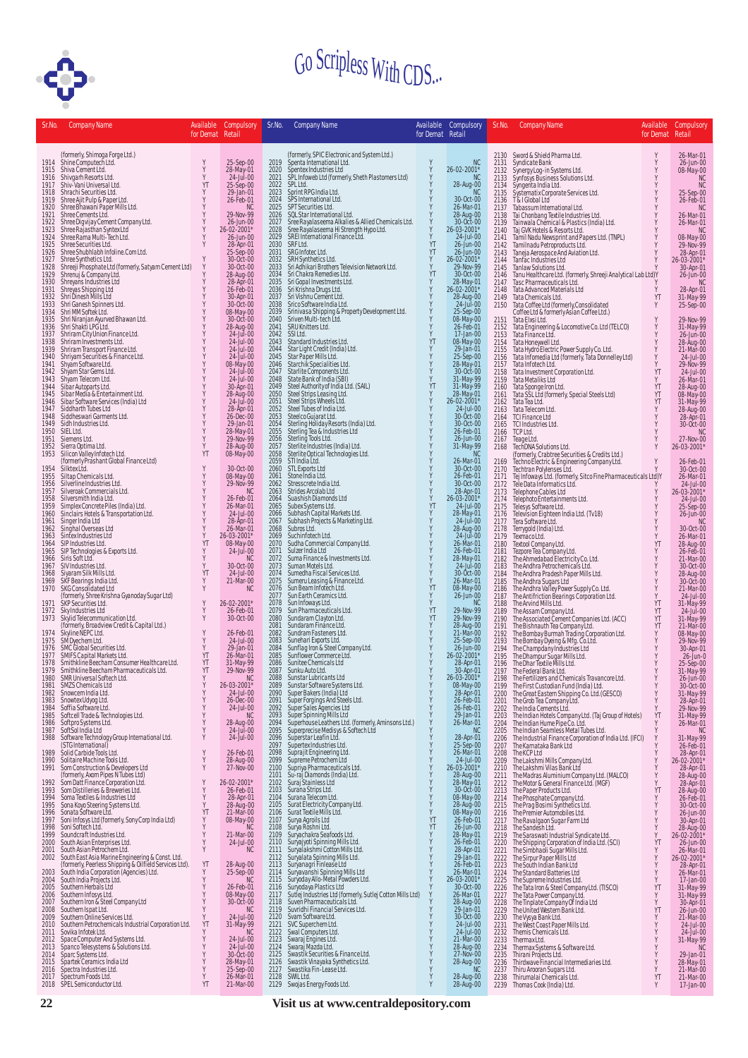# Go Scripless With CDS...

| Sr.No. | Company Name | Available for Demat | Compulsory Retail |
|---|---|---|---|
| | (formerly, Shimoga Forge Ltd.) | | |
| 1914 | Shine Computech Ltd. | Y | 25-Sep-00 |
| 1915 | Shiva Cement Ltd. | Y | 28-May-01 |
| 1916 | Shivgarh Resorts Ltd. | Y | 24-Jul-00 |
| 1917 | Shiv-Vani Universal Ltd. | YT | 25-Sep-00 |
| 1918 | Shrachi Securities Ltd. | Y | 29-Jan-01 |
| 1919 | Shree Ajit Pulp & Paper Ltd. | Y | 26-Feb-01 |
| 1920 | Shree Bhawani Paper Mills Ltd. | Y | NC |
| 1921 | Shree Cements Ltd. | Y | 29-Nov-99 |
| 1922 | Shree Digvijay Cement Company Ltd. | Y | 26-Jun-00 |
| 1923 | Shree Rajasthan Syntex Ltd | Y | 26-02-2001* |
| 1924 | Shree Rama Multi-Tech Ltd. | Y | 26-Jun-00 |
| 1925 | Shree Securities Ltd. | Y | 28-Apr-01 |
| 1926 | Shree Shubhlabh Infoline.Com Ltd. | | 25-Sep-00 |
| 1927 | Shree Synthetics Ltd. | Y | 30-Oct-00 |
| 1928 | Shreeji Phosphate Ltd (formerly, Satyam Cement Ltd) | Y | 30-Oct-00 |
| 1929 | Shrenuj & Company Ltd. | Y | 28-Aug-00 |
| 1930 | Shreyans Industries Ltd | Y | 28-Apr-01 |
| 1931 | Shreyas Shipping Ltd | Y | 26-Feb-01 |
| 1932 | Shri Dinesh Mills Ltd | Y | 30-Apr-01 |
| 1933 | Shri Ganesh Spinners Ltd. | Y | 30-Oct-00 |
| 1934 | Shri MM Softek Ltd. | Y | 08-May-00 |
| 1935 | Shri Niranjan Ayurved Bhawan Ltd. | Y | 30-Oct-00 |
| 1936 | Shri Shakti LPG Ltd. | Y | 28-Aug-00 |
| 1937 | Shriram City Union Finance Ltd. | Y | 24-Jul-00 |
| 1938 | Shriram Investments Ltd. | Y | 24-Jul-00 |
| 1939 | Shriram Transport Finance Ltd. | Y | 24-Jul-00 |
| 1940 | Shriyam Securities & Finance Ltd. | Y | 24-Jul-00 |
| 1941 | Shyam Software Ltd. | Y | 08-May-00 |
| 1942 | Shyam Star Gems Ltd. | Y | 24-Jul-00 |
| 1943 | Shyam Telecom Ltd. | Y | 24-Jul-00 |
| 1944 | Sibar Autoparts Ltd. | Y | 30-Apr-01 |
| 1945 | Sibar Media & Entertainment Ltd. | Y | 28-Aug-00 |
| 1946 | Sibar Software Services (India) Ltd | Y | 24-Jul-00 |
| 1947 | Siddharth Tubes Ltd | Y | 28-Apr-01 |
| 1948 | Siddheswari Garments Ltd. | Y | 26-Dec-00 |
| 1949 | Sidh Industries Ltd. | Y | 29-Jan-01 |
| 1950 | SIEL Ltd. | Y | 28-May-01 |
| 1951 | Siemens Ltd. | Y | 29-Nov-99 |
| 1952 | Sierra Optima Ltd. | Y | 28-Aug-00 |
| 1953 | Silicon Valley Infotech Ltd. | YT | 08-May-00 |
| | (formerly Prashant Global Finance Ltd) | | |
| 1954 | Silktex Ltd. | Y | 30-Oct-00 |
| 1955 | Siltap Chemicals Ltd. | Y | 08-May-00 |
| 1956 | Silverline Industries Ltd. | Y | 29-Nov-99 |
| 1957 | Silveroak Commercials Ltd. | Y | NC |
| 1958 | Silversmith India Ltd. | Y | 26-Feb-01 |
| 1959 | Simplex Concrete Piles (India) Ltd. | Y | 26-Mar-01 |
| 1960 | Sinclairs Hotels & Transportation Ltd. | Y | 24-Jul-00 |
| 1961 | Singer India Ltd | Y | 28-Apr-01 |
| 1962 | Singhal Overseas Ltd | Y | 26-Mar-01 |
| 1963 | Sintex Industries Ltd | Y | 26-03-2001* |
| 1964 | SIP Industries Ltd. | YT | 08-May-00 |
| 1965 | SIP Technologies & Exports Ltd. | Y | 24-Jul-00 |
| 1966 | Siris Soft Ltd. | Y | NC |
| 1967 | SIV Industries Ltd. | Y | 30-Oct-00 |
| 1968 | Siyaram Silk Mills Ltd. | YT | 24-Jul-00 |
| 1969 | SKF Bearings India Ltd. | Y | 21-Mar-00 |
| 1970 | SKG Consolidated Ltd | Y | NC |
| | (formerly, Shree Krishna Gyanoday Sugar Ltd) | | |
| 1971 | SKP Securities Ltd. | Y | 26-02-2001* |
| 1972 | Sky Industries Ltd | Y | 26-Feb-01 |
| 1973 | Skylid Telecommunication Ltd. | Y | 30-Oct-00 |
| | (formerly, Broadview Credit & Capital Ltd.) | | |
| 1974 | Skyline NEPC Ltd. | Y | 26-Feb-01 |
| 1975 | SM Dyechem Ltd. | Y | 24-Jul-00 |
| 1976 | SMC Global Securities Ltd. | Y | 29-Jan-01 |
| 1977 | SMIFS Capital Markets Ltd. | YT | 26-Mar-01 |
| 1978 | Smithkline Beecham Consumer Healthcare Ltd. | YT | 31-May-99 |
| 1979 | Smithkline Beecham Pharmaceuticals Ltd. | YT | 29-Nov-99 |
| 1980 | SMR Universal Softech Ltd. | Y | NC |
| 1981 | SMZS Chemicals Ltd | Y | 26-03-2001* |
| 1982 | Snowcem India Ltd. | Y | 24-Jul-00 |
| 1983 | Snowtex Udyog Ltd. | Y | 26-Dec-00 |
| 1984 | Soffia Software Ltd. | Y | 24-Jul-00 |
| 1985 | Softcell Trade & Technologies Ltd. | Y | NC |
| 1986 | Softpro Systems Ltd. | Y | 28-Aug-00 |
| 1987 | SoftSol India Ltd | Y | 24-Jul-00 |
| 1988 | Software Technology Group International Ltd. | Y | 24-Jul-00 |
| | (STG International) | | |
| 1989 | Solid Carbide Tools Ltd. | Y | 26-Feb-01 |
| 1990 | Solitaire Machine Tools Ltd. | Y | 28-Aug-00 |
| 1991 | Som Construction & Developers Ltd | Y | 27-Nov-00 |
| | (formerly, Axom Pipes N Tubes Ltd) | | |
| 1992 | Som Datt Finance Corporation Ltd. | Y | 26-02-2001* |
| 1993 | Som Distilleries & Breweries Ltd. | Y | 26-Feb-01 |
| 1994 | Soma Textiles & Industries Ltd | Y | 28-Apr-01 |
| 1995 | Sona Koyo Steering Systems Ltd. | Y | 28-Aug-00 |
| 1996 | Sonata Software Ltd. | YT | 21-Mar-00 |
| 1997 | Soni Infosys Ltd (formerly, Sony Corp India Ltd) | Y | 08-May-00 |
| 1998 | Soni Softech Ltd. | Y | NC |
| 1999 | Soundcraft Industries Ltd. | Y | 21-Mar-00 |
| 2000 | South Asian Enterprises Ltd. | Y | 24-Jul-00 |
| 2001 | South Asian Petrochem Ltd. | Y | NC |
| 2002 | South East Asia Marine Engineering & Const. Ltd. | | |
| | (formerly, Peerless Shipping & Oilfield Services Ltd). | YT | 28-Aug-00 |
| 2003 | South India Corporation (Agencies) Ltd. | Y | 25-Sep-00 |
| 2004 | South India Projects Ltd. | Y | NC |
| 2005 | Southern Herbals Ltd | Y | 26-Feb-01 |
| 2006 | Southern Infosys Ltd. | Y | 08-May-00 |
| 2007 | Southern Iron & Steel Company Ltd | Y | 30-Oct-00 |
| 2008 | Southern Ispat Ltd. | Y | NC |
| 2009 | Southern Online Services Ltd. | Y | 24-Jul-00 |
| 2010 | Southern Petrochemicals Industrial Corporation Ltd. | YT | 31-May-99 |
| 2011 | Sovika Infotek Ltd. | Y | NC |
| 2012 | Space Computer And Systems Ltd. | Y | 24-Jul-00 |
| 2013 | Spanco Telesystems & Solutions Ltd. | Y | 24-Jul-00 |
| 2014 | Sparc Systems Ltd. | Y | 30-Oct-00 |
| 2015 | Spartek Ceramics India Ltd | Y | 28-May-01 |
| 2016 | Spectra Industries Ltd. | Y | 25-Sep-00 |
| 2017 | Spectrum Foods Ltd. | Y | 26-Mar-01 |
| 2018 | SPEL Semiconductor Ltd. | YT | 21-Mar-00 |
| | (formerly, SPIC Electronic and System Ltd.) | | |
| 2019 | Spenta International Ltd. | Y | NC |
| 2020 | Spentex Industries Ltd | Y | 26-02-2001* |
| 2021 | SPL Infoweb Ltd (formerly, Sheth Plastomers Ltd) | Y | NC |
| 2022 | SPL Ltd. | Y | 28-Aug-00 |
| 2023 | Sprint RPG India Ltd. | Y | NC |
| 2024 | SPS International Ltd. | Y | 30-Oct-00 |
| 2025 | SPT Securities Ltd. | Y | 26-Mar-01 |
| 2026 | SQL Star International Ltd. | Y | 28-Aug-00 |
| 2027 | Sree Rayalaseema Alkalies & Allied Chemicals Ltd. | Y | 30-Oct-00 |
| 2028 | Sree Rayalaseema Hi Strength Hypo Ltd. | Y | 26-03-2001* |
| 2029 | SREI International Finance Ltd. | Y | 24-Jul-00 |
| 2030 | SRF Ltd. | YT | 26-Jun-00 |
| 2031 | SRG Infotec Ltd. | YT | 26-Jun-00 |
| 2032 | SRH Synthetics Ltd. | Y | 26-02-2001* |
| 2033 | Sri Adhikari Brothers Television Network Ltd. | Y | 29-Nov-99 |
| 2034 | Sri Chakra Remedies Ltd. | YT | 30-Oct-00 |
| 2035 | Sri Gopal Investments Ltd. | Y | 28-May-01 |
| 2036 | Sri Krishna Drugs Ltd. | Y | 26-02-2001* |
| 2037 | Sri Vishnu Cement Ltd. | Y | 28-Aug-00 |
| 2038 | Srico Software India Ltd. | Y | 24-Jul-00 |
| 2039 | Srinivasa Shipping & Property Development Ltd. | Y | 25-Sep-00 |
| 2040 | Sriven Multi-tech Ltd. | Y | 08-May-00 |
| 2041 | SRU Knitters Ltd. | Y | 26-Feb-01 |
| 2042 | SSI Ltd. | Y | 17-Jan-00 |
| 2043 | Standard Industries Ltd. | YT | 08-May-00 |
| 2044 | Star Light Credit (India) Ltd. | Y | 29-Jan-01 |
| 2045 | Star Paper Mills Ltd. | Y | 25-Sep-00 |
| 2046 | Starchik Specialities Ltd. | Y | 28-May-01 |
| 2047 | Starlite Components Ltd. | Y | 30-Oct-00 |
| 2048 | State Bank of India (SBI) | Y | 31-May-99 |
| 2049 | Steel Authority of India Ltd. (SAIL) | YT | 31-May-99 |
| 2050 | Steel Strips Leasing Ltd. | Y | 28-May-01 |
| 2051 | Steel Strips Wheels Ltd. | Y | 26-02-2001* |
| 2052 | Steel Tubes of India Ltd. | Y | 24-Jul-00 |
| 2053 | Steelco Gujarat Ltd. | Y | 30-Oct-00 |
| 2054 | Sterling Holiday Resorts (India) Ltd. | Y | 30-Oct-00 |
| 2055 | Sterling Tea & Industries Ltd | Y | 26-Feb-01 |
| 2056 | Sterling Tools Ltd. | Y | 26-Jun-00 |
| 2057 | Sterlite Industries (India) Ltd. | Y | 31-May-99 |
| 2058 | Sterlite Optical Technologies Ltd. | Y | NC |
| 2059 | STI India Ltd. | Y | 26-Mar-01 |
| 2060 | STL Exports Ltd | Y | 30-Oct-00 |
| 2061 | Stone India Ltd. | Y | 26-Feb-01 |
| 2062 | Stresscrete India Ltd. | Y | 30-Oct-00 |
| 2063 | Strides Arcolab Ltd | Y | 28-Apr-01 |
| 2064 | Suashish Diamonds Ltd | Y | 26-03-2001* |
| 2065 | Subex Systems Ltd. | YT | 24-Jul-00 |
| 2066 | Subhash Capital Markets Ltd. | Y | 28-May-01 |
| 2067 | Subhash Projects & Marketing Ltd. | Y | 24-Jul-00 |
| 2068 | Subros Ltd. | Y | 28-Aug-00 |
| 2069 | Suchinfotech Ltd. | Y | 24-Jul-00 |
| 2070 | Sudha Commercial Company Ltd. | Y | 26-Mar-01 |
| 2071 | Sulzer India Ltd. | Y | 26-Feb-01 |
| 2072 | Suma Finance & Investments Ltd. | Y | 28-May-01 |
| 2073 | Suman Motels Ltd. | Y | 24-Jul-00 |
| 2074 | Sumedha Fiscal Services Ltd. | Y | 30-Oct-00 |
| 2075 | Sumeru Leasing & Finance Ltd. | Y | 26-Mar-01 |
| 2076 | Sun Beam Infotech Ltd. | YT | 08-May-00 |
| 2077 | Sun Earth Ceramics Ltd. | Y | 26-Jun-00 |
| 2078 | Sun Infoways Ltd. | Y | NC |
| 2079 | Sun Pharmaceuticals Ltd. | YT | 29-Nov-99 |
| 2080 | Sundaram Clayton Ltd. | YT | 29-Nov-99 |
| 2081 | Sundaram Finance Ltd. | Y | 28-Aug-00 |
| 2082 | Sundram Fasteners Ltd. | Y | 21-Mar-00 |
| 2083 | Sunehari Exports Ltd. | Y | 25-Sep-00 |
| 2084 | Sunflag Iron & Steel Company Ltd. | Y | 26-Jun-00 |
| 2085 | Sunflower Commerce Ltd. | Y | 26-02-2001* |
| 2086 | Sunitee Chemicals Ltd | Y | 28-Apr-01 |
| 2087 | Sunku Auto Ltd. | Y | 30-Apr-01 |
| 2088 | Sunstar Lubricants Ltd | Y | 26-03-2001* |
| 2089 | Sunstar Software Systems Ltd. | Y | 08-May-00 |
| 2090 | Super Bakers (India) Ltd | Y | 28-Apr-01 |
| 2091 | Super Forgings And Steels Ltd. | Y | 26-Feb-01 |
| 2092 | Super Sales Agencies Ltd | Y | 26-Feb-01 |
| 2093 | Super Spinning Mills Ltd | Y | 29-Jan-01 |
| 2094 | Superhouse Leathers Ltd. (formerly, Aminsons Ltd.) | Y | 26-Mar-01 |
| 2095 | Superprecise Medisys & Softech Ltd | Y | NC |
| 2096 | Superstar Leafin Ltd. | Y | 28-Apr-01 |
| 2097 | Supertex Industries Ltd. | Y | 25-Sep-00 |
| 2098 | Suprajit Engineering Ltd. | Y | 26-Mar-01 |
| 2099 | Supreme Petrochem Ltd | Y | 24-Jul-00 |
| 2100 | Supriya Pharmaceuticals Ltd. | Y | 26-03-2001* |
| 2101 | Su-raj Diamonds (India) Ltd. | Y | 28-Aug-00 |
| 2102 | Suraj Stainless Ltd | Y | 28-May-01 |
| 2103 | Surana Strips Ltd. | Y | 30-Oct-00 |
| 2104 | Surana Telecom Ltd. | Y | 08-May-00 |
| 2105 | Surat Electricity Company Ltd. | Y | 28-Aug-00 |
| 2106 | Surat Textile Mills Ltd. | Y | 08-May-00 |
| 2107 | Surya Agroils Ltd | YT | 26-Feb-01 |
| 2108 | Surya Roshni Ltd. | YT | 26-Jun-00 |
| 2109 | Suryachakra Seafoods Ltd. | Y | 28-May-01 |
| 2110 | Suryajyoti Spinning Mills Ltd. | Y | 26-Feb-01 |
| 2111 | Suryalakshmi Cotton Mills Ltd. | Y | 28-Apr-01 |
| 2112 | Suryalata Spinning Mills Ltd. | Y | 29-Jan-01 |
| 2113 | Suryanagri Finlease Ltd | Y | 26-Feb-01 |
| 2114 | Suryavanshi Spinning Mills Ltd | Y | 26-Mar-01 |
| 2115 | Suryoday Allo-Metal Powders Ltd. | Y | 26-03-2001* |
| 2116 | Suryodaya Plastics Ltd | Y | 30-Oct-00 |
| 2117 | Sutlej Industries Ltd (formerly, Sutlej Cotton Mills Ltd) | Y | 26-Mar-01 |
| 2118 | Suven Pharmaceuticals Ltd. | Y | 28-Aug-00 |
| 2119 | Suvridhi Financial Services Ltd. | Y | 29-Jan-01 |
| 2120 | Svam Software Ltd. | Y | 30-Oct-00 |
| 2121 | SVC Superchem Ltd. | Y | 24-Jul-00 |
| 2122 | Swal Computers Ltd. | Y | 24-Jul-00 |
| 2123 | Swaraj Engines Ltd. | Y | 21-Mar-00 |
| 2124 | Swaraj Mazda Ltd. | Y | 28-Aug-00 |
| 2125 | Swastik Securities & Finance Ltd. | Y | 27-Nov-00 |
| 2126 | Swastik Vinayaka Synthetics Ltd. | Y | 28-Aug-00 |
| 2127 | Swastika Fin-Lease Ltd. | Y | NC |
| 2128 | SWIL Ltd. | Y | 28-Aug-00 |
| 2129 | Swojas Energy Foods Ltd. | Y | 28-Aug-00 |
| 2130 | Sword & Shield Pharma Ltd. | Y | 26-Mar-01 |
| 2131 | Syndicate Bank | Y | 26-Jun-00 |
| 2132 | SynergyLog-in Systems Ltd. | Y | 08-May-00 |
| 2133 | Synfosys Business Solutions Ltd. | Y | NC |
| 2134 | Syngenta India Ltd. | Y | NC |
| 2135 | Systematix Corporate Services Ltd. | Y | 25-Sep-00 |
| 2136 | T & I Global Ltd | Y | 26-Feb-01 |
| 2137 | Tabassum International Ltd. | Y | NC |
| 2138 | Tai Chonbang Textile Industries Ltd. | Y | 26-Mar-01 |
| 2139 | Tainwala Chemical & Plastics (India) Ltd. | Y | 26-Mar-01 |
| 2140 | Taj GVK Hotels & Resorts Ltd. | Y | NC |
| 2141 | Tamil Nadu Newsprint and Papers Ltd. (TNPL) | Y | 08-May-00 |
| 2142 | Tamilnadu Petroproducts Ltd. | Y | 29-Nov-99 |
| 2143 | Taneja Aerospace And Aviation Ltd. | Y | 28-Apr-01 |
| 2144 | Tanfac Industries Ltd | Y | 26-03-2001* |
| 2145 | Tanlaw Solutions Ltd. | Y | 30-Apr-01 |
| 2146 | Tanu Healthcare Ltd. (formerly, Shreeji Analytical Lab Ltd) | Y | 26-Jun-00 |
| 2147 | Tasc Pharmaceuticals Ltd. | Y | NC |
| 2148 | Tata Advanced Materials Ltd | Y | 28-Apr-01 |
| 2149 | Tata Chemicals Ltd. | YT | 31-May-99 |
| 2150 | Tata Coffee Ltd (formerly Consolidated Coffee Ltd & formerly Asian Coffee Ltd.) | Y | 25-Sep-00 |
| 2151 | Tata Elxsi Ltd. | Y | 29-Nov-99 |
| 2152 | Tata Engineering & Locomotive Co. Ltd (TELCO) | Y | 31-May-99 |
| 2153 | Tata Finance Ltd. | Y | 26-Jun-00 |
| 2154 | Tata Honeywell Ltd. | Y | 28-Aug-00 |
| 2155 | Tata Hydro Electric Power Supply Co. Ltd. | Y | 21-Mar-00 |
| 2156 | Tata Infomedia Ltd (formerly, Tata Donnelley Ltd) | Y | 24-Jul-00 |
| 2157 | Tata Infotech Ltd. | Y | 29-Nov-99 |
| 2158 | Tata Investment Corporation Ltd. | YT | 24-Jul-00 |
| 2159 | Tata Metaliks Ltd | Y | 26-Mar-01 |
| 2160 | Tata Sponge Iron Ltd. | YT | 28-Aug-00 |
| 2161 | Tata SSL Ltd (formerly, Special Steels Ltd) | YT | 08-May-00 |
| 2162 | Tata Tea Ltd. | YT | 31-May-99 |
| 2163 | Tata Telecom Ltd. | Y | 28-Aug-00 |
| 2164 | TCI Finance Ltd | Y | 28-Apr-01 |
| 2165 | TCI Industries Ltd. | Y | 30-Oct-00 |
| 2166 | TCP Ltd. | Y | NC |
| 2167 | Teage Ltd. | Y | 27-Nov-00 |
| 2168 | TechDNA Solutions Ltd. | Y | 26-03-2001* |
| | (formerly, Crabtree Securities & Credits Ltd.) | | |
| 2169 | Techno Electric & Engineering Company Ltd. | Y | 26-Feb-01 |
| 2170 | Techtran Polylenses Ltd. | Y | 30-Oct-00 |
| 2171 | Tej Infoways Ltd. (formerly, Sitco Fine Pharmaceuticals Ltd) | Y | 26-Dec-00 |
| 2172 | Tele Data Informatics Ltd. | Y | 24-Jul-00 |
| 2173 | Telephone Cables Ltd | Y | 26-03-2001* |
| 2174 | Telephoto Entertainments Ltd. | Y | 24-Jul-00 |
| 2175 | Telesys Software Ltd. | Y | 25-Sep-00 |
| 2176 | Television Eighteen India Ltd. (Tv18) | Y | 26-Jun-00 |
| 2177 | Tera Software Ltd. | Y | NC |
| 2178 | Terrygold (India) Ltd. | Y | 30-Oct-00 |
| 2179 | Texmaco Ltd. | Y | 26-Mar-01 |
| 2180 | Textool Company Ltd. | YT | 28-Aug-00 |
| 2181 | Tezpore Tea Company Ltd. | Y | 26-Feb-01 |
| 2182 | The Ahmedabad Electricity Co. Ltd. | Y | 21-Mar-00 |
| 2183 | The Andhra Petrochemicals Ltd. | Y | 30-Oct-00 |
| 2184 | The Andhra Pradesh Paper Mills Ltd. | Y | 28-Aug-00 |
| 2185 | The Andhra Sugars Ltd | Y | 30-Oct-00 |
| 2186 | The Andhra Valley Power Supply Co. Ltd. | Y | 21-Mar-00 |
| 2187 | The Antifriction Bearings Corporation Ltd. | Y | 24-Jul-00 |
| 2188 | The Arvind Mills Ltd. | YT | 31-May-99 |
| 2189 | The Assam Company Ltd. | YT | 24-Jul-00 |
| 2190 | The Associated Cement Companies Ltd. (ACC) | YT | 31-May-99 |
| 2191 | The Bishnauth Tea Company Ltd. | YT | 21-Mar-00 |
| 2192 | The Bombay Burmah Trading Corporation Ltd. | Y | 08-May-00 |
| 2193 | The Bombay Dyeing & Mfg. Co Ltd. | Y | 29-Nov-99 |
| 2194 | The Champdany Industries Ltd | Y | 30-Apr-01 |
| 2195 | The Dhampur Sugar Mills Ltd. | Y | 26-Jun-0 |
| 2196 | The Dhar Textile Mills Ltd. | Y | 25-Sep-00 |
| 2197 | The Federal Bank Ltd. | Y | 31-May-99 |
| 2198 | The Fertilizers and Chemicals Travancore Ltd. | Y | 26-Jun-00 |
| 2199 | The First Custodian Fund (India) Ltd. | Y | 30-Oct-00 |
| 2200 | The Great Eastern Shipping Co. Ltd. (GESCO) | Y | 31-May-99 |
| 2201 | The Grob Tea Company Ltd. | Y | 28-Apr-01 |
| 2202 | The India Cements Ltd. | Y | 29-Nov-99 |
| 2203 | The Indian Hotels Company Ltd. (Taj Group of Hotels) | YT | 31-May-99 |
| 2204 | The Indian Hume Pipe Co. Ltd. | Y | 26-Mar-01 |
| 2205 | The Indian Seamless Metal Tubes Ltd. | Y | NC |
| 2206 | The Industrial Finance Corporation of India Ltd. (IFCI) | Y | 31-May-99 |
| 2207 | The Karnataka Bank Ltd | Y | 26-Feb-01 |
| 2208 | The KCP Ltd | Y | 28-Apr-01 |
| 2209 | The Lakshmi Mills Company Ltd. | Y | 26-02-2001* |
| 2210 | The Lakshmi Vilas Bank Ltd | Y | 28-Apr-01 |
| 2211 | The Madras Aluminium Company Ltd. (MALCO) | Y | 28-Aug-00 |
| 2212 | The Motor & General Finance Ltd. (MGF) | Y | 28-Apr-01 |
| 2213 | The Paper Products Ltd. | YT | 28-Aug-00 |
| 2214 | The Phosphate Company Ltd. | Y | 26-Feb-01 |
| 2215 | The Prag Bosimi Synthetics Ltd. | Y | 30-Oct-00 |
| 2216 | The Premier Automobiles Ltd. | Y | 26-Jun-00 |
| 2217 | The Ravalgaon Sugar Farm Ltd | Y | 30-Apr-01 |
| 2218 | The Sandesh Ltd. | Y | 28-Aug-00 |
| 2219 | The Saraswati Industrial Syndicate Ltd. | Y | 26-02-2001* |
| 2220 | The Shipping Corporation of India Ltd. (SCI) | YT | 26-Jun-00 |
| 2221 | The Simbhaoli Sugar Mills Ltd. | Y | 26-Mar-01 |
| 2222 | The Sirpur Paper Mills Ltd | Y | 26-02-2001* |
| 2223 | The South Indian Bank Ltd | Y | 28-Apr-01 |
| 2224 | The Standard Batteries Ltd | Y | 26-Mar-01 |
| 2225 | The Supreme Industries Ltd. | Y | 17-Jan-00 |
| 2226 | The Tata Iron & Steel Company Ltd. (TISCO) | YT | 31-May-99 |
| 2227 | The Tata Power Company Ltd. | Y | 31-May-99 |
| 2228 | The Tinplate Company Of India Ltd | Y | 30-Apr-01 |
| 2229 | The United Western Bank Ltd. | YT | 26-Jun-00 |
| 2230 | The Vysya Bank Ltd. | Y | 21-Mar-00 |
| 2231 | The West Coast Paper Mills Ltd. | Y | 24-Jul-00 |
| 2232 | Themis Chemicals Ltd. | Y | 24-Jul-00 |
| 2233 | Thermax Ltd. | Y | 31-May-99 |
| 2234 | Thermax Systems & Software Ltd. | Y | NC |
| 2235 | Thirani Projects Ltd. | Y | 29-Jan-01 |
| 2236 | Thirdwave Financial Intermediaries Ltd. | Y | 28-May-01 |
| 2237 | Thiru Arooran Sugars Ltd. | Y | 21-Mar-00 |
| 2238 | Thirumalai Chemicals Ltd. | YT | 21-Mar-00 |
| 2239 | Thomas Cook (India) Ltd. | Y | 17-Jan-00 |

Visit us at www.centraldepository.com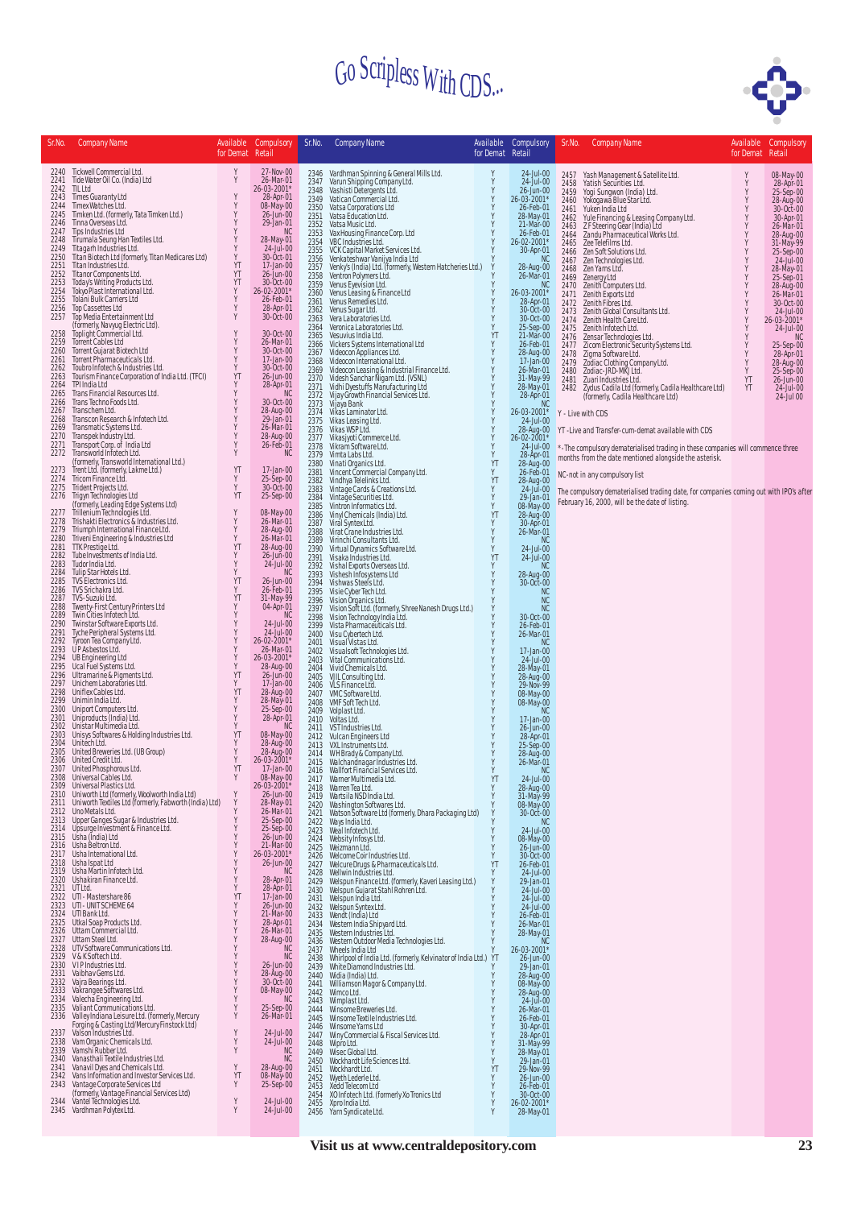# Go Scripless With CDS...

| Sr.No. | Company Name | Available for Demat | Compulsory Retail |
|---|---|---|---|
| 2240 | Tickwell Commercial Ltd. | Y | 27-Nov-00 |
| 2241 | Tide Water Oil Co. (India) Ltd | Y | 26-Mar-01 |
| 2242 | TIL Ltd | | 26-03-2001* |
| 2243 | Times Guaranty Ltd | Y | 28-Apr-01 |
| 2244 | Timex Watches Ltd. | Y | 08-May-00 |
| 2245 | Timken Ltd. (formerly, Tata Timken Ltd.) | Y | 26-Jun-00 |
| 2246 | Tinna Overseas Ltd. | Y | 29-Jan-01 |
| 2247 | Tips Industries Ltd | Y | NC |
| 2248 | Tirumala Seung Han Textiles Ltd. | Y | 28-May-01 |
| 2249 | Titagarh Industries Ltd. | Y | 24-Jul-00 |
| 2250 | Titan Biotech Ltd (formerly, Titan Medicares Ltd) | Y | 30-Oct-01 |
| 2251 | Titan Industries Ltd. | YT | 17-Jan-00 |
| 2252 | Titanor Components Ltd. | YT | 26-Jun-00 |
| 2253 | Todays Writing Products Ltd. | YT | 30-Oct-00 |
| 2254 | Tokyo Plast International Ltd. | Y | 26-02-2001* |
| 2255 | Tolani Bulk Carriers Ltd | Y | 26-Feb-01 |
| 2256 | Top Cassettes Ltd | Y | 28-Apr-01 |
| 2257 | Top Media Entertainment Ltd (formerly, Navyug Electric Ltd). | Y | 30-Oct-00 |
| 2258 | Toplight Commercial Ltd. | Y | 30-Oct-00 |
| 2259 | Torrent Cables Ltd | Y | 26-Mar-01 |
| 2260 | Torrent Gujarat Biotech Ltd | Y | 30-Oct-00 |
| 2261 | Torrent Pharmaceuticals Ltd. | Y | 17-Jan-00 |
| 2262 | Toubro Infotech & Industries Ltd. | Y | 30-Oct-00 |
| 2263 | Tourism Finance Corporation of India Ltd. (TFCI) | YT | 26-Jun-00 |
| 2264 | TPI India Ltd | Y | 28-Apr-01 |
| 2265 | Trans Financial Resources Ltd. | Y | NC |
| 2266 | Trans Techno Foods Ltd. | Y | 30-Oct-00 |
| 2267 | Transchem Ltd. | Y | 28-Aug-00 |
| 2268 | Transcon Research & Infotech Ltd. | Y | 29-Jan-01 |
| 2269 | Transmatic Systems Ltd. | Y | 26-Mar-01 |
| 2270 | Transpek Industry Ltd. | Y | 28-Aug-00 |
| 2271 | Transport Corp. of India Ltd | Y | 26-Feb-01 |
| 2272 | Transworld Infotech Ltd. (formerly, Transworld International Ltd.) | Y | NC |
| 2273 | Trent Ltd. (formerly, Lakme Ltd.) | YT | 17-Jan-00 |
| 2274 | Tricom Finance Ltd. | Y | 25-Sep-00 |
| 2275 | Trident Projects Ltd. | Y | 30-Oct-00 |
| 2276 | Trigyn Technologies Ltd (formerly, Leading Edge Systems Ltd) | YT | 25-Sep-00 |
| 2277 | Trillenium Technologies Ltd. | Y | 08-May-00 |
| 2278 | Trishakti Electronics & Industries Ltd. | Y | 26-Mar-01 |
| 2279 | Triumph International Finance Ltd. | Y | 28-Aug-00 |
| 2280 | Triveni Engineering & Industries Ltd | Y | 26-Mar-01 |
| 2281 | TTK Prestige Ltd. | YT | 28-Aug-00 |
| 2282 | Tube Investments of India Ltd. | Y | 26-Jun-00 |
| 2283 | Tudor India Ltd. | Y | 24-Jul-00 |
| 2284 | Tulip Star Hotels Ltd. | Y | NC |
| 2285 | TVS Electronics Ltd. | YT | 26-Jun-00 |
| 2286 | TVS Srichakra Ltd. | Y | 26-Feb-01 |
| 2287 | TVS- Suzuki Ltd. | YT | 31-May-99 |
| 2288 | Twenty-First Century Printers Ltd | Y | 04-Apr-01 |
| 2289 | Twin Cities Infotech Ltd. | Y | NC |
| 2290 | Twinstar Software Exports Ltd. | Y | 24-Jul-00 |
| 2291 | Tyche Peripheral Systems Ltd. | Y | 24-Jul-00 |
| 2292 | Tyroon Tea Company Ltd. | Y | 26-02-2001* |
| 2293 | U P Asbestos Ltd. | Y | 26-Mar-01 |
| 2294 | UB Engineering Ltd | Y | 26-03-2001* |
| 2295 | Ucal Fuel Systems Ltd. | Y | 28-Aug-00 |
| 2296 | Ultramarine & Pigments Ltd. | YT | 26-Jun-00 |
| 2297 | Unichem Laboratories Ltd. | Y | 17-Jan-00 |
| 2298 | Uniflex Cables Ltd. | YT | 28-Aug-00 |
| 2299 | Unimin India Ltd. | Y | 28-May-01 |
| 2300 | Uniport Computers Ltd. | Y | 25-Sep-00 |
| 2301 | Uniproducts (India) Ltd. | Y | 28-Apr-01 |
| 2302 | Unistar Multimedia Ltd. | Y | NC |
| 2303 | Unisys Softwares & Holding Industries Ltd. | YT | 08-May-00 |
| 2304 | Unitech Ltd. | Y | 28-Aug-00 |
| 2305 | United Breweries Ltd. (UB Group) | Y | 28-Aug-00 |
| 2306 | United Credit Ltd. | Y | 26-03-2001* |
| 2307 | United Phosphorous Ltd. | YT | 17-Jan-00 |
| 2308 | Universal Cables Ltd. | Y | 08-May-00 |
| 2309 | Universal Plastics Ltd. | | 26-03-2001* |
| 2310 | Uniworth Ltd (formerly, Woolworth India Ltd) | Y | 26-Jun-00 |
| 2311 | Uniworth Textiles Ltd (formerly, Fabworth (India) Ltd) | Y | 28-May-01 |
| 2312 | Uno Metals Ltd. | Y | 26-Mar-01 |
| 2313 | Upper Ganges Sugar & Industries Ltd. | Y | 25-Sep-00 |
| 2314 | Upsurge Investment & Finance Ltd. | Y | 25-Sep-00 |
| 2315 | Usha (India) Ltd | Y | 26-Jun-00 |
| 2316 | Usha Beltron Ltd. | Y | 21-Mar-00 |
| 2317 | Usha International Ltd. | Y | 26-03-2001* |
| 2318 | Usha Ispat Ltd | Y | 26-Jun-00 |
| 2319 | Usha Martin Infotech Ltd. | Y | NC |
| 2320 | Ushakiran Finance Ltd. | Y | 28-Apr-01 |
| 2321 | UTI Ltd. | Y | 28-Apr-01 |
| 2322 | UTI - Mastershare 86 | YT | 17-Jan-00 |
| 2323 | UTI - UNIT SCHEME 64 | Y | 26-Jun-00 |
| 2324 | UTI Bank Ltd. | Y | 21-Mar-00 |
| 2325 | Utkal Soap Products Ltd. | Y | 28-Apr-01 |
| 2326 | Uttam Commercial Ltd. | Y | 26-Mar-01 |
| 2327 | Uttam Steel Ltd. | Y | 28-Aug-00 |
| 2328 | UTV Software Communications Ltd. | Y | NC |
| 2329 | V & K Softech Ltd. | Y | NC |
| 2330 | V I P Industries Ltd. | Y | 26-Jun-00 |
| 2331 | Vaibhav Gems Ltd. | Y | 28-Aug-00 |
| 2332 | Vajra Bearings Ltd. | Y | 30-Oct-00 |
| 2333 | Vakrangee Softwares Ltd. | Y | 08-May-00 |
| 2334 | Valecha Engineering Ltd. | Y | NC |
| 2335 | Valiant Communications Ltd. | Y | 25-Sep-00 |
| 2336 | Valley Indiana Leisure Ltd. (formerly, Mercury Forging & Casting Ltd/Mercury Finstock Ltd) | Y | 26-Mar-01 |
| 2337 | Valson Industries Ltd. | Y | 24-Jul-00 |
| 2338 | Vam Organic Chemicals Ltd. | Y | 24-Jul-00 |
| 2339 | Vamshi Rubber Ltd. | Y | NC |
| 2340 | Vanasthali Textile Industries Ltd. | | NC |
| 2341 | Vanavil Dyes and Chemicals Ltd. | Y | 28-Aug-00 |
| 2342 | Vans Information and Investor Services Ltd. | YT | 08-May-00 |
| 2343 | Vantage Corporate Services Ltd (formerly, Vantage Financial Services Ltd) | Y | 25-Sep-00 |
| 2344 | Vantel Technologies Ltd. | Y | 24-Jul-00 |
| 2345 | Vardhman Polytex Ltd. | Y | 24-Jul-00 |
| 2346 | Vardhman Spinning & General Mills Ltd. | Y | 24-Jul-00 |
| 2347 | Varun Shipping Company Ltd. | Y | 26-Jun-00 |
| 2348 | Vashisti Detergents Ltd. | Y | 26-Jun-00 |
| 2349 | Vatican Commercial Ltd. | Y | 26-03-2001* |
| 2350 | Vatsa Corporations Ltd | Y | 26-Feb-01 |
| 2351 | Vatsa Education Ltd. | Y | 28-May-01 |
| 2352 | Vatsa Music Ltd. | Y | 21-Mar-00 |
| 2353 | Vax Housing Finance Corp. Ltd | Y | 26-Feb-01 |
| 2354 | VBC Industries Ltd. | Y | 26-02-2001* |
| 2355 | VCK Capital Market Services Ltd. | Y | 30-Apr-01 |
| 2356 | Venkateshwar Vaniiya India Ltd | Y | NC |
| 2357 | Venky's (India) Ltd. (formerly, Western Hatcheries Ltd.) | Y | 28-Aug-00 |
| 2358 | Ventron Polymers Ltd. | Y | 26-Mar-01 |
| 2359 | Venus Eyevision Ltd. | Y | NC |
| 2360 | Venus Leasing & Finance Ltd | Y | 26-03-2001* |
| 2361 | Venus Remedies Ltd. | Y | 28-Apr-01 |
| 2362 | Venus Sugar Ltd. | Y | 30-Oct-00 |
| 2363 | Vera Laboratories Ltd. | Y | 30-Oct-00 |
| 2364 | Veronica Laboratories Ltd. | Y | 25-Sep-00 |
| 2365 | Vesuvius India Ltd. | YT | 21-Mar-00 |
| 2366 | Vickers Systems International Ltd | Y | 26-Feb-01 |
| 2367 | Videocon Appliances Ltd. | Y | 28-Aug-00 |
| 2368 | Videocon International Ltd. | Y | 17-Jan-00 |
| 2369 | Videocon Leasing & Industrial Finance Ltd. | Y | 26-Mar-01 |
| 2370 | Videsh Sanchar Nigam Ltd. (VSNL) | Y | 31-May-99 |
| 2371 | Vidhi Dyestuffs Manufacturing Ltd | Y | 28-May-01 |
| 2372 | Vijay Growth Financial Services Ltd. | Y | 28-Apr-01 |
| 2373 | Vijaya Bank | Y | NC |
| 2374 | Vikas Laminator Ltd. | Y | 26-03-2001* |
| 2375 | Vikas Leasing Ltd. | Y | 24-Jul-00 |
| 2376 | Vikas WSP Ltd. | Y | 28-Aug-00 |
| 2377 | Vikasjyoti Commerce Ltd. | Y | 26-02-2001* |
| 2378 | Vikram Software Ltd. | Y | 24-Jul-00 |
| 2379 | Vimta Labs Ltd. | Y | 28-Apr-01 |
| 2380 | Vinati Organics Ltd. | YT | 28-Aug-00 |
| 2381 | Vincent Commercial Company Ltd. | Y | 26-Feb-01 |
| 2382 | Vindhya Telelinks Ltd. | YT | 28-Aug-00 |
| 2383 | Vintage Cards & Creations Ltd. | Y | 24-Jul-00 |
| 2384 | Vintage Securities Ltd. | Y | 29-Jan-01 |
| 2385 | Vintron Informatics Ltd. | Y | 08-May-00 |
| 2386 | Vinyl Chemicals (India) Ltd. | YT | 28-Aug-00 |
| 2387 | Viral Syntex Ltd. | Y | 30-Apr-01 |
| 2388 | Virat Crane Industries Ltd. | Y | 26-Mar-01 |
| 2389 | Virinchi Consultants Ltd. | Y | NC |
| 2390 | Virtual Dynamics Software Ltd. | Y | 24-Jul-00 |
| 2391 | Visaka Industries Ltd. | YT | 24-Jul-00 |
| 2392 | Vishal Exports Overseas Ltd. | Y | NC |
| 2393 | Vishesh Infosystems Ltd | Y | 28-Aug-00 |
| 2394 | Vishwas Steels Ltd. | Y | 30-Oct-00 |
| 2395 | Visie Cyber Tech Ltd. | Y | NC |
| 2396 | Vision Organics Ltd. | Y | NC |
| 2397 | Vision Soft Ltd. (formerly, Shree Nanesh Drugs Ltd.) | Y | NC |
| 2398 | Vision Technology India Ltd. | Y | 30-Oct-00 |
| 2399 | Vista Pharmaceuticals Ltd. | Y | 26-Feb-01 |
| 2400 | Visu Cybertech Ltd. | Y | 26-Mar-01 |
| 2401 | Visual Vistas Ltd. | Y | NC |
| 2402 | Visualsoft Technologies Ltd. | Y | 17-Jan-00 |
| 2403 | Vital Communications Ltd. | Y | 24-Jul-00 |
| 2404 | Vivid Chemicals Ltd. | Y | 28-May-01 |
| 2405 | VJIL Consulting Ltd. | Y | 28-Aug-00 |
| 2406 | VLS Finance Ltd. | Y | 29-Nov-99 |
| 2407 | VMC Software Ltd. | Y | 08-May-00 |
| 2408 | VMF Soft Tech Ltd. | Y | 08-May-00 |
| 2409 | Volplast Ltd. | Y | NC |
| 2410 | Voltas Ltd. | Y | 17-Jan-00 |
| 2411 | VST Industries Ltd. | Y | 26-Jun-00 |
| 2412 | Vulcan Engineers Ltd | Y | 28-Apr-01 |
| 2413 | VXL Instruments Ltd. | Y | 25-Sep-00 |
| 2414 | W H Brady & Company Ltd. | Y | 28-Aug-00 |
| 2415 | Walchandnagar Industries Ltd. | Y | 26-Mar-01 |
| 2416 | Walfort Financial Services Ltd. | Y | NC |
| 2417 | Warner Multimedia Ltd. | YT | 24-Jul-00 |
| 2418 | Warren Tea Ltd. | Y | 28-Aug-00 |
| 2419 | Wartsila NSD India Ltd. | Y | 31-May-99 |
| 2420 | Washington Softwares Ltd. | Y | 08-May-00 |
| 2421 | Watson Software Ltd (formerly, Dhara Packaging Ltd) | Y | 30-Oct-00 |
| 2422 | Ways India Ltd. | Y | NC |
| 2423 | Weal Infotech Ltd. | Y | 24-Jul-00 |
| 2424 | Websity Infosys Ltd. | Y | 08-May-00 |
| 2425 | Weizmann Ltd. | Y | 26-Jun-00 |
| 2426 | Welcome Coir Industries Ltd. | Y | 30-Oct-00 |
| 2427 | Welcure Drugs & Pharmaceuticals Ltd. | YT | 26-Feb-01 |
| 2428 | Wellwin Industries Ltd. | Y | 24-Jul-00 |
| 2429 | Welspun Finance Ltd. (formerly, Kaveri Leasing Ltd.) | Y | 29-Jan-01 |
| 2430 | Welspun Gujarat Stahl Rohren Ltd. | Y | 24-Jul-00 |
| 2431 | Welspun India Ltd. | Y | 24-Jul-00 |
| 2432 | Welspun Syntex Ltd. | Y | 24-Jul-00 |
| 2433 | Wendt (India) Ltd | Y | 26-Feb-01 |
| 2434 | Western India Shipyard Ltd. | Y | 26-Mar-01 |
| 2435 | Western Industries Ltd. | Y | 28-May-01 |
| 2436 | Western Outdoor Media Technologies Ltd. | Y | NC |
| 2437 | Wheels India Ltd | Y | 26-03-2001* |
| 2438 | Whirlpool of India Ltd. (formerly, Kelvinator of India Ltd.) | YT | 26-Jun-00 |
| 2439 | White Diamond Industries Ltd. | Y | 29-Jan-01 |
| 2440 | Widia (India) Ltd. | Y | 28-Aug-00 |
| 2441 | Williamson Magor & Company Ltd. | Y | 08-May-00 |
| 2442 | Wimco Ltd. | Y | 28-Aug-00 |
| 2443 | Wimplast Ltd. | Y | 24-Jul-00 |
| 2444 | Winsome Breweries Ltd. | Y | 26-Mar-01 |
| 2445 | Winsome Textile Industries Ltd. | Y | 26-Feb-01 |
| 2446 | Winsome Yarns Ltd | Y | 30-Apr-01 |
| 2447 | Winy Commercial & Fiscal Services Ltd. | Y | 28-Apr-01 |
| 2448 | Wipro Ltd. | Y | 31-May-99 |
| 2449 | Wisec Global Ltd. | Y | 28-May-01 |
| 2450 | Wockhardt Life Sciences Ltd. | Y | 29-Jan-01 |
| 2451 | Wockhardt Ltd. | YT | 29-Nov-99 |
| 2452 | Wyeth Lederle Ltd. | Y | 26-Jun-00 |
| 2453 | Xedd Telecom Ltd | Y | 26-Feb-01 |
| 2454 | XO Infotech Ltd. (formerly Xo Tronics Ltd) | Y | 30-Oct-00 |
| 2455 | Xpro India Ltd. | Y | 26-02-2001* |
| 2456 | Yarn Syndicate Ltd. | Y | 28-May-01 |
| 2457 | Yash Management & Satellite Ltd. | Y | 08-May-00 |
| 2458 | Yatish Securities Ltd. | Y | 28-Apr-01 |
| 2459 | Yogi Sungwon (India) Ltd. | Y | 25-Sep-00 |
| 2460 | Yokogawa Blue Star Ltd. | Y | 28-Aug-00 |
| 2461 | Yuken India Ltd | Y | 30-Oct-00 |
| 2462 | Yule Financing & Leasing Company Ltd. | Y | 30-Apr-01 |
| 2463 | Z F Steering Gear (India) Ltd | Y | 26-Mar-01 |
| 2464 | Zandu Pharmaceutical Works Ltd. | Y | 28-Aug-00 |
| 2465 | Zee Telefilms Ltd. | Y | 31-May-99 |
| 2466 | Zen Soft Solutions Ltd. | Y | 25-Sep-00 |
| 2467 | Zen Technologies Ltd. | Y | 24-Jul-00 |
| 2468 | Zen Yarns Ltd. | Y | 28-May-01 |
| 2469 | Zenergy Ltd | Y | 25-Sep-01 |
| 2470 | Zenith Computers Ltd. | Y | 28-Aug-00 |
| 2471 | Zenith Exports Ltd | Y | 26-Mar-01 |
| 2472 | Zenith Fibres Ltd. | Y | 30-Oct-00 |
| 2473 | Zenith Global Consultants Ltd. | Y | 24-Jul-00 |
| 2474 | Zenith Health Care Ltd. | Y | 26-03-2001* |
| 2475 | Zenith Infotech Ltd. | Y | 24-Jul-00 |
| 2476 | Zensar Technologies Ltd. | Y | NC |
| 2477 | Zicom Electronic Security Systems Ltd. | Y | 25-Sep-00 |
| 2478 | Zigma Software Ltd. | Y | 28-Apr-01 |
| 2479 | Zodiac Clothing Company Ltd. | Y | 28-Aug-00 |
| 2480 | Zodiac-JRD-MKJ Ltd. | Y | 25-Sep-00 |
| 2481 | Zuari Industries Ltd. | YT | 26-Jun-00 |
| 2482 | Zydus Cadila Ltd (formerly, Cadila Healthcare Ltd) (formerly, Cadila Healthcare Ltd) | YT | 24-Jul-00 |

Y - Live with CDS

YT - Live and Transfer-cum-demat available with CDS

*- The compulsory dematerialised trading in these companies will commence three months from the date mentioned alongside the asterisk.

NC-not in any compulsory list

The compulsory dematerialised trading date, for companies coming out with IPO's after February 16, 2000, will be the date of listing.

Visit us at www.centraldepository.com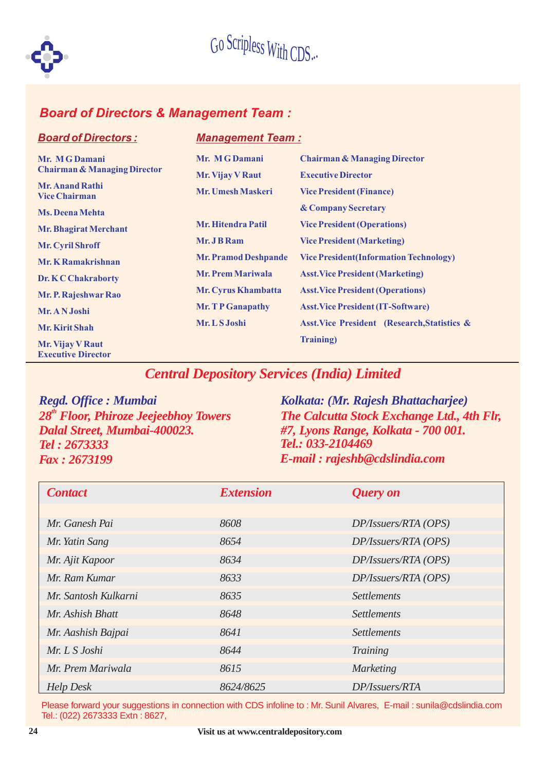Go Scripless With CDS...

## Board of Directors & Management Team :

### Board of Directors :

**Mr. M G Damani**
**Chairman & Managing Director**

**Mr. Anand Rathi**
**Vice Chairman**

**Ms. Deena Mehta**

**Mr. Bhagirat Merchant**

**Mr. Cyril Shroff**

**Mr. K Ramakrishnan**

**Dr. K C Chakraborty**

**Mr. P. Rajeshwar Rao**

**Mr. A N Joshi**

**Mr. Kirit Shah**

**Mr. Vijay V Raut**
**Executive Director**

### Management Team :

| | |
|---|---|
| **Mr. M G Damani** | **Chairman & Managing Director** |
| **Mr. Vijay V Raut** | **Executive Director** |
| **Mr. Umesh Maskeri** | **Vice President (Finance) & Company Secretary** |
| **Mr. Hitendra Patil** | **Vice President (Operations)** |
| **Mr. J B Ram** | **Vice President (Marketing)** |
| **Mr. Pramod Deshpande** | **Vice President(Information Technology)** |
| **Mr. Prem Mariwala** | **Asst.Vice President (Marketing)** |
| **Mr. Cyrus Khambatta** | **Asst.Vice President (Operations)** |
| **Mr. T P Ganapathy** | **Asst.Vice President (IT-Software)** |
| **Mr. L S Joshi** | **Asst.Vice President (Research,Statistics & Training)** |

## *Central Depository Services (India) Limited*

***Regd. Office : Mumbai***
***28th Floor, Phiroze Jeejeebhoy Towers***
***Dalal Street, Mumbai-400023.***
***Tel : 2673333***
***Fax : 2673199***

***Kolkata: (Mr. Rajesh Bhattacharjee)***
***The Calcutta Stock Exchange Ltd., 4th Flr,***
***#7, Lyons Range, Kolkata - 700 001.***
***Tel.: 033-2104469***
***E-mail : rajeshb@cdslindia.com***

| *Contact* | *Extension* | *Query on* |
|---|---|---|
| *Mr. Ganesh Pai* | *8608* | *DP/Issuers/RTA (OPS)* |
| *Mr. Yatin Sang* | *8654* | *DP/Issuers/RTA (OPS)* |
| *Mr. Ajit Kapoor* | *8634* | *DP/Issuers/RTA (OPS)* |
| *Mr. Ram Kumar* | *8633* | *DP/Issuers/RTA (OPS)* |
| *Mr. Santosh Kulkarni* | *8635* | *Settlements* |
| *Mr. Ashish Bhatt* | *8648* | *Settlements* |
| *Mr. Aashish Bajpai* | *8641* | *Settlements* |
| *Mr. L S Joshi* | *8644* | *Training* |
| *Mr. Prem Mariwala* | *8615* | *Marketing* |
| *Help Desk* | *8624/8625* | *DP/Issuers/RTA* |

Please forward your suggestions in connection with CDS infoline to : Mr. Sunil Alvares, E-mail : sunila@cdslindia.com
Tel.: (022) 2673333 Extn : 8627,

**Visit us at www.centraldepository.com**